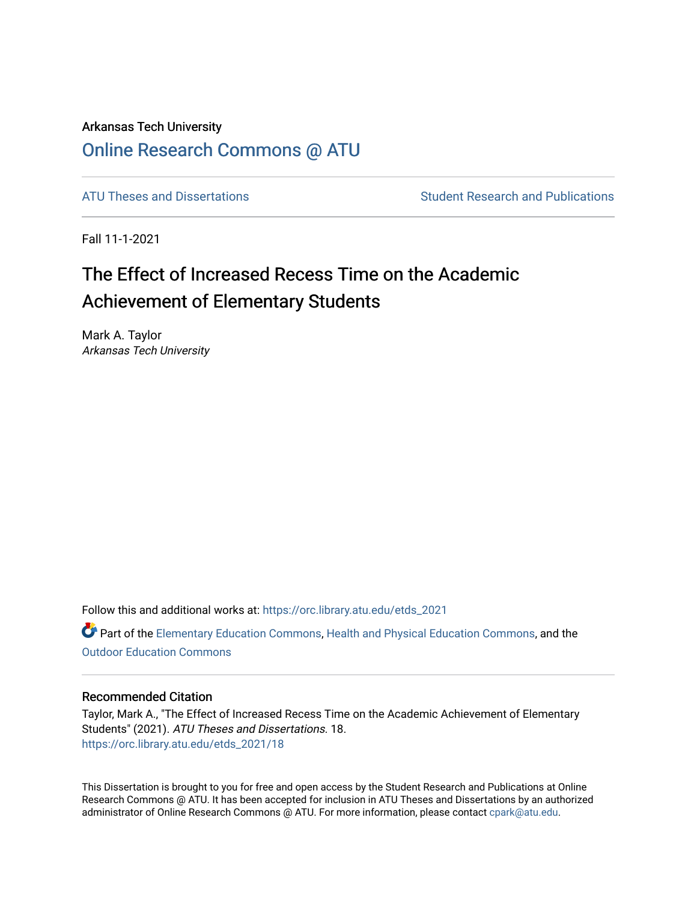Arkansas Tech University

## Online Research Commons @ ATU

ATU Theses and Dissertations | Student Research and Publications

Fall 11-1-2021

# The Effect of Increased Recess Time on the Academic Achievement of Elementary Students

Mark A. Taylor
*Arkansas Tech University*

Follow this and additional works at: https://orc.library.atu.edu/etds_2021

Part of the Elementary Education Commons, Health and Physical Education Commons, and the Outdoor Education Commons

### Recommended Citation

Taylor, Mark A., "The Effect of Increased Recess Time on the Academic Achievement of Elementary Students" (2021). *ATU Theses and Dissertations*. 18.
https://orc.library.atu.edu/etds_2021/18

This Dissertation is brought to you for free and open access by the Student Research and Publications at Online Research Commons @ ATU. It has been accepted for inclusion in ATU Theses and Dissertations by an authorized administrator of Online Research Commons @ ATU. For more information, please contact cpark@atu.edu.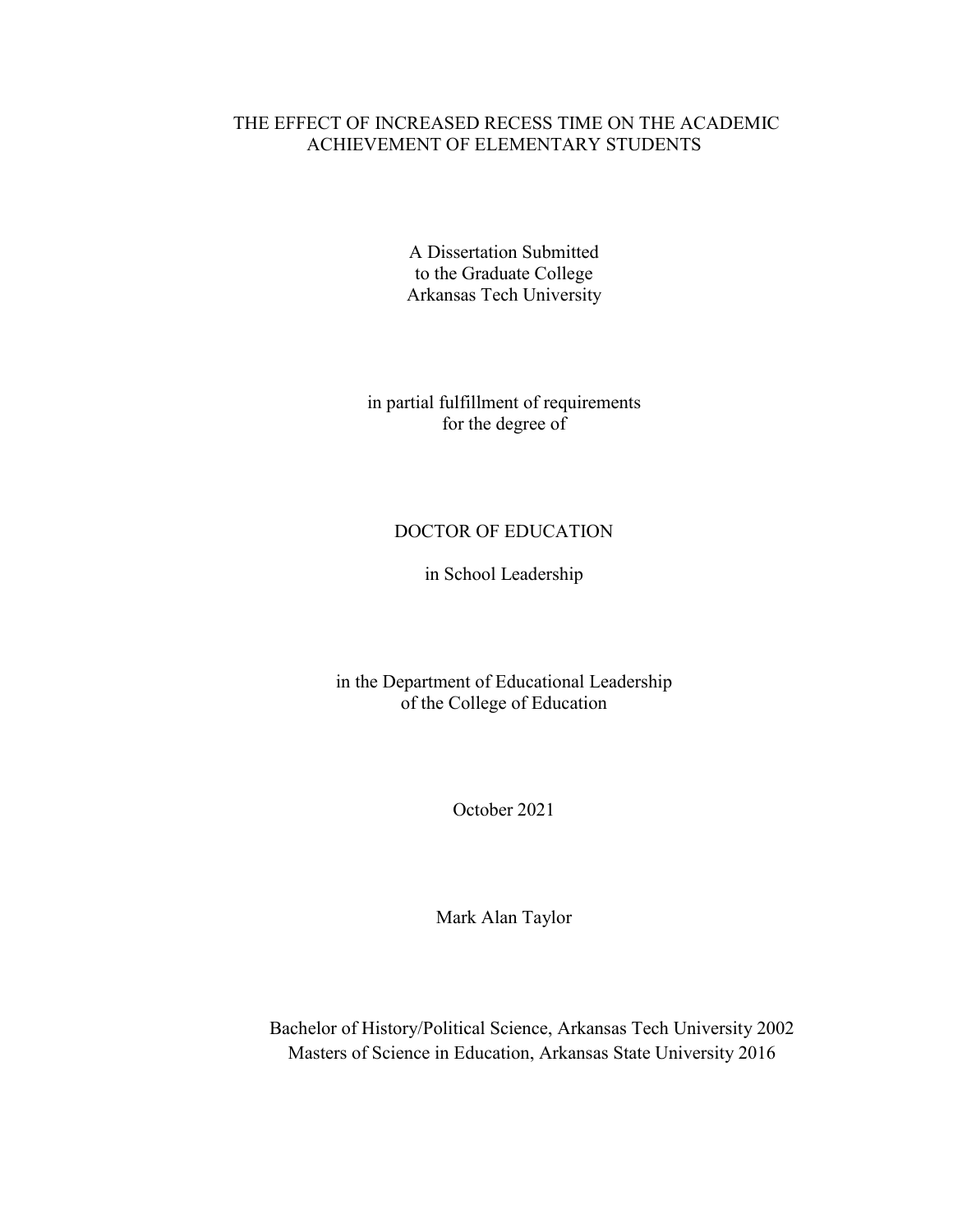# THE EFFECT OF INCREASED RECESS TIME ON THE ACADEMIC ACHIEVEMENT OF ELEMENTARY STUDENTS

A Dissertation Submitted
to the Graduate College
Arkansas Tech University

in partial fulfillment of requirements
for the degree of

DOCTOR OF EDUCATION

in School Leadership

in the Department of Educational Leadership
of the College of Education

October 2021

Mark Alan Taylor

Bachelor of History/Political Science, Arkansas Tech University 2002
Masters of Science in Education, Arkansas State University 2016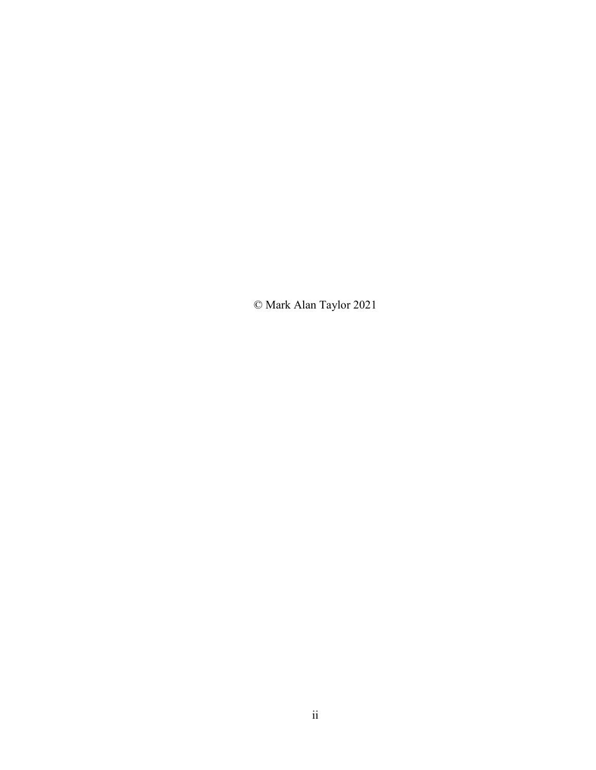© Mark Alan Taylor 2021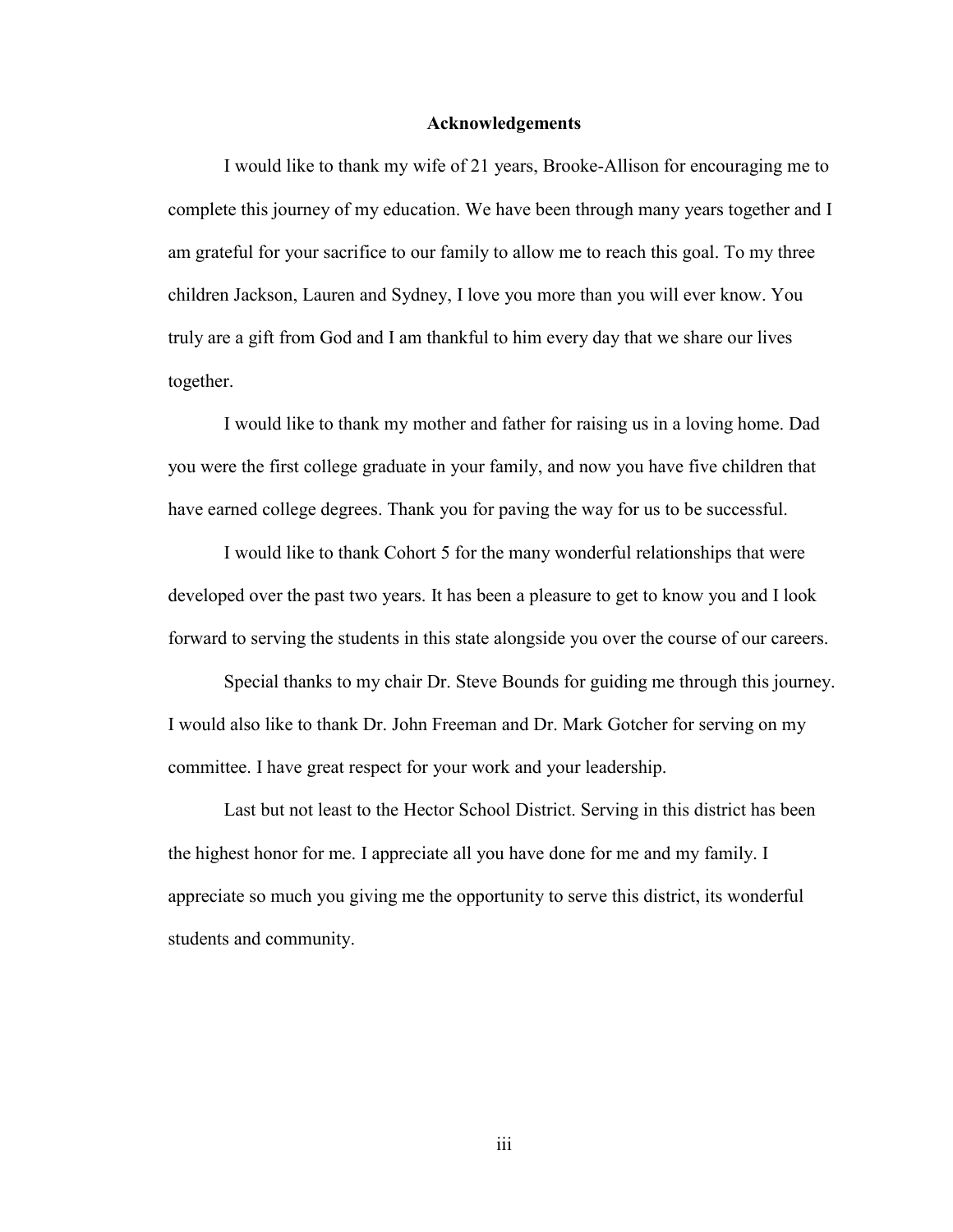# Acknowledgements

I would like to thank my wife of 21 years, Brooke-Allison for encouraging me to complete this journey of my education. We have been through many years together and I am grateful for your sacrifice to our family to allow me to reach this goal. To my three children Jackson, Lauren and Sydney, I love you more than you will ever know. You truly are a gift from God and I am thankful to him every day that we share our lives together.

I would like to thank my mother and father for raising us in a loving home. Dad you were the first college graduate in your family, and now you have five children that have earned college degrees. Thank you for paving the way for us to be successful.

I would like to thank Cohort 5 for the many wonderful relationships that were developed over the past two years. It has been a pleasure to get to know you and I look forward to serving the students in this state alongside you over the course of our careers.

Special thanks to my chair Dr. Steve Bounds for guiding me through this journey. I would also like to thank Dr. John Freeman and Dr. Mark Gotcher for serving on my committee. I have great respect for your work and your leadership.

Last but not least to the Hector School District. Serving in this district has been the highest honor for me. I appreciate all you have done for me and my family. I appreciate so much you giving me the opportunity to serve this district, its wonderful students and community.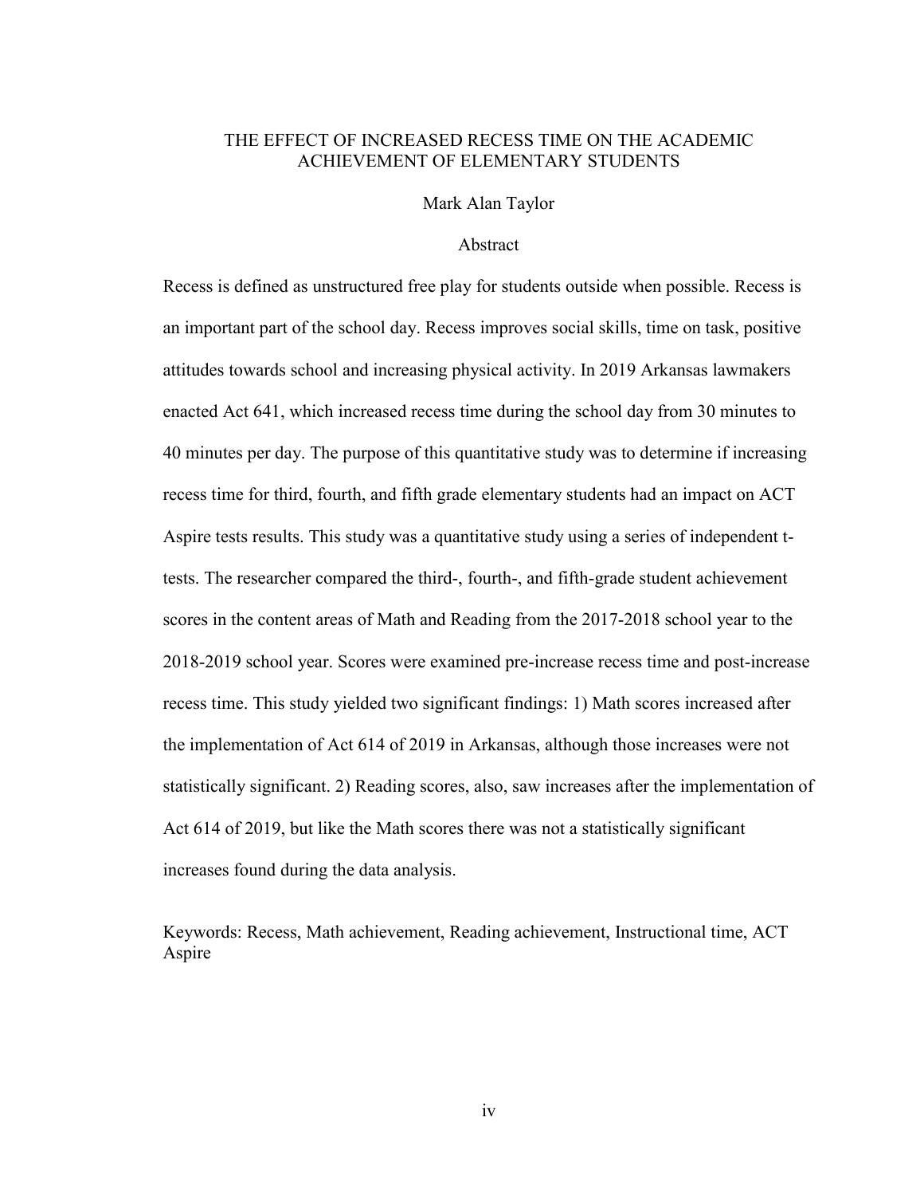# THE EFFECT OF INCREASED RECESS TIME ON THE ACADEMIC ACHIEVEMENT OF ELEMENTARY STUDENTS

Mark Alan Taylor

## Abstract

Recess is defined as unstructured free play for students outside when possible. Recess is an important part of the school day. Recess improves social skills, time on task, positive attitudes towards school and increasing physical activity. In 2019 Arkansas lawmakers enacted Act 641, which increased recess time during the school day from 30 minutes to 40 minutes per day. The purpose of this quantitative study was to determine if increasing recess time for third, fourth, and fifth grade elementary students had an impact on ACT Aspire tests results. This study was a quantitative study using a series of independent t-tests. The researcher compared the third-, fourth-, and fifth-grade student achievement scores in the content areas of Math and Reading from the 2017-2018 school year to the 2018-2019 school year. Scores were examined pre-increase recess time and post-increase recess time. This study yielded two significant findings: 1) Math scores increased after the implementation of Act 614 of 2019 in Arkansas, although those increases were not statistically significant. 2) Reading scores, also, saw increases after the implementation of Act 614 of 2019, but like the Math scores there was not a statistically significant increases found during the data analysis.

Keywords: Recess, Math achievement, Reading achievement, Instructional time, ACT Aspire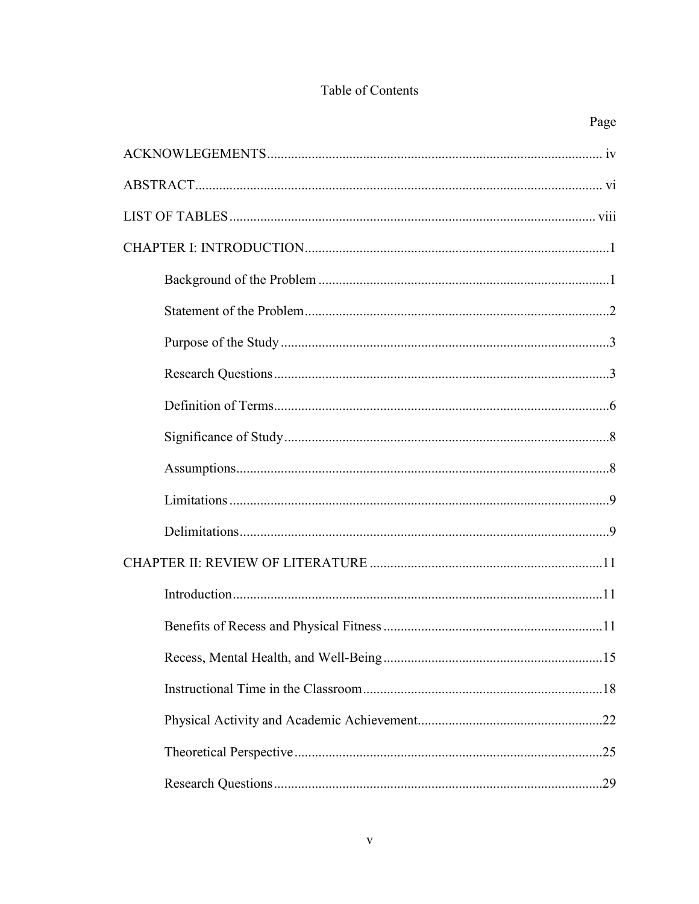# Table of Contents

| | Page |
|---|---|
| ACKNOWLEGEMENTS | iv |
| ABSTRACT | vi |
| LIST OF TABLES | viii |
| CHAPTER I: INTRODUCTION | 1 |
| Background of the Problem | 1 |
| Statement of the Problem | 2 |
| Purpose of the Study | 3 |
| Research Questions | 3 |
| Definition of Terms | 6 |
| Significance of Study | 8 |
| Assumptions | 8 |
| Limitations | 9 |
| Delimitations | 9 |
| CHAPTER II: REVIEW OF LITERATURE | 11 |
| Introduction | 11 |
| Benefits of Recess and Physical Fitness | 11 |
| Recess, Mental Health, and Well-Being | 15 |
| Instructional Time in the Classroom | 18 |
| Physical Activity and Academic Achievement | 22 |
| Theoretical Perspective | 25 |
| Research Questions | 29 |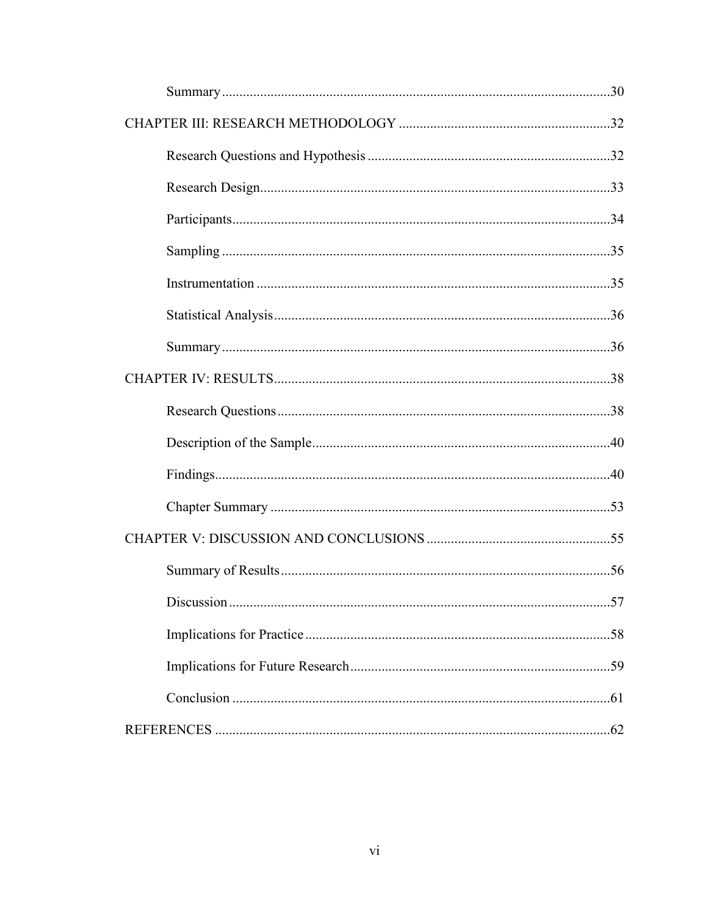Summary ............................................................................................................30

CHAPTER III: RESEARCH METHODOLOGY ............................................................32

Research Questions and Hypothesis .....................................................................32

Research Design.....................................................................................................33

Participants............................................................................................................34

Sampling ...............................................................................................................35

Instrumentation .....................................................................................................35

Statistical Analysis................................................................................................36

Summary ...............................................................................................................36

CHAPTER IV: RESULTS................................................................................................38

Research Questions...............................................................................................38

Description of the Sample.....................................................................................40

Findings.................................................................................................................40

Chapter Summary .................................................................................................53

CHAPTER V: DISCUSSION AND CONCLUSIONS ....................................................55

Summary of Results..............................................................................................56

Discussion.............................................................................................................57

Implications for Practice.......................................................................................58

Implications for Future Research..........................................................................59

Conclusion ............................................................................................................61

REFERENCES .................................................................................................................62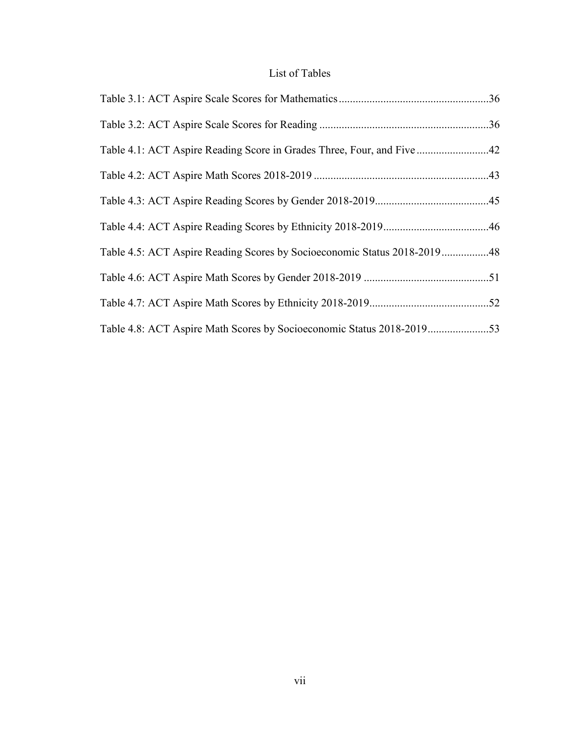# List of Tables

Table 3.1: ACT Aspire Scale Scores for Mathematics......................................................36

Table 3.2: ACT Aspire Scale Scores for Reading .............................................................36

Table 4.1: ACT Aspire Reading Score in Grades Three, Four, and Five ..........................42

Table 4.2: ACT Aspire Math Scores 2018-2019 ...............................................................43

Table 4.3: ACT Aspire Reading Scores by Gender 2018-2019.........................................45

Table 4.4: ACT Aspire Reading Scores by Ethnicity 2018-2019......................................46

Table 4.5: ACT Aspire Reading Scores by Socioeconomic Status 2018-2019.................48

Table 4.6: ACT Aspire Math Scores by Gender 2018-2019 .............................................51

Table 4.7: ACT Aspire Math Scores by Ethnicity 2018-2019...........................................52

Table 4.8: ACT Aspire Math Scores by Socioeconomic Status 2018-2019......................53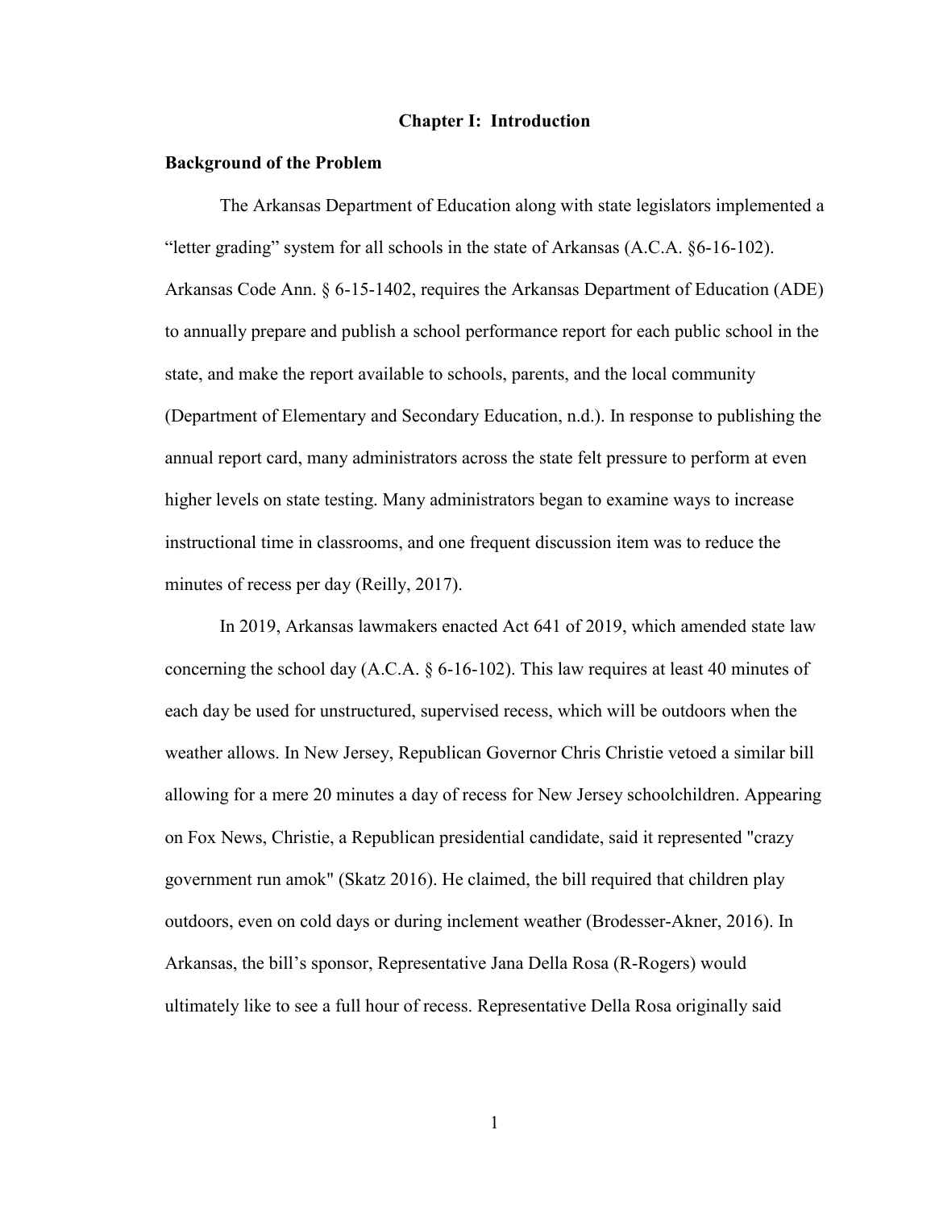# Chapter I: Introduction

## Background of the Problem

The Arkansas Department of Education along with state legislators implemented a "letter grading" system for all schools in the state of Arkansas (A.C.A. §6-16-102). Arkansas Code Ann. § 6-15-1402, requires the Arkansas Department of Education (ADE) to annually prepare and publish a school performance report for each public school in the state, and make the report available to schools, parents, and the local community (Department of Elementary and Secondary Education, n.d.). In response to publishing the annual report card, many administrators across the state felt pressure to perform at even higher levels on state testing. Many administrators began to examine ways to increase instructional time in classrooms, and one frequent discussion item was to reduce the minutes of recess per day (Reilly, 2017).

In 2019, Arkansas lawmakers enacted Act 641 of 2019, which amended state law concerning the school day (A.C.A. § 6-16-102). This law requires at least 40 minutes of each day be used for unstructured, supervised recess, which will be outdoors when the weather allows. In New Jersey, Republican Governor Chris Christie vetoed a similar bill allowing for a mere 20 minutes a day of recess for New Jersey schoolchildren. Appearing on Fox News, Christie, a Republican presidential candidate, said it represented "crazy government run amok" (Skatz 2016). He claimed, the bill required that children play outdoors, even on cold days or during inclement weather (Brodesser-Akner, 2016). In Arkansas, the bill's sponsor, Representative Jana Della Rosa (R-Rogers) would ultimately like to see a full hour of recess. Representative Della Rosa originally said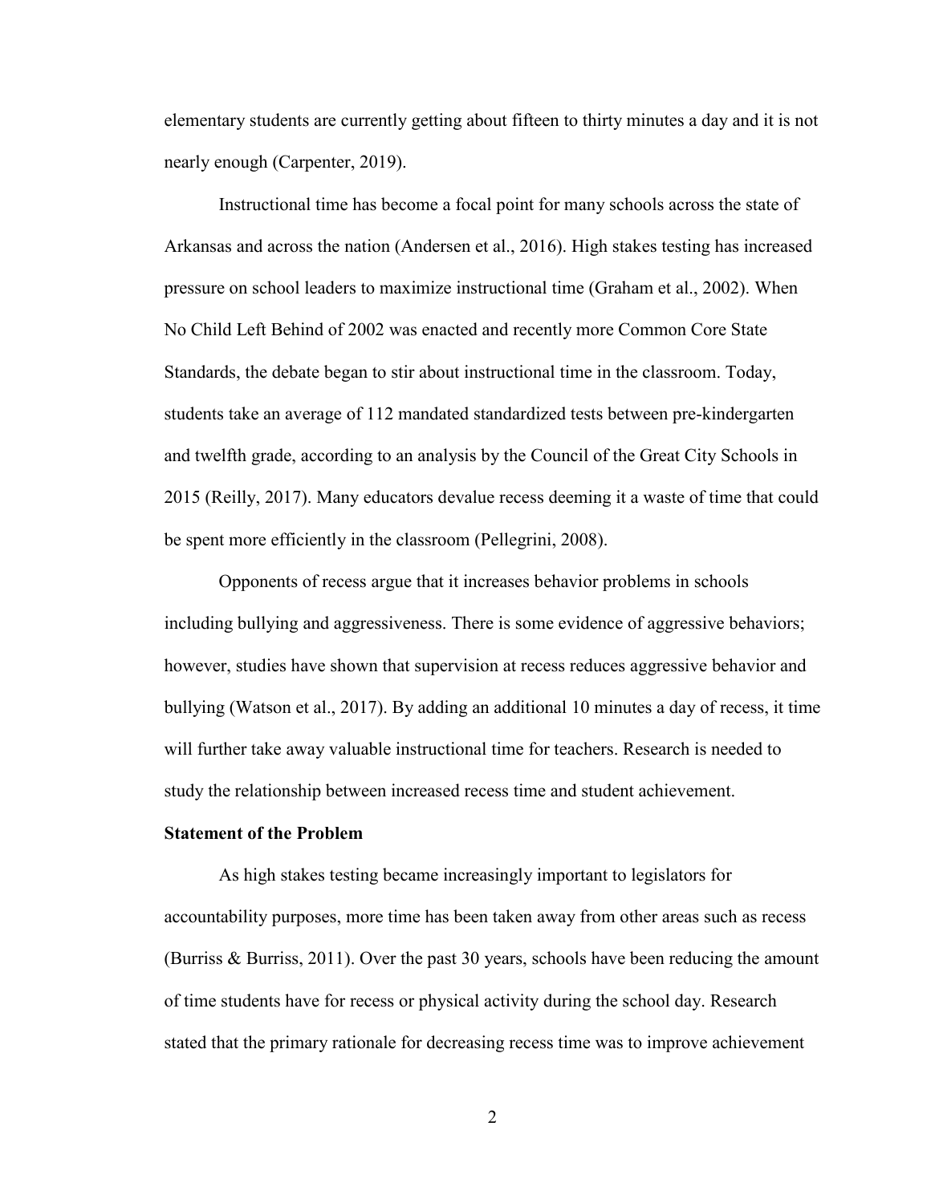elementary students are currently getting about fifteen to thirty minutes a day and it is not nearly enough (Carpenter, 2019).

Instructional time has become a focal point for many schools across the state of Arkansas and across the nation (Andersen et al., 2016). High stakes testing has increased pressure on school leaders to maximize instructional time (Graham et al., 2002). When No Child Left Behind of 2002 was enacted and recently more Common Core State Standards, the debate began to stir about instructional time in the classroom. Today, students take an average of 112 mandated standardized tests between pre-kindergarten and twelfth grade, according to an analysis by the Council of the Great City Schools in 2015 (Reilly, 2017). Many educators devalue recess deeming it a waste of time that could be spent more efficiently in the classroom (Pellegrini, 2008).

Opponents of recess argue that it increases behavior problems in schools including bullying and aggressiveness. There is some evidence of aggressive behaviors; however, studies have shown that supervision at recess reduces aggressive behavior and bullying (Watson et al., 2017). By adding an additional 10 minutes a day of recess, it time will further take away valuable instructional time for teachers. Research is needed to study the relationship between increased recess time and student achievement.

**Statement of the Problem**

As high stakes testing became increasingly important to legislators for accountability purposes, more time has been taken away from other areas such as recess (Burriss & Burriss, 2011). Over the past 30 years, schools have been reducing the amount of time students have for recess or physical activity during the school day. Research stated that the primary rationale for decreasing recess time was to improve achievement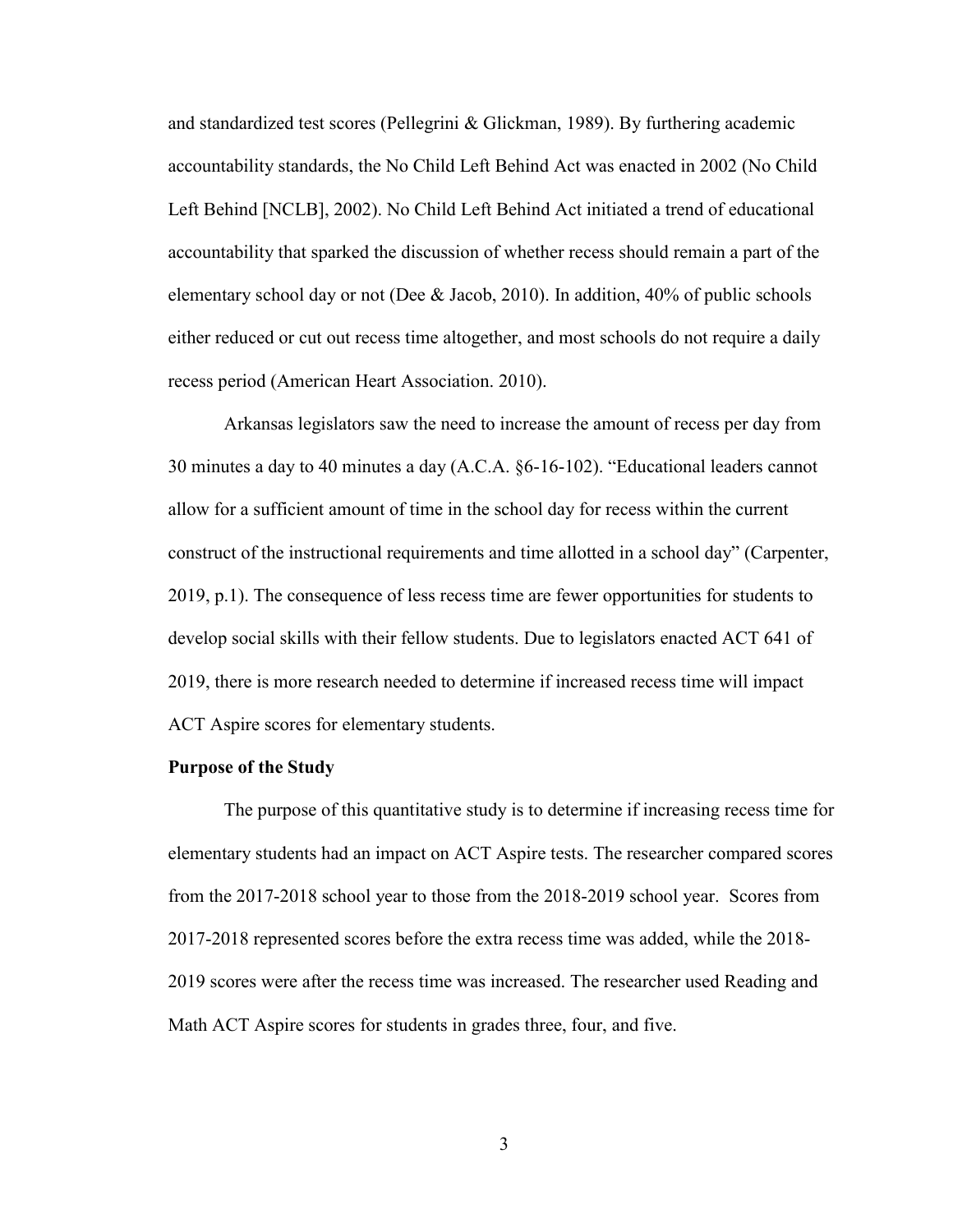and standardized test scores (Pellegrini & Glickman, 1989). By furthering academic accountability standards, the No Child Left Behind Act was enacted in 2002 (No Child Left Behind [NCLB], 2002). No Child Left Behind Act initiated a trend of educational accountability that sparked the discussion of whether recess should remain a part of the elementary school day or not (Dee & Jacob, 2010). In addition, 40% of public schools either reduced or cut out recess time altogether, and most schools do not require a daily recess period (American Heart Association. 2010).

Arkansas legislators saw the need to increase the amount of recess per day from 30 minutes a day to 40 minutes a day (A.C.A. §6-16-102). "Educational leaders cannot allow for a sufficient amount of time in the school day for recess within the current construct of the instructional requirements and time allotted in a school day" (Carpenter, 2019, p.1). The consequence of less recess time are fewer opportunities for students to develop social skills with their fellow students. Due to legislators enacted ACT 641 of 2019, there is more research needed to determine if increased recess time will impact ACT Aspire scores for elementary students.

**Purpose of the Study**

The purpose of this quantitative study is to determine if increasing recess time for elementary students had an impact on ACT Aspire tests. The researcher compared scores from the 2017-2018 school year to those from the 2018-2019 school year. Scores from 2017-2018 represented scores before the extra recess time was added, while the 2018-2019 scores were after the recess time was increased. The researcher used Reading and Math ACT Aspire scores for students in grades three, four, and five.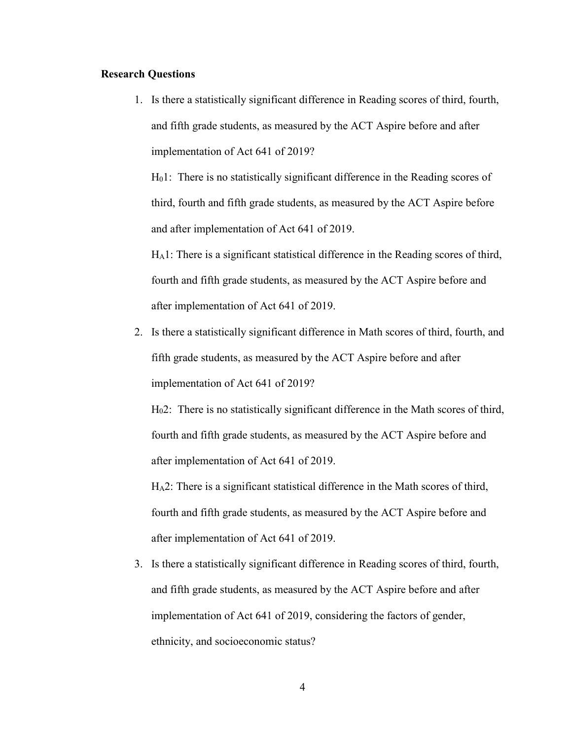**Research Questions**

1. Is there a statistically significant difference in Reading scores of third, fourth, and fifth grade students, as measured by the ACT Aspire before and after implementation of Act 641 of 2019?

   $H_0 1$: There is no statistically significant difference in the Reading scores of third, fourth and fifth grade students, as measured by the ACT Aspire before and after implementation of Act 641 of 2019.

   $H_A 1$: There is a significant statistical difference in the Reading scores of third, fourth and fifth grade students, as measured by the ACT Aspire before and after implementation of Act 641 of 2019.

2. Is there a statistically significant difference in Math scores of third, fourth, and fifth grade students, as measured by the ACT Aspire before and after implementation of Act 641 of 2019?

   $H_0 2$: There is no statistically significant difference in the Math scores of third, fourth and fifth grade students, as measured by the ACT Aspire before and after implementation of Act 641 of 2019.

   $H_A 2$: There is a significant statistical difference in the Math scores of third, fourth and fifth grade students, as measured by the ACT Aspire before and after implementation of Act 641 of 2019.

3. Is there a statistically significant difference in Reading scores of third, fourth, and fifth grade students, as measured by the ACT Aspire before and after implementation of Act 641 of 2019, considering the factors of gender, ethnicity, and socioeconomic status?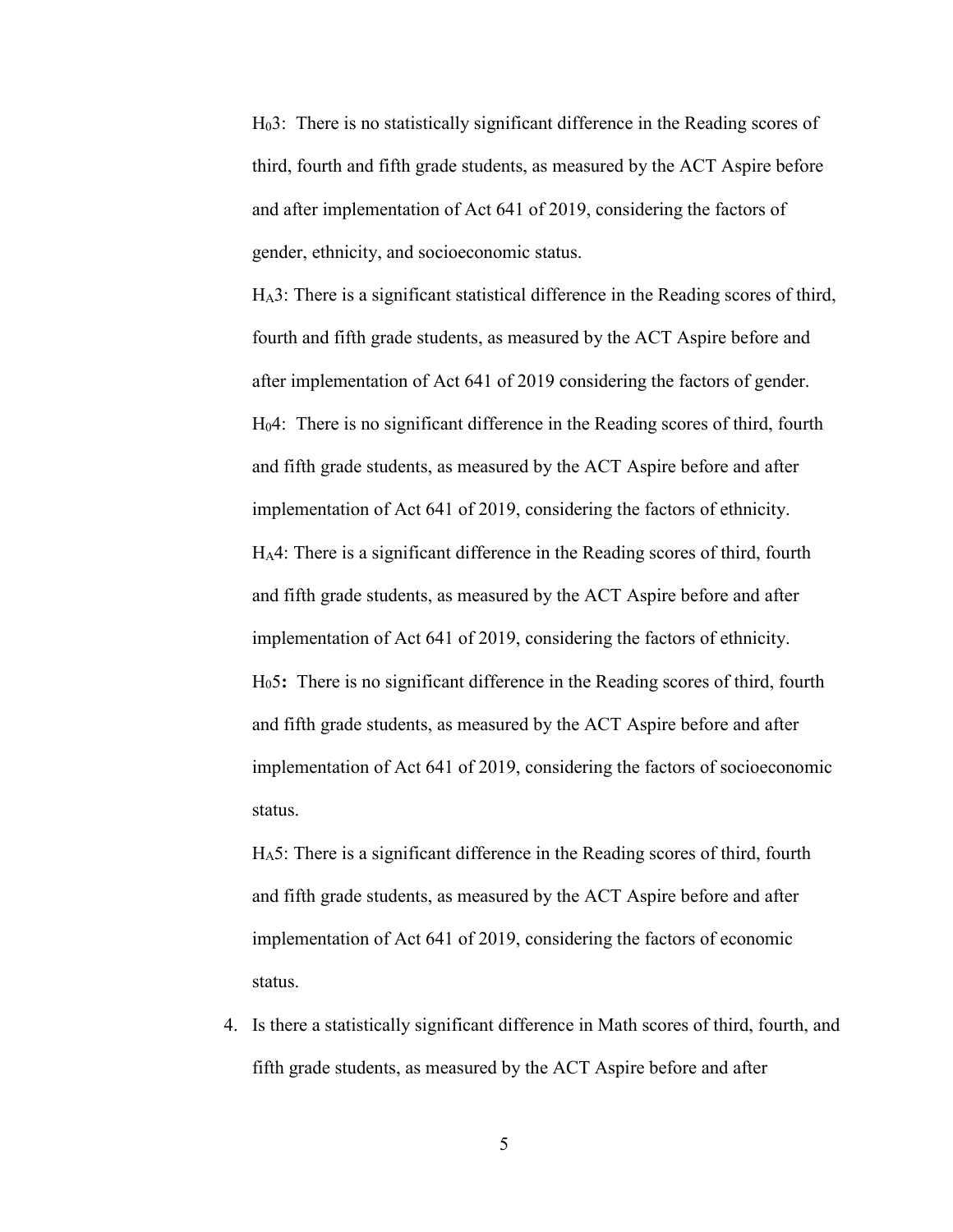$H_03$: There is no statistically significant difference in the Reading scores of third, fourth and fifth grade students, as measured by the ACT Aspire before and after implementation of Act 641 of 2019, considering the factors of gender, ethnicity, and socioeconomic status.

$H_A3$: There is a significant statistical difference in the Reading scores of third, fourth and fifth grade students, as measured by the ACT Aspire before and after implementation of Act 641 of 2019 considering the factors of gender.

$H_04$: There is no significant difference in the Reading scores of third, fourth and fifth grade students, as measured by the ACT Aspire before and after implementation of Act 641 of 2019, considering the factors of ethnicity.

$H_A4$: There is a significant difference in the Reading scores of third, fourth and fifth grade students, as measured by the ACT Aspire before and after implementation of Act 641 of 2019, considering the factors of ethnicity.

$H_05$**:** There is no significant difference in the Reading scores of third, fourth and fifth grade students, as measured by the ACT Aspire before and after implementation of Act 641 of 2019, considering the factors of socioeconomic status.

$H_A5$: There is a significant difference in the Reading scores of third, fourth and fifth grade students, as measured by the ACT Aspire before and after implementation of Act 641 of 2019, considering the factors of economic status.

4. Is there a statistically significant difference in Math scores of third, fourth, and fifth grade students, as measured by the ACT Aspire before and after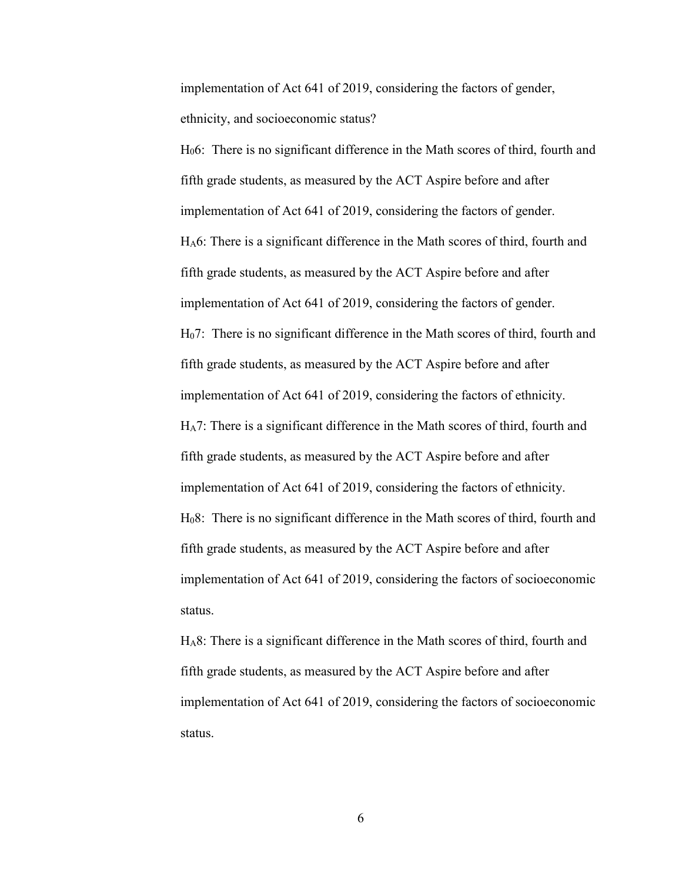implementation of Act 641 of 2019, considering the factors of gender, ethnicity, and socioeconomic status?

$H_0 6$: There is no significant difference in the Math scores of third, fourth and fifth grade students, as measured by the ACT Aspire before and after implementation of Act 641 of 2019, considering the factors of gender.

$H_A 6$: There is a significant difference in the Math scores of third, fourth and fifth grade students, as measured by the ACT Aspire before and after implementation of Act 641 of 2019, considering the factors of gender.

$H_0 7$: There is no significant difference in the Math scores of third, fourth and fifth grade students, as measured by the ACT Aspire before and after implementation of Act 641 of 2019, considering the factors of ethnicity.

$H_A 7$: There is a significant difference in the Math scores of third, fourth and fifth grade students, as measured by the ACT Aspire before and after implementation of Act 641 of 2019, considering the factors of ethnicity.

$H_0 8$: There is no significant difference in the Math scores of third, fourth and fifth grade students, as measured by the ACT Aspire before and after implementation of Act 641 of 2019, considering the factors of socioeconomic status.

$H_A 8$: There is a significant difference in the Math scores of third, fourth and fifth grade students, as measured by the ACT Aspire before and after implementation of Act 641 of 2019, considering the factors of socioeconomic status.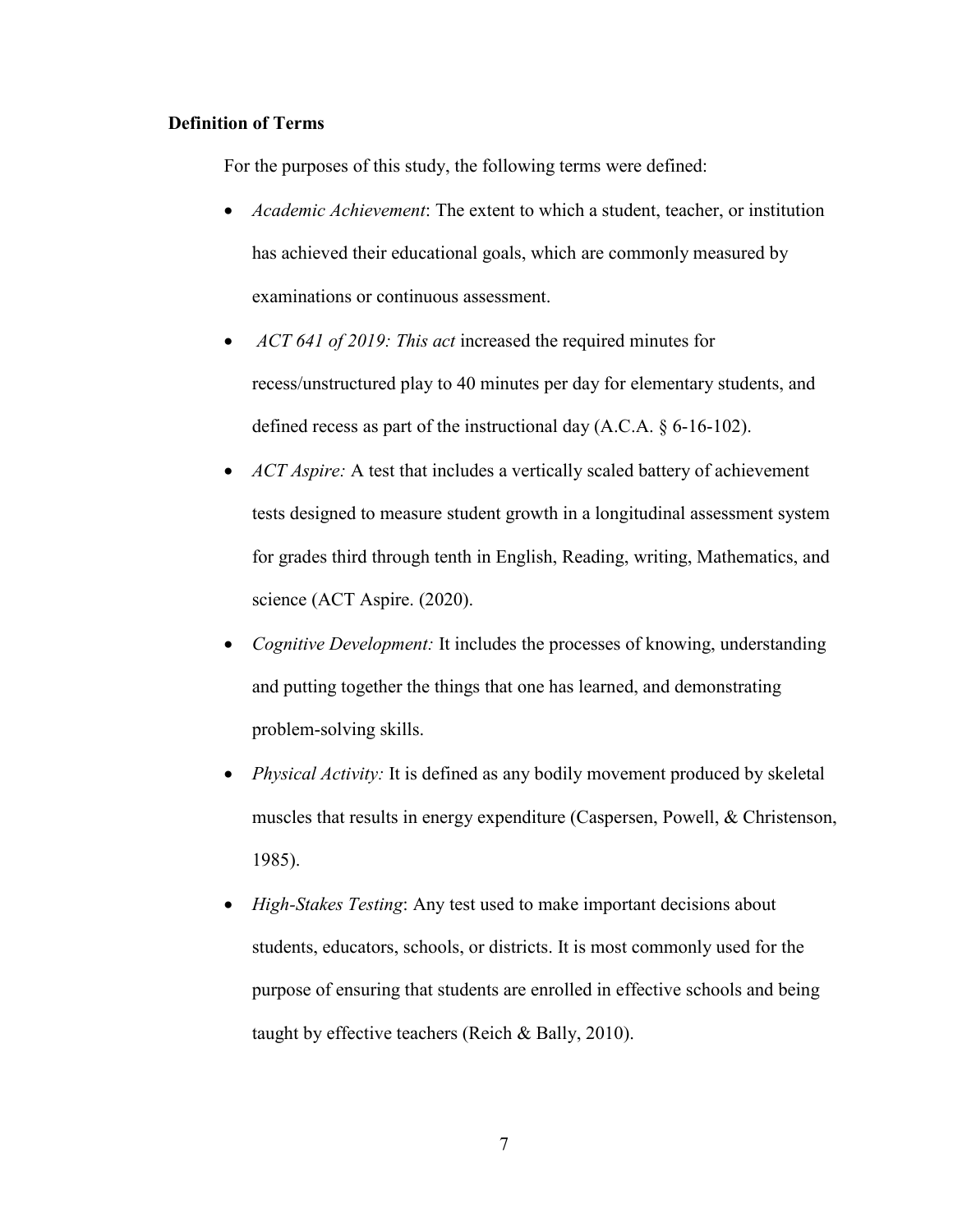**Definition of Terms**

For the purposes of this study, the following terms were defined:

- *Academic Achievement*: The extent to which a student, teacher, or institution has achieved their educational goals, which are commonly measured by examinations or continuous assessment.
- *ACT 641 of 2019: This act* increased the required minutes for recess/unstructured play to 40 minutes per day for elementary students, and defined recess as part of the instructional day (A.C.A. § 6-16-102).
- *ACT Aspire:* A test that includes a vertically scaled battery of achievement tests designed to measure student growth in a longitudinal assessment system for grades third through tenth in English, Reading, writing, Mathematics, and science (ACT Aspire. (2020).
- *Cognitive Development:* It includes the processes of knowing, understanding and putting together the things that one has learned, and demonstrating problem-solving skills.
- *Physical Activity:* It is defined as any bodily movement produced by skeletal muscles that results in energy expenditure (Caspersen, Powell, & Christenson, 1985).
- *High-Stakes Testing*: Any test used to make important decisions about students, educators, schools, or districts. It is most commonly used for the purpose of ensuring that students are enrolled in effective schools and being taught by effective teachers (Reich & Bally, 2010).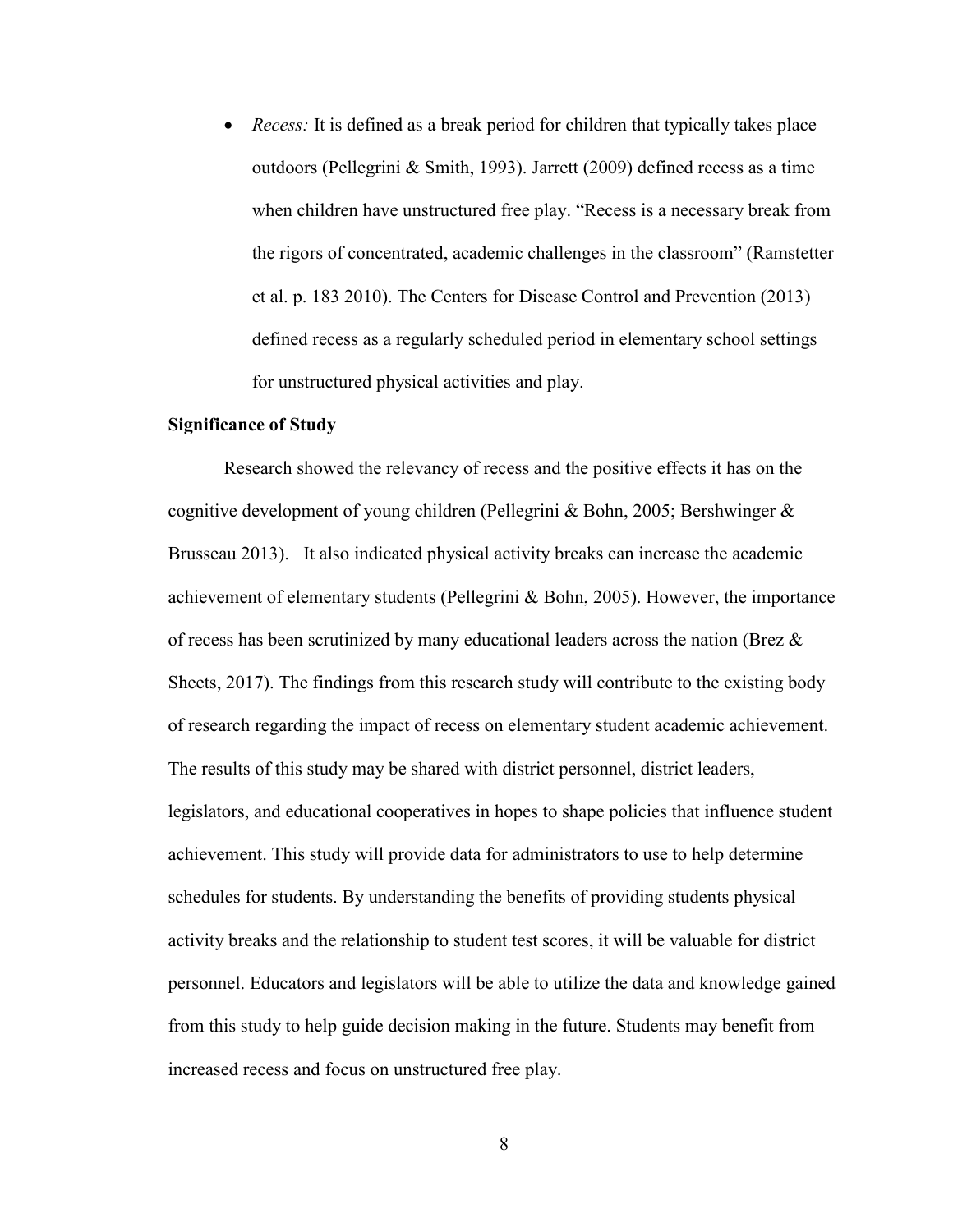- *Recess:* It is defined as a break period for children that typically takes place outdoors (Pellegrini & Smith, 1993). Jarrett (2009) defined recess as a time when children have unstructured free play. "Recess is a necessary break from the rigors of concentrated, academic challenges in the classroom" (Ramstetter et al. p. 183 2010). The Centers for Disease Control and Prevention (2013) defined recess as a regularly scheduled period in elementary school settings for unstructured physical activities and play.

**Significance of Study**

Research showed the relevancy of recess and the positive effects it has on the cognitive development of young children (Pellegrini & Bohn, 2005; Bershwinger & Brusseau 2013). It also indicated physical activity breaks can increase the academic achievement of elementary students (Pellegrini & Bohn, 2005). However, the importance of recess has been scrutinized by many educational leaders across the nation (Brez & Sheets, 2017). The findings from this research study will contribute to the existing body of research regarding the impact of recess on elementary student academic achievement. The results of this study may be shared with district personnel, district leaders, legislators, and educational cooperatives in hopes to shape policies that influence student achievement. This study will provide data for administrators to use to help determine schedules for students. By understanding the benefits of providing students physical activity breaks and the relationship to student test scores, it will be valuable for district personnel. Educators and legislators will be able to utilize the data and knowledge gained from this study to help guide decision making in the future. Students may benefit from increased recess and focus on unstructured free play.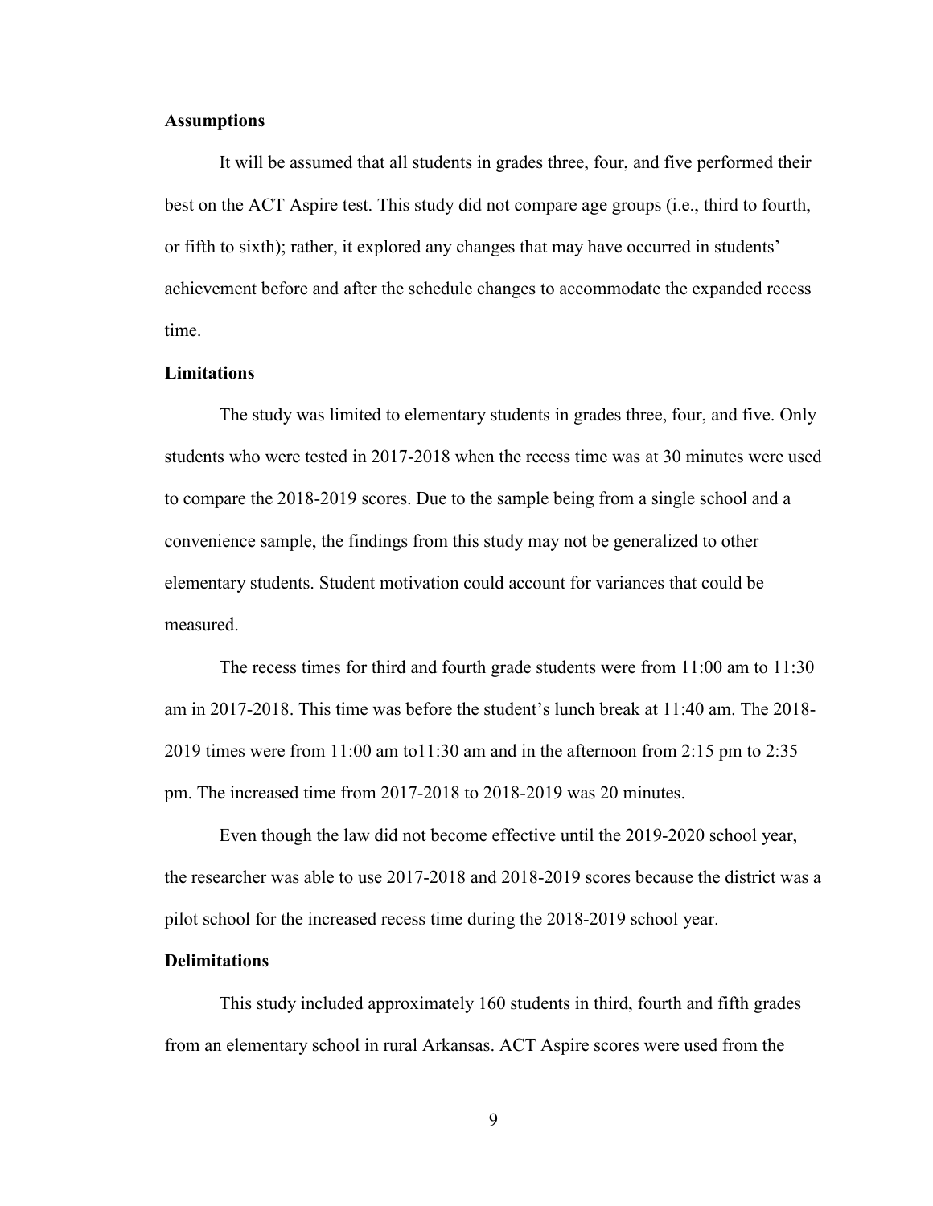### Assumptions

It will be assumed that all students in grades three, four, and five performed their best on the ACT Aspire test. This study did not compare age groups (i.e., third to fourth, or fifth to sixth); rather, it explored any changes that may have occurred in students' achievement before and after the schedule changes to accommodate the expanded recess time.

### Limitations

The study was limited to elementary students in grades three, four, and five. Only students who were tested in 2017-2018 when the recess time was at 30 minutes were used to compare the 2018-2019 scores. Due to the sample being from a single school and a convenience sample, the findings from this study may not be generalized to other elementary students. Student motivation could account for variances that could be measured.

The recess times for third and fourth grade students were from 11:00 am to 11:30 am in 2017-2018. This time was before the student's lunch break at 11:40 am. The 2018-2019 times were from 11:00 am to11:30 am and in the afternoon from 2:15 pm to 2:35 pm. The increased time from 2017-2018 to 2018-2019 was 20 minutes.

Even though the law did not become effective until the 2019-2020 school year, the researcher was able to use 2017-2018 and 2018-2019 scores because the district was a pilot school for the increased recess time during the 2018-2019 school year.

### Delimitations

This study included approximately 160 students in third, fourth and fifth grades from an elementary school in rural Arkansas. ACT Aspire scores were used from the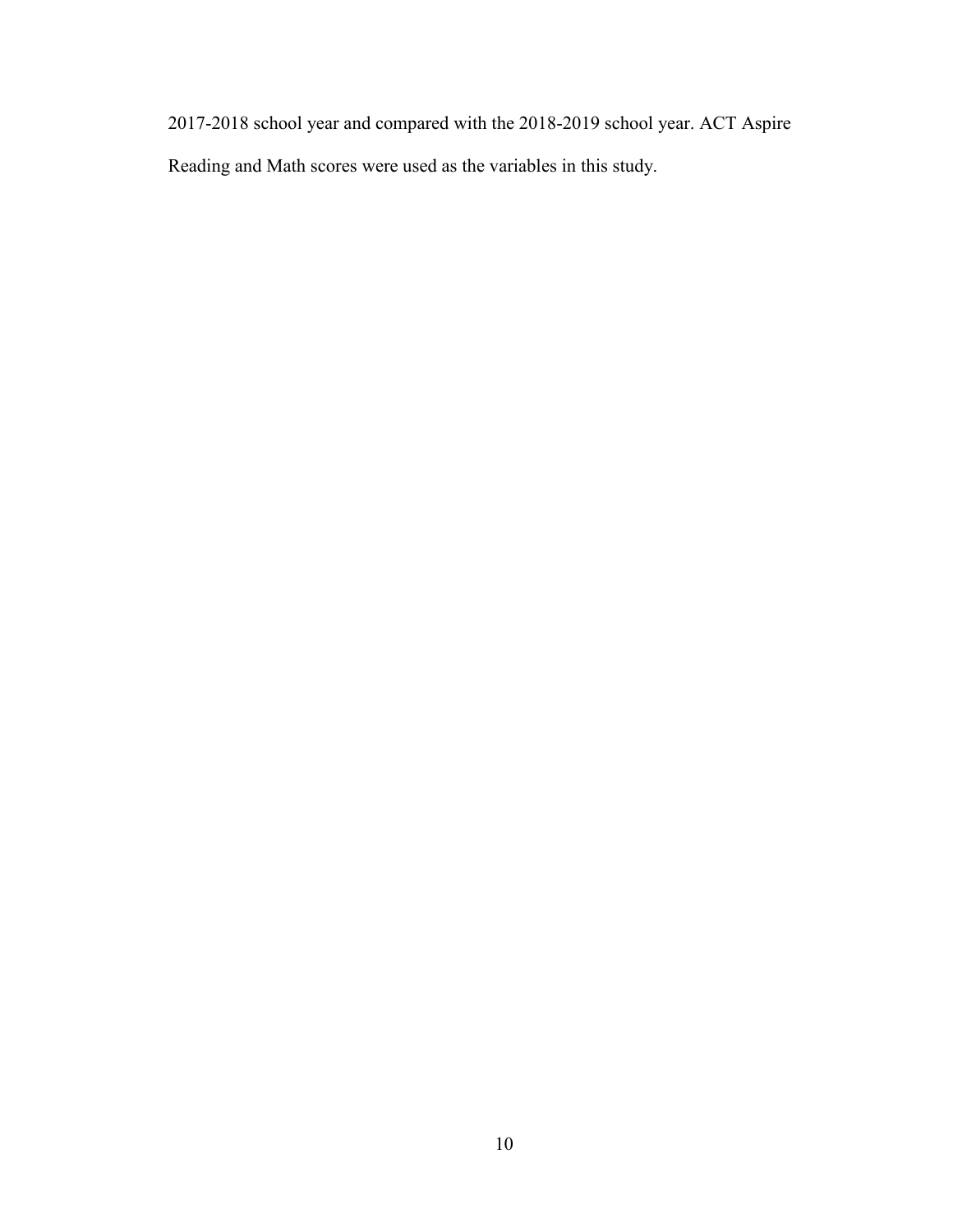2017-2018 school year and compared with the 2018-2019 school year. ACT Aspire Reading and Math scores were used as the variables in this study.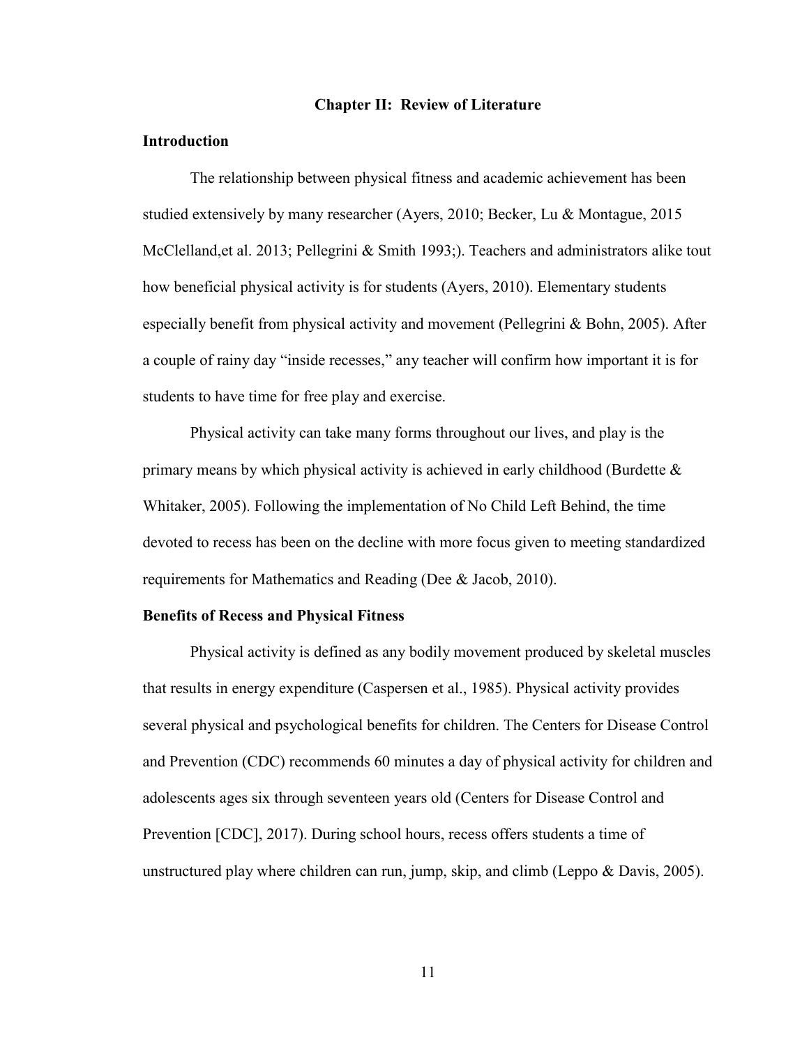# Chapter II: Review of Literature

## Introduction

The relationship between physical fitness and academic achievement has been studied extensively by many researcher (Ayers, 2010; Becker, Lu & Montague, 2015 McClelland,et al. 2013; Pellegrini & Smith 1993;). Teachers and administrators alike tout how beneficial physical activity is for students (Ayers, 2010). Elementary students especially benefit from physical activity and movement (Pellegrini & Bohn, 2005). After a couple of rainy day "inside recesses," any teacher will confirm how important it is for students to have time for free play and exercise.

Physical activity can take many forms throughout our lives, and play is the primary means by which physical activity is achieved in early childhood (Burdette & Whitaker, 2005). Following the implementation of No Child Left Behind, the time devoted to recess has been on the decline with more focus given to meeting standardized requirements for Mathematics and Reading (Dee & Jacob, 2010).

## Benefits of Recess and Physical Fitness

Physical activity is defined as any bodily movement produced by skeletal muscles that results in energy expenditure (Caspersen et al., 1985). Physical activity provides several physical and psychological benefits for children. The Centers for Disease Control and Prevention (CDC) recommends 60 minutes a day of physical activity for children and adolescents ages six through seventeen years old (Centers for Disease Control and Prevention [CDC], 2017). During school hours, recess offers students a time of unstructured play where children can run, jump, skip, and climb (Leppo & Davis, 2005).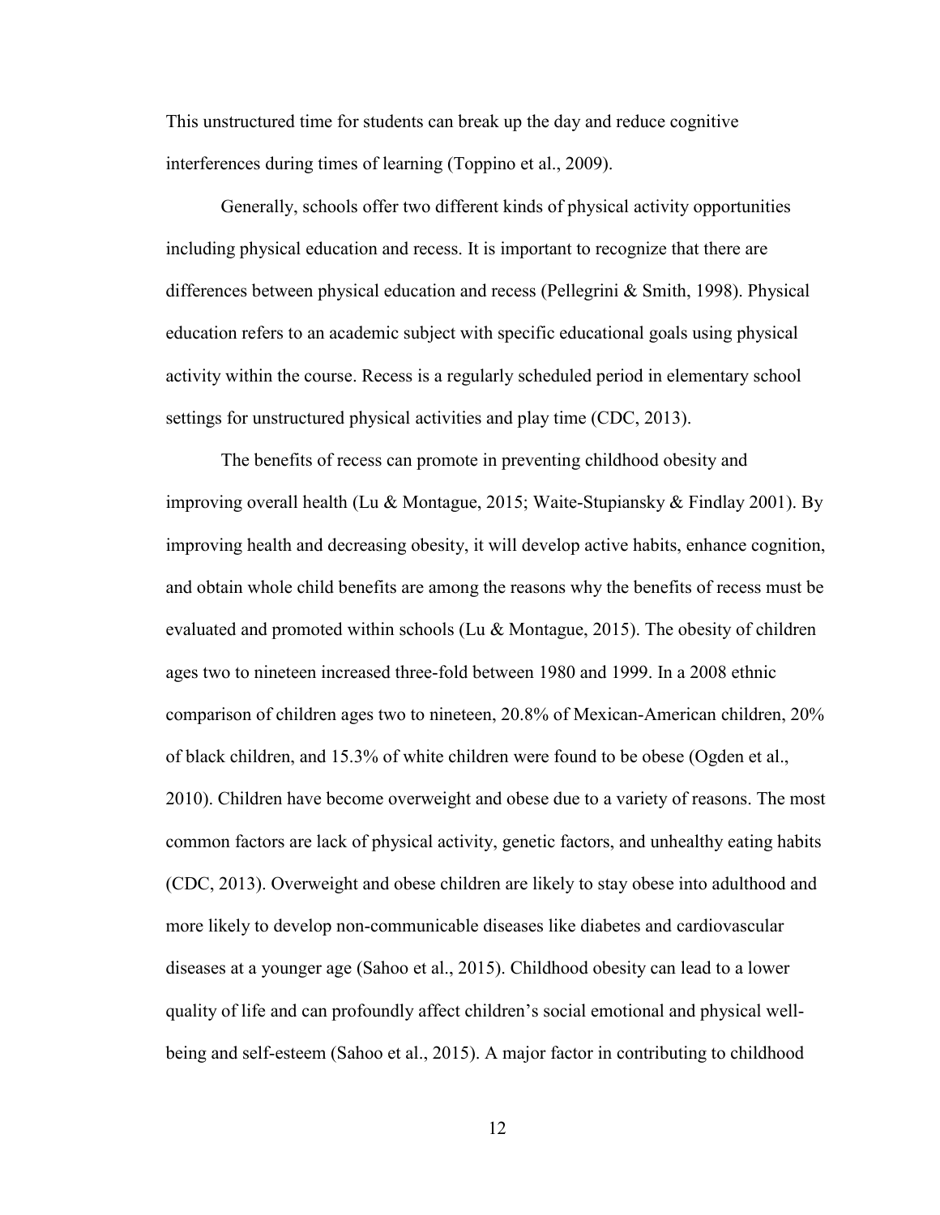This unstructured time for students can break up the day and reduce cognitive interferences during times of learning (Toppino et al., 2009).

Generally, schools offer two different kinds of physical activity opportunities including physical education and recess. It is important to recognize that there are differences between physical education and recess (Pellegrini & Smith, 1998). Physical education refers to an academic subject with specific educational goals using physical activity within the course. Recess is a regularly scheduled period in elementary school settings for unstructured physical activities and play time (CDC, 2013).

The benefits of recess can promote in preventing childhood obesity and improving overall health (Lu & Montague, 2015; Waite-Stupiansky & Findlay 2001). By improving health and decreasing obesity, it will develop active habits, enhance cognition, and obtain whole child benefits are among the reasons why the benefits of recess must be evaluated and promoted within schools (Lu & Montague, 2015). The obesity of children ages two to nineteen increased three-fold between 1980 and 1999. In a 2008 ethnic comparison of children ages two to nineteen, 20.8% of Mexican-American children, 20% of black children, and 15.3% of white children were found to be obese (Ogden et al., 2010). Children have become overweight and obese due to a variety of reasons. The most common factors are lack of physical activity, genetic factors, and unhealthy eating habits (CDC, 2013). Overweight and obese children are likely to stay obese into adulthood and more likely to develop non-communicable diseases like diabetes and cardiovascular diseases at a younger age (Sahoo et al., 2015). Childhood obesity can lead to a lower quality of life and can profoundly affect children's social emotional and physical well-being and self-esteem (Sahoo et al., 2015). A major factor in contributing to childhood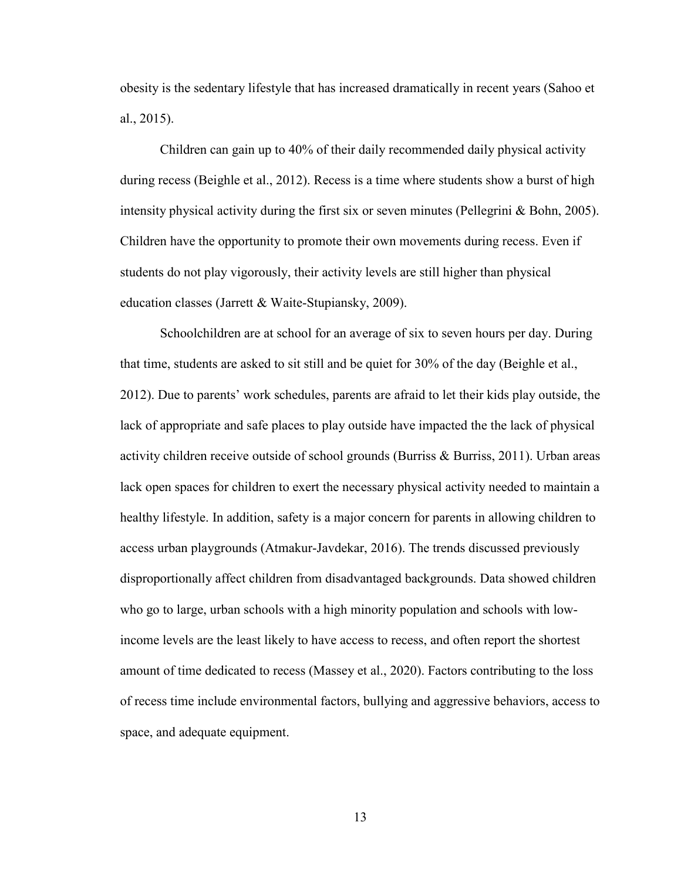obesity is the sedentary lifestyle that has increased dramatically in recent years (Sahoo et al., 2015).

Children can gain up to 40% of their daily recommended daily physical activity during recess (Beighle et al., 2012). Recess is a time where students show a burst of high intensity physical activity during the first six or seven minutes (Pellegrini & Bohn, 2005). Children have the opportunity to promote their own movements during recess. Even if students do not play vigorously, their activity levels are still higher than physical education classes (Jarrett & Waite-Stupiansky, 2009).

Schoolchildren are at school for an average of six to seven hours per day. During that time, students are asked to sit still and be quiet for 30% of the day (Beighle et al., 2012). Due to parents' work schedules, parents are afraid to let their kids play outside, the lack of appropriate and safe places to play outside have impacted the the lack of physical activity children receive outside of school grounds (Burriss & Burriss, 2011). Urban areas lack open spaces for children to exert the necessary physical activity needed to maintain a healthy lifestyle. In addition, safety is a major concern for parents in allowing children to access urban playgrounds (Atmakur-Javdekar, 2016). The trends discussed previously disproportionally affect children from disadvantaged backgrounds. Data showed children who go to large, urban schools with a high minority population and schools with low-income levels are the least likely to have access to recess, and often report the shortest amount of time dedicated to recess (Massey et al., 2020). Factors contributing to the loss of recess time include environmental factors, bullying and aggressive behaviors, access to space, and adequate equipment.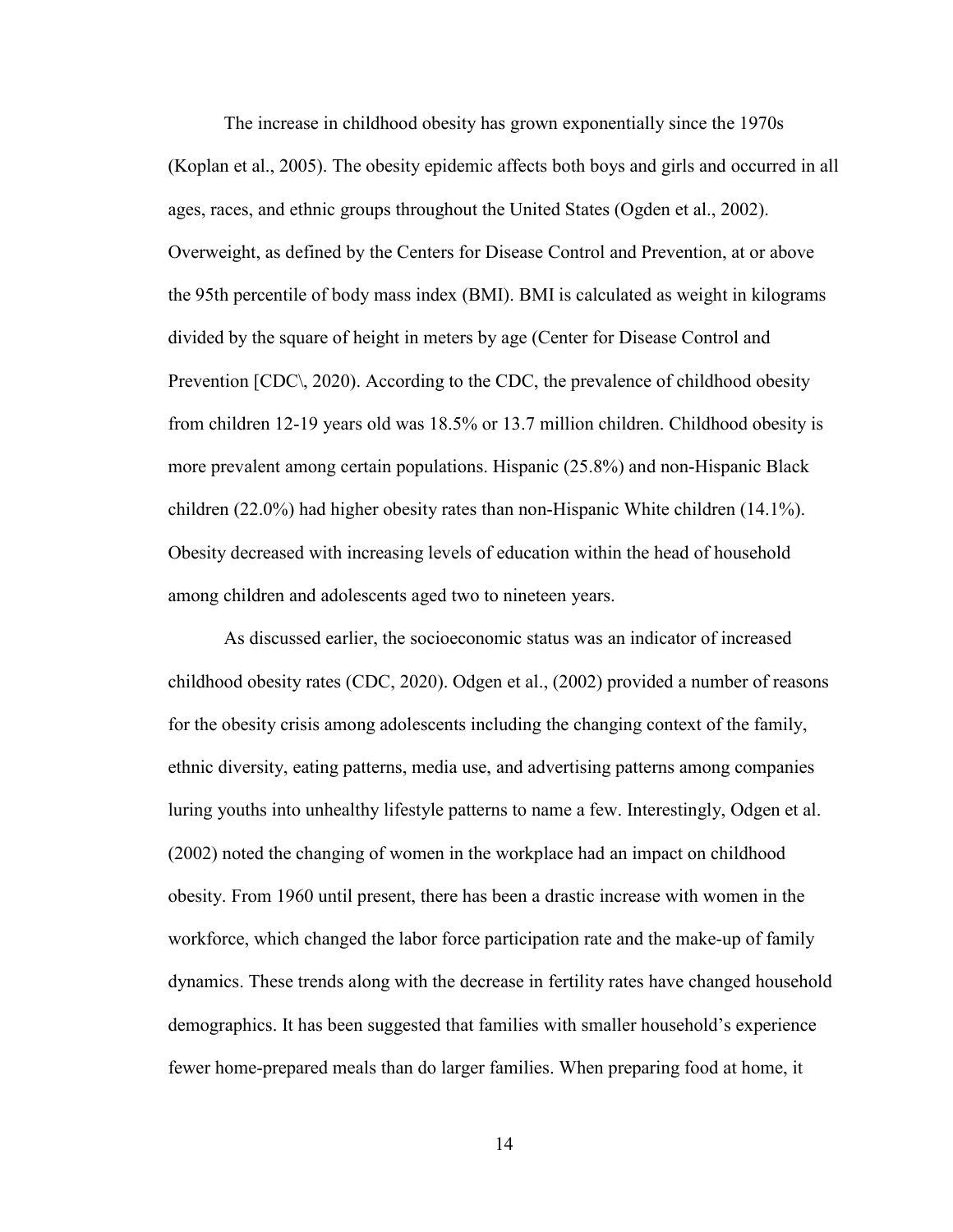The increase in childhood obesity has grown exponentially since the 1970s (Koplan et al., 2005). The obesity epidemic affects both boys and girls and occurred in all ages, races, and ethnic groups throughout the United States (Ogden et al., 2002). Overweight, as defined by the Centers for Disease Control and Prevention, at or above the 95th percentile of body mass index (BMI). BMI is calculated as weight in kilograms divided by the square of height in meters by age (Center for Disease Control and Prevention [CDC\, 2020). According to the CDC, the prevalence of childhood obesity from children 12-19 years old was 18.5% or 13.7 million children. Childhood obesity is more prevalent among certain populations. Hispanic (25.8%) and non-Hispanic Black children (22.0%) had higher obesity rates than non-Hispanic White children (14.1%). Obesity decreased with increasing levels of education within the head of household among children and adolescents aged two to nineteen years.

As discussed earlier, the socioeconomic status was an indicator of increased childhood obesity rates (CDC, 2020). Odgen et al., (2002) provided a number of reasons for the obesity crisis among adolescents including the changing context of the family, ethnic diversity, eating patterns, media use, and advertising patterns among companies luring youths into unhealthy lifestyle patterns to name a few. Interestingly, Odgen et al. (2002) noted the changing of women in the workplace had an impact on childhood obesity. From 1960 until present, there has been a drastic increase with women in the workforce, which changed the labor force participation rate and the make-up of family dynamics. These trends along with the decrease in fertility rates have changed household demographics. It has been suggested that families with smaller household's experience fewer home-prepared meals than do larger families. When preparing food at home, it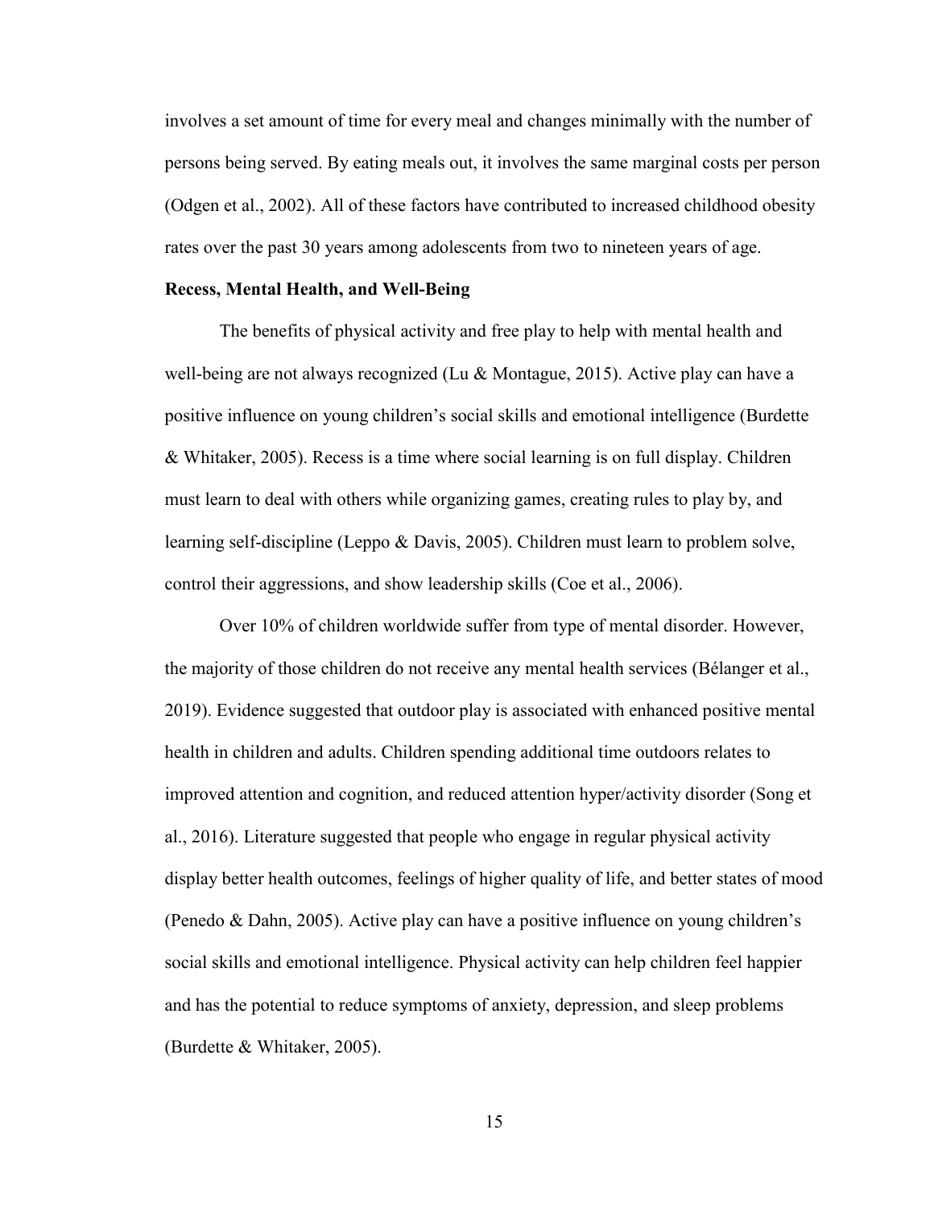involves a set amount of time for every meal and changes minimally with the number of persons being served. By eating meals out, it involves the same marginal costs per person (Odgen et al., 2002). All of these factors have contributed to increased childhood obesity rates over the past 30 years among adolescents from two to nineteen years of age.

**Recess, Mental Health, and Well-Being**

The benefits of physical activity and free play to help with mental health and well-being are not always recognized (Lu & Montague, 2015). Active play can have a positive influence on young children's social skills and emotional intelligence (Burdette & Whitaker, 2005). Recess is a time where social learning is on full display. Children must learn to deal with others while organizing games, creating rules to play by, and learning self-discipline (Leppo & Davis, 2005). Children must learn to problem solve, control their aggressions, and show leadership skills (Coe et al., 2006).

Over 10% of children worldwide suffer from type of mental disorder. However, the majority of those children do not receive any mental health services (Bélanger et al., 2019). Evidence suggested that outdoor play is associated with enhanced positive mental health in children and adults. Children spending additional time outdoors relates to improved attention and cognition, and reduced attention hyper/activity disorder (Song et al., 2016). Literature suggested that people who engage in regular physical activity display better health outcomes, feelings of higher quality of life, and better states of mood (Penedo & Dahn, 2005). Active play can have a positive influence on young children's social skills and emotional intelligence. Physical activity can help children feel happier and has the potential to reduce symptoms of anxiety, depression, and sleep problems (Burdette & Whitaker, 2005).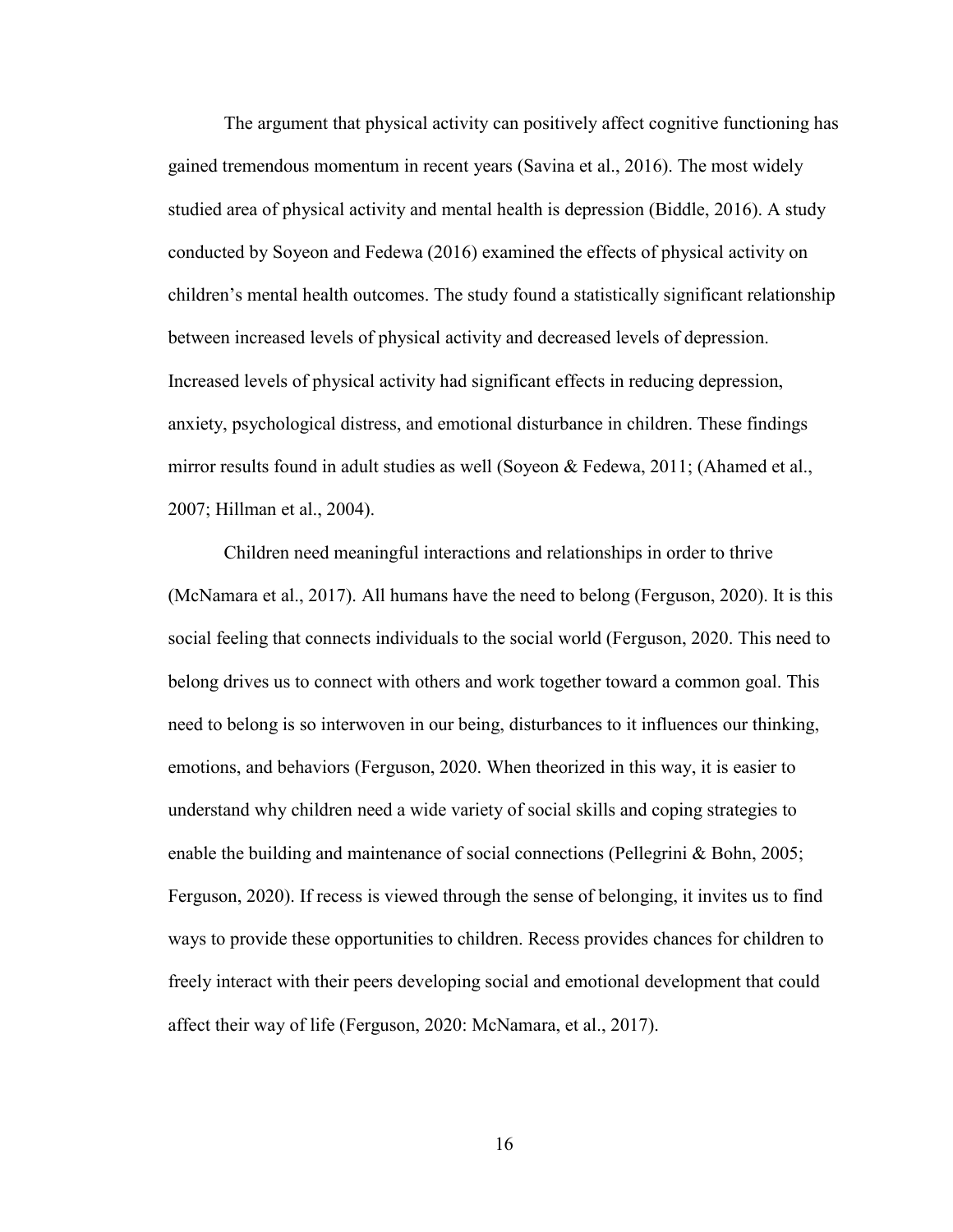The argument that physical activity can positively affect cognitive functioning has gained tremendous momentum in recent years (Savina et al., 2016). The most widely studied area of physical activity and mental health is depression (Biddle, 2016). A study conducted by Soyeon and Fedewa (2016) examined the effects of physical activity on children's mental health outcomes. The study found a statistically significant relationship between increased levels of physical activity and decreased levels of depression. Increased levels of physical activity had significant effects in reducing depression, anxiety, psychological distress, and emotional disturbance in children. These findings mirror results found in adult studies as well (Soyeon & Fedewa, 2011; (Ahamed et al., 2007; Hillman et al., 2004).

Children need meaningful interactions and relationships in order to thrive (McNamara et al., 2017). All humans have the need to belong (Ferguson, 2020). It is this social feeling that connects individuals to the social world (Ferguson, 2020. This need to belong drives us to connect with others and work together toward a common goal. This need to belong is so interwoven in our being, disturbances to it influences our thinking, emotions, and behaviors (Ferguson, 2020. When theorized in this way, it is easier to understand why children need a wide variety of social skills and coping strategies to enable the building and maintenance of social connections (Pellegrini & Bohn, 2005; Ferguson, 2020). If recess is viewed through the sense of belonging, it invites us to find ways to provide these opportunities to children. Recess provides chances for children to freely interact with their peers developing social and emotional development that could affect their way of life (Ferguson, 2020: McNamara, et al., 2017).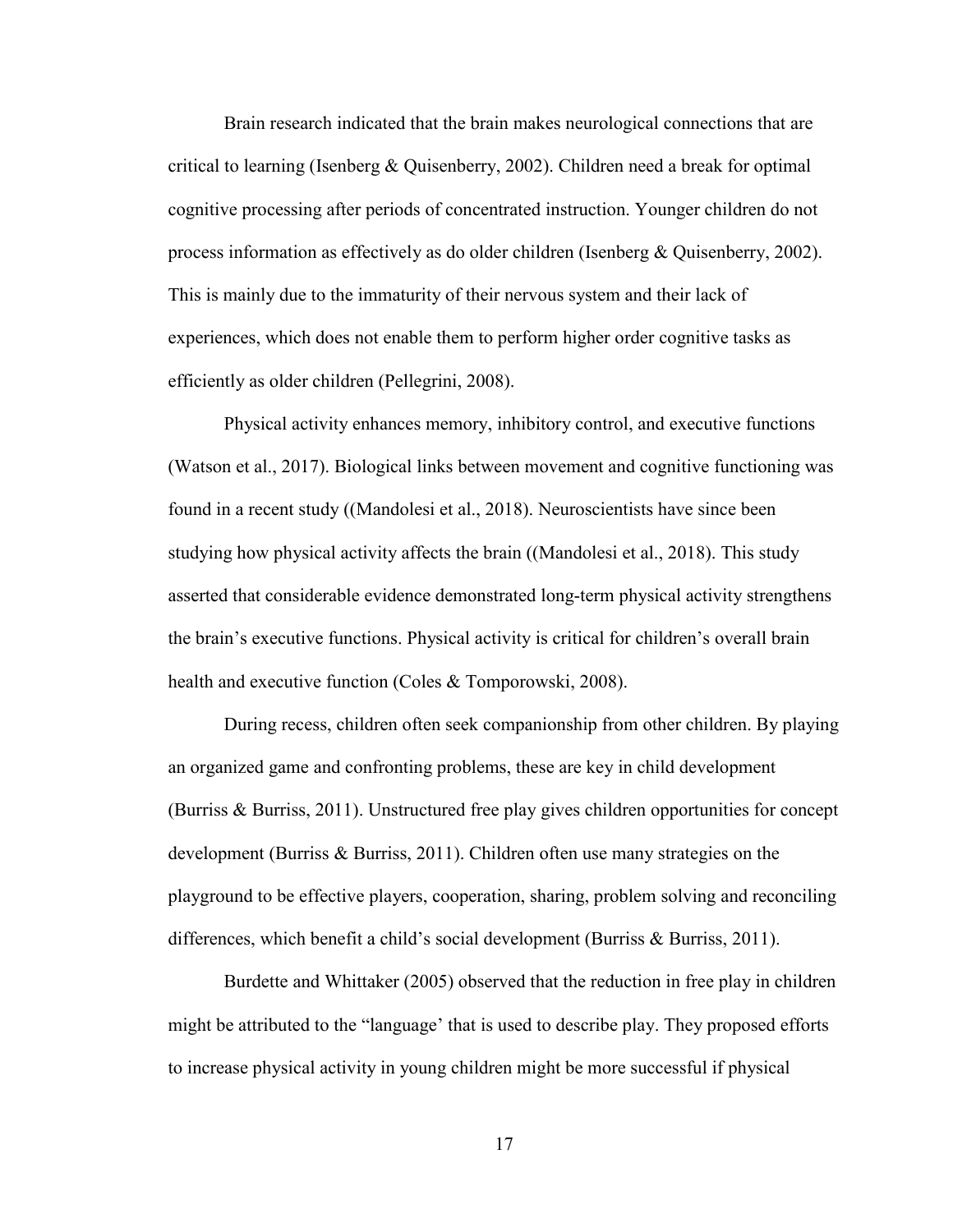Brain research indicated that the brain makes neurological connections that are critical to learning (Isenberg & Quisenberry, 2002). Children need a break for optimal cognitive processing after periods of concentrated instruction. Younger children do not process information as effectively as do older children (Isenberg & Quisenberry, 2002). This is mainly due to the immaturity of their nervous system and their lack of experiences, which does not enable them to perform higher order cognitive tasks as efficiently as older children (Pellegrini, 2008).

Physical activity enhances memory, inhibitory control, and executive functions (Watson et al., 2017). Biological links between movement and cognitive functioning was found in a recent study ((Mandolesi et al., 2018). Neuroscientists have since been studying how physical activity affects the brain ((Mandolesi et al., 2018). This study asserted that considerable evidence demonstrated long-term physical activity strengthens the brain's executive functions. Physical activity is critical for children's overall brain health and executive function (Coles & Tomporowski, 2008).

During recess, children often seek companionship from other children. By playing an organized game and confronting problems, these are key in child development (Burriss & Burriss, 2011). Unstructured free play gives children opportunities for concept development (Burriss & Burriss, 2011). Children often use many strategies on the playground to be effective players, cooperation, sharing, problem solving and reconciling differences, which benefit a child's social development (Burriss & Burriss, 2011).

Burdette and Whittaker (2005) observed that the reduction in free play in children might be attributed to the "language' that is used to describe play. They proposed efforts to increase physical activity in young children might be more successful if physical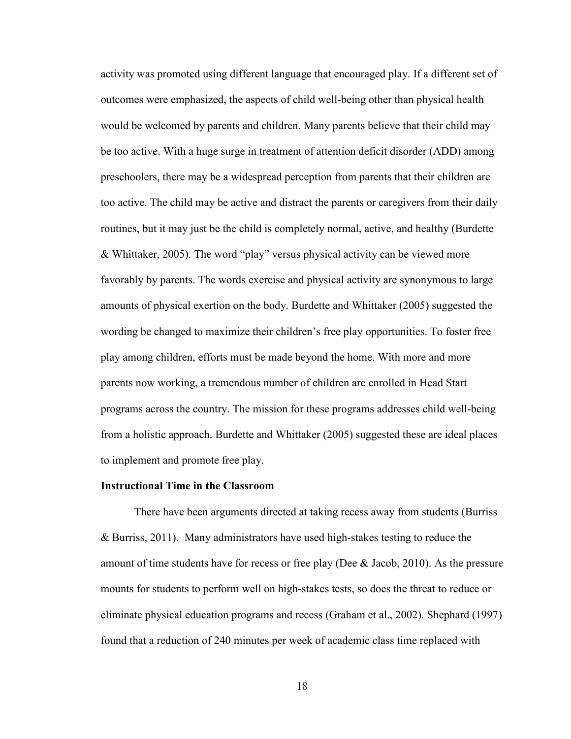activity was promoted using different language that encouraged play. If a different set of outcomes were emphasized, the aspects of child well-being other than physical health would be welcomed by parents and children. Many parents believe that their child may be too active. With a huge surge in treatment of attention deficit disorder (ADD) among preschoolers, there may be a widespread perception from parents that their children are too active. The child may be active and distract the parents or caregivers from their daily routines, but it may just be the child is completely normal, active, and healthy (Burdette & Whittaker, 2005). The word "play" versus physical activity can be viewed more favorably by parents. The words exercise and physical activity are synonymous to large amounts of physical exertion on the body. Burdette and Whittaker (2005) suggested the wording be changed to maximize their children's free play opportunities. To foster free play among children, efforts must be made beyond the home. With more and more parents now working, a tremendous number of children are enrolled in Head Start programs across the country. The mission for these programs addresses child well-being from a holistic approach. Burdette and Whittaker (2005) suggested these are ideal places to implement and promote free play.

**Instructional Time in the Classroom**

There have been arguments directed at taking recess away from students (Burriss & Burriss, 2011). Many administrators have used high-stakes testing to reduce the amount of time students have for recess or free play (Dee & Jacob, 2010). As the pressure mounts for students to perform well on high-stakes tests, so does the threat to reduce or eliminate physical education programs and recess (Graham et al., 2002). Shephard (1997) found that a reduction of 240 minutes per week of academic class time replaced with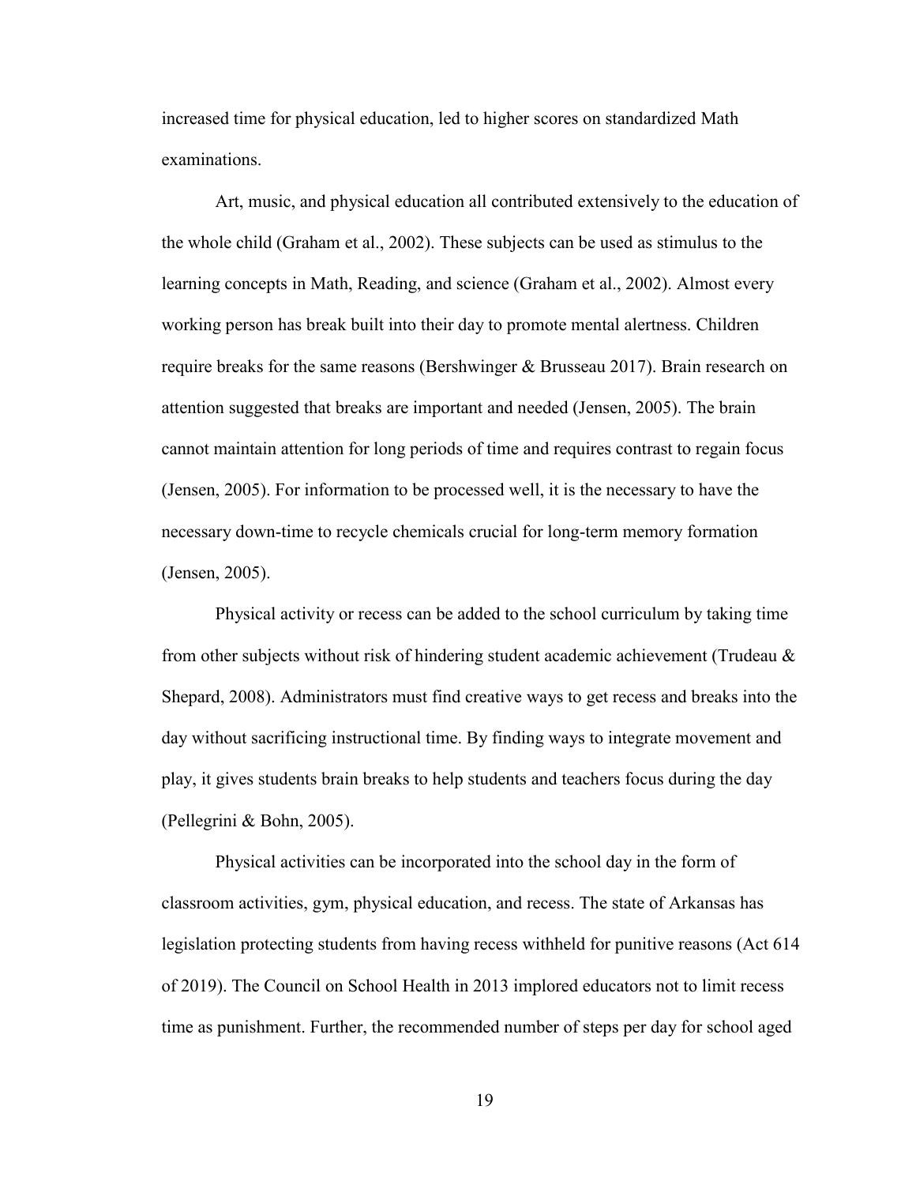increased time for physical education, led to higher scores on standardized Math examinations.

Art, music, and physical education all contributed extensively to the education of the whole child (Graham et al., 2002). These subjects can be used as stimulus to the learning concepts in Math, Reading, and science (Graham et al., 2002). Almost every working person has break built into their day to promote mental alertness. Children require breaks for the same reasons (Bershwinger & Brusseau 2017). Brain research on attention suggested that breaks are important and needed (Jensen, 2005). The brain cannot maintain attention for long periods of time and requires contrast to regain focus (Jensen, 2005). For information to be processed well, it is the necessary to have the necessary down-time to recycle chemicals crucial for long-term memory formation (Jensen, 2005).

Physical activity or recess can be added to the school curriculum by taking time from other subjects without risk of hindering student academic achievement (Trudeau & Shepard, 2008). Administrators must find creative ways to get recess and breaks into the day without sacrificing instructional time. By finding ways to integrate movement and play, it gives students brain breaks to help students and teachers focus during the day (Pellegrini & Bohn, 2005).

Physical activities can be incorporated into the school day in the form of classroom activities, gym, physical education, and recess. The state of Arkansas has legislation protecting students from having recess withheld for punitive reasons (Act 614 of 2019). The Council on School Health in 2013 implored educators not to limit recess time as punishment. Further, the recommended number of steps per day for school aged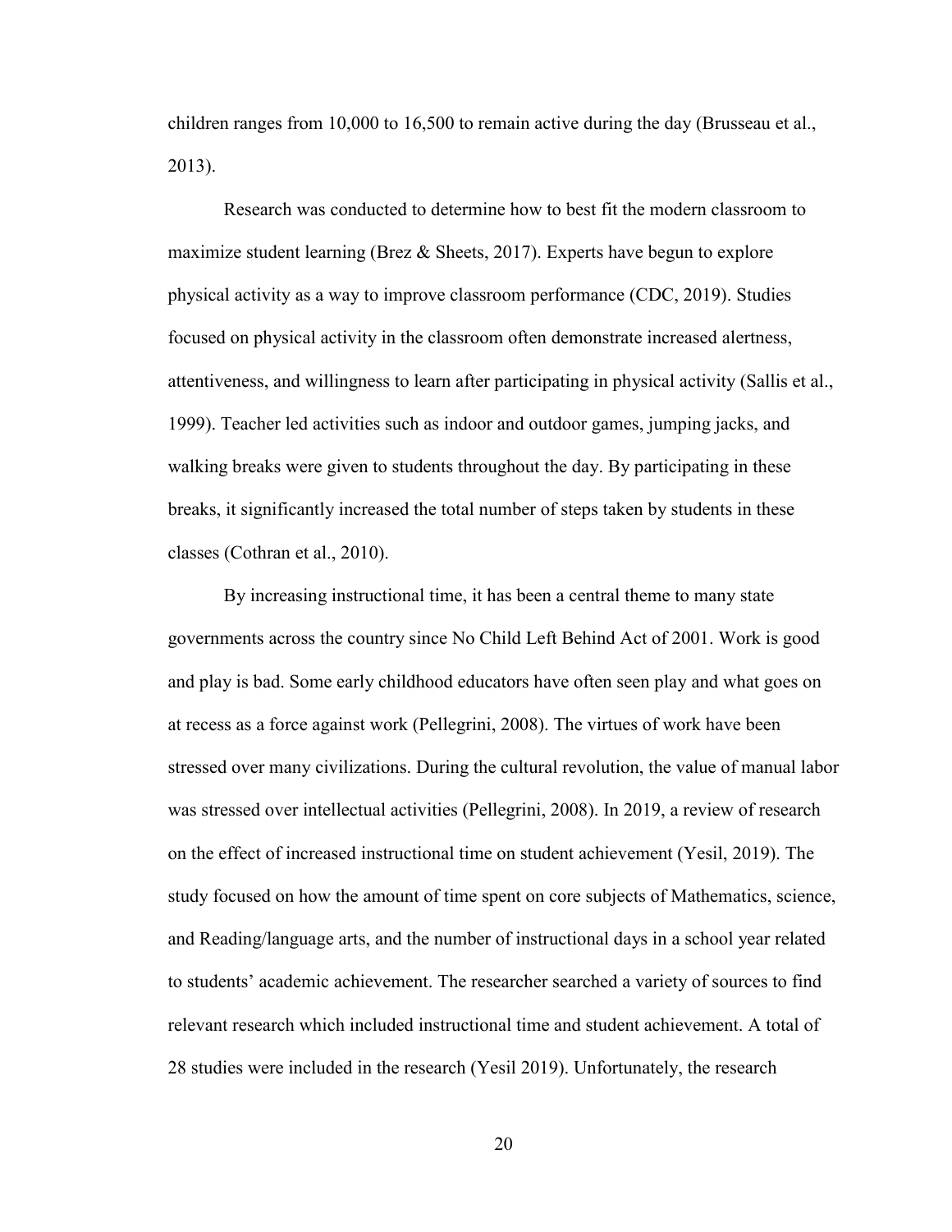children ranges from 10,000 to 16,500 to remain active during the day (Brusseau et al., 2013).

Research was conducted to determine how to best fit the modern classroom to maximize student learning (Brez & Sheets, 2017). Experts have begun to explore physical activity as a way to improve classroom performance (CDC, 2019). Studies focused on physical activity in the classroom often demonstrate increased alertness, attentiveness, and willingness to learn after participating in physical activity (Sallis et al., 1999). Teacher led activities such as indoor and outdoor games, jumping jacks, and walking breaks were given to students throughout the day. By participating in these breaks, it significantly increased the total number of steps taken by students in these classes (Cothran et al., 2010).

By increasing instructional time, it has been a central theme to many state governments across the country since No Child Left Behind Act of 2001. Work is good and play is bad. Some early childhood educators have often seen play and what goes on at recess as a force against work (Pellegrini, 2008). The virtues of work have been stressed over many civilizations. During the cultural revolution, the value of manual labor was stressed over intellectual activities (Pellegrini, 2008). In 2019, a review of research on the effect of increased instructional time on student achievement (Yesil, 2019). The study focused on how the amount of time spent on core subjects of Mathematics, science, and Reading/language arts, and the number of instructional days in a school year related to students' academic achievement. The researcher searched a variety of sources to find relevant research which included instructional time and student achievement. A total of 28 studies were included in the research (Yesil 2019). Unfortunately, the research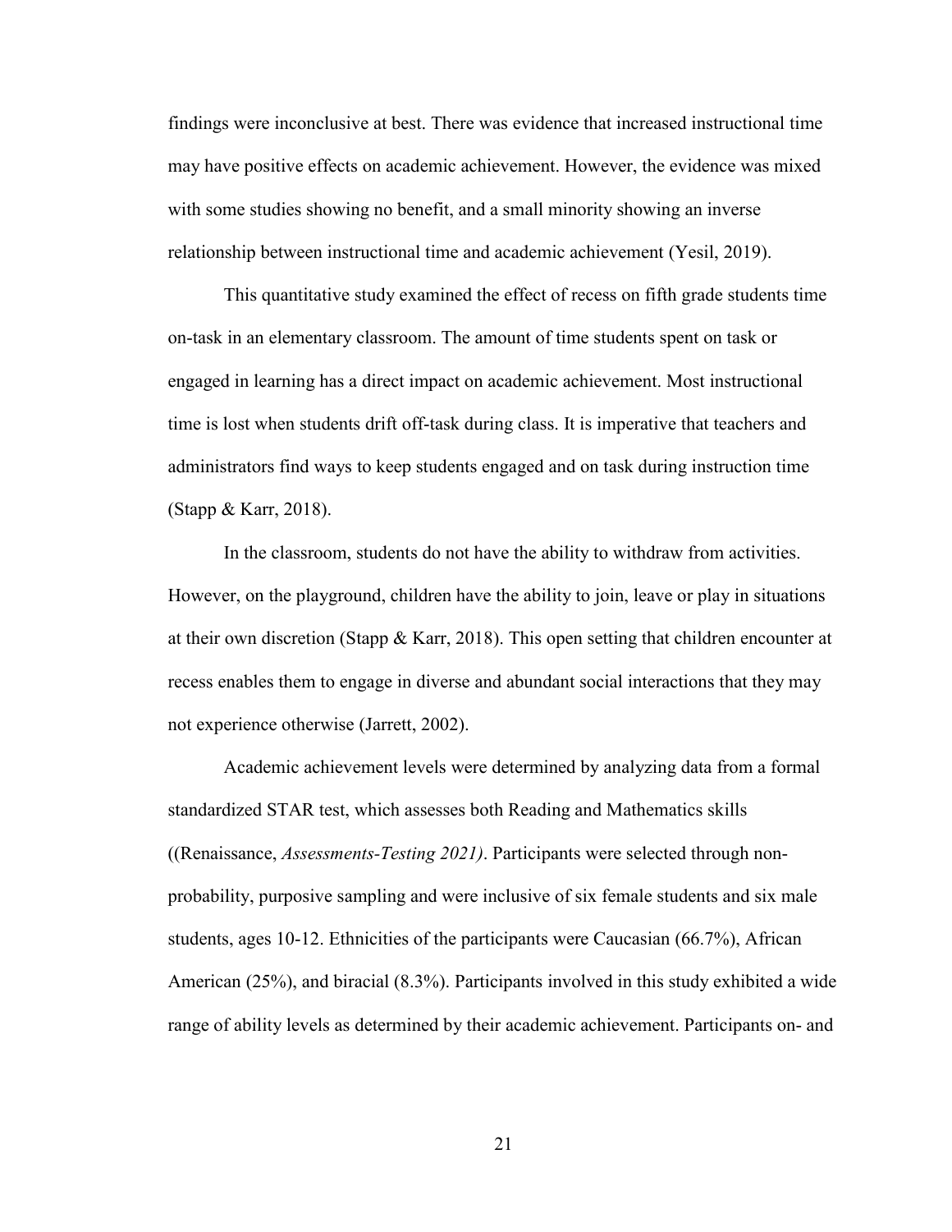findings were inconclusive at best. There was evidence that increased instructional time may have positive effects on academic achievement. However, the evidence was mixed with some studies showing no benefit, and a small minority showing an inverse relationship between instructional time and academic achievement (Yesil, 2019).

This quantitative study examined the effect of recess on fifth grade students time on-task in an elementary classroom. The amount of time students spent on task or engaged in learning has a direct impact on academic achievement. Most instructional time is lost when students drift off-task during class. It is imperative that teachers and administrators find ways to keep students engaged and on task during instruction time (Stapp & Karr, 2018).

In the classroom, students do not have the ability to withdraw from activities. However, on the playground, children have the ability to join, leave or play in situations at their own discretion (Stapp & Karr, 2018). This open setting that children encounter at recess enables them to engage in diverse and abundant social interactions that they may not experience otherwise (Jarrett, 2002).

Academic achievement levels were determined by analyzing data from a formal standardized STAR test, which assesses both Reading and Mathematics skills ((Renaissance, *Assessments-Testing 2021)*. Participants were selected through non-probability, purposive sampling and were inclusive of six female students and six male students, ages 10-12. Ethnicities of the participants were Caucasian (66.7%), African American (25%), and biracial (8.3%). Participants involved in this study exhibited a wide range of ability levels as determined by their academic achievement. Participants on- and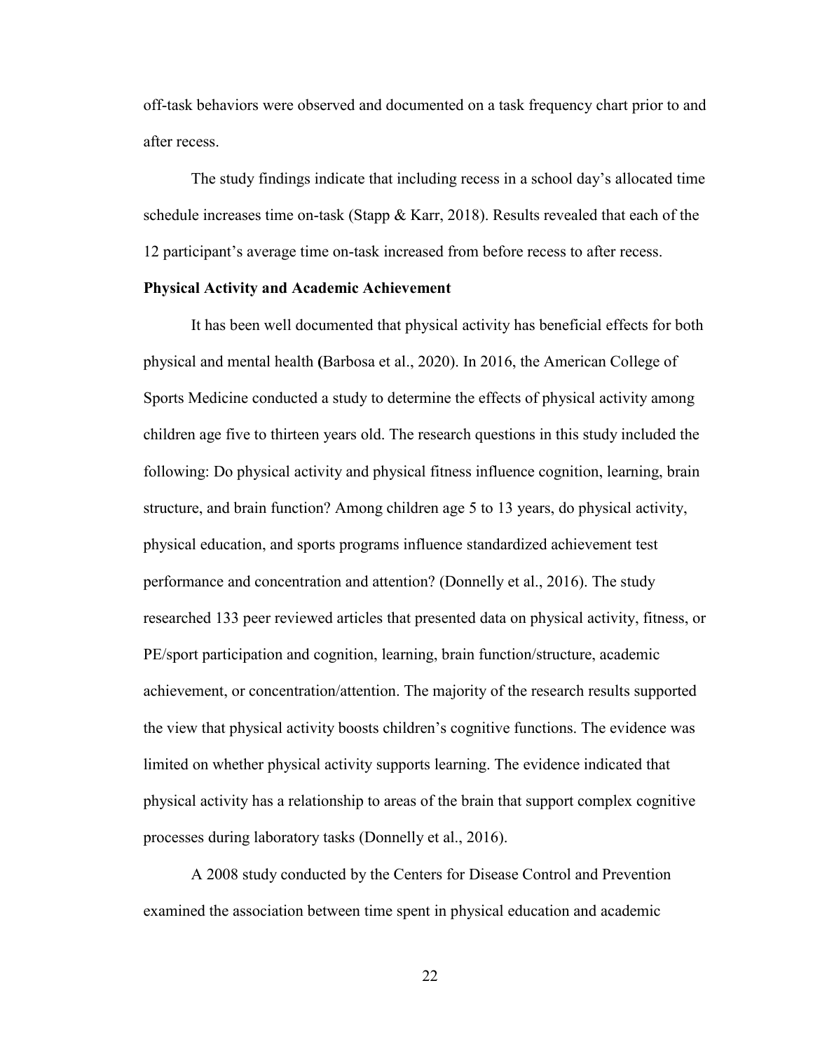off-task behaviors were observed and documented on a task frequency chart prior to and after recess.

The study findings indicate that including recess in a school day's allocated time schedule increases time on-task (Stapp & Karr, 2018). Results revealed that each of the 12 participant's average time on-task increased from before recess to after recess.

**Physical Activity and Academic Achievement**

It has been well documented that physical activity has beneficial effects for both physical and mental health (Barbosa et al., 2020). In 2016, the American College of Sports Medicine conducted a study to determine the effects of physical activity among children age five to thirteen years old. The research questions in this study included the following: Do physical activity and physical fitness influence cognition, learning, brain structure, and brain function? Among children age 5 to 13 years, do physical activity, physical education, and sports programs influence standardized achievement test performance and concentration and attention? (Donnelly et al., 2016). The study researched 133 peer reviewed articles that presented data on physical activity, fitness, or PE/sport participation and cognition, learning, brain function/structure, academic achievement, or concentration/attention. The majority of the research results supported the view that physical activity boosts children's cognitive functions. The evidence was limited on whether physical activity supports learning. The evidence indicated that physical activity has a relationship to areas of the brain that support complex cognitive processes during laboratory tasks (Donnelly et al., 2016).

A 2008 study conducted by the Centers for Disease Control and Prevention examined the association between time spent in physical education and academic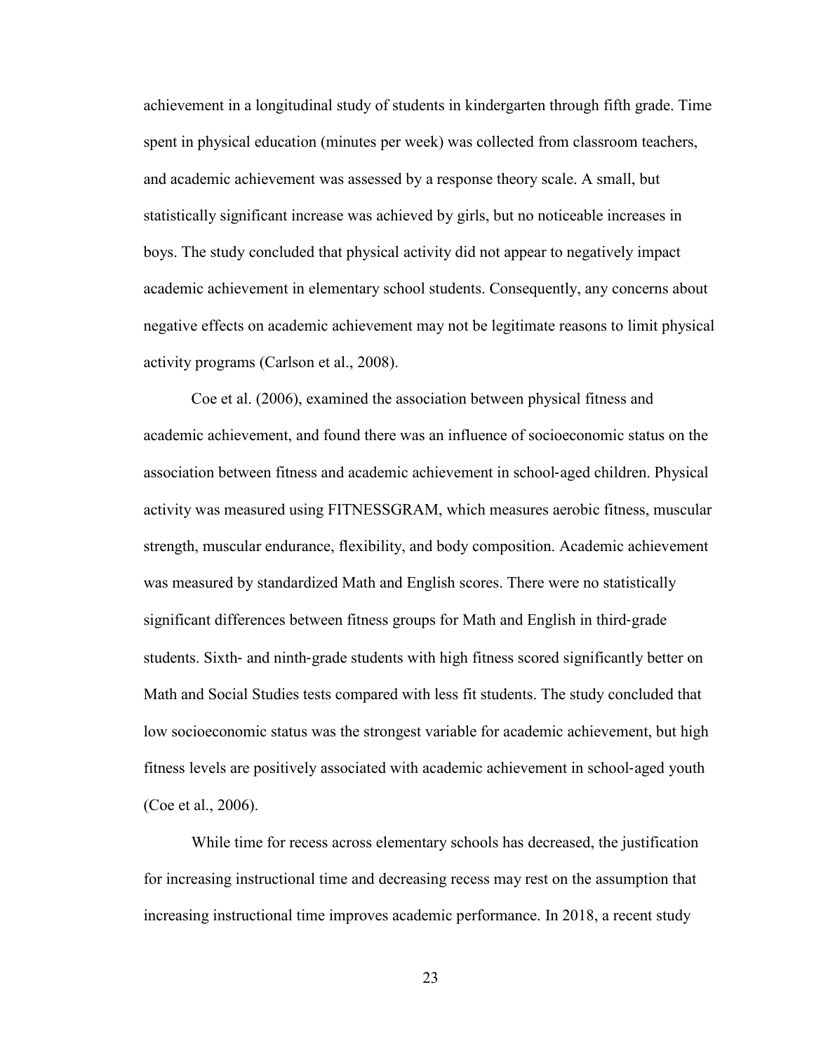achievement in a longitudinal study of students in kindergarten through fifth grade. Time spent in physical education (minutes per week) was collected from classroom teachers, and academic achievement was assessed by a response theory scale. A small, but statistically significant increase was achieved by girls, but no noticeable increases in boys. The study concluded that physical activity did not appear to negatively impact academic achievement in elementary school students. Consequently, any concerns about negative effects on academic achievement may not be legitimate reasons to limit physical activity programs (Carlson et al., 2008).

Coe et al. (2006), examined the association between physical fitness and academic achievement, and found there was an influence of socioeconomic status on the association between fitness and academic achievement in school-aged children. Physical activity was measured using FITNESSGRAM, which measures aerobic fitness, muscular strength, muscular endurance, flexibility, and body composition. Academic achievement was measured by standardized Math and English scores. There were no statistically significant differences between fitness groups for Math and English in third-grade students. Sixth- and ninth-grade students with high fitness scored significantly better on Math and Social Studies tests compared with less fit students. The study concluded that low socioeconomic status was the strongest variable for academic achievement, but high fitness levels are positively associated with academic achievement in school-aged youth (Coe et al., 2006).

While time for recess across elementary schools has decreased, the justification for increasing instructional time and decreasing recess may rest on the assumption that increasing instructional time improves academic performance. In 2018, a recent study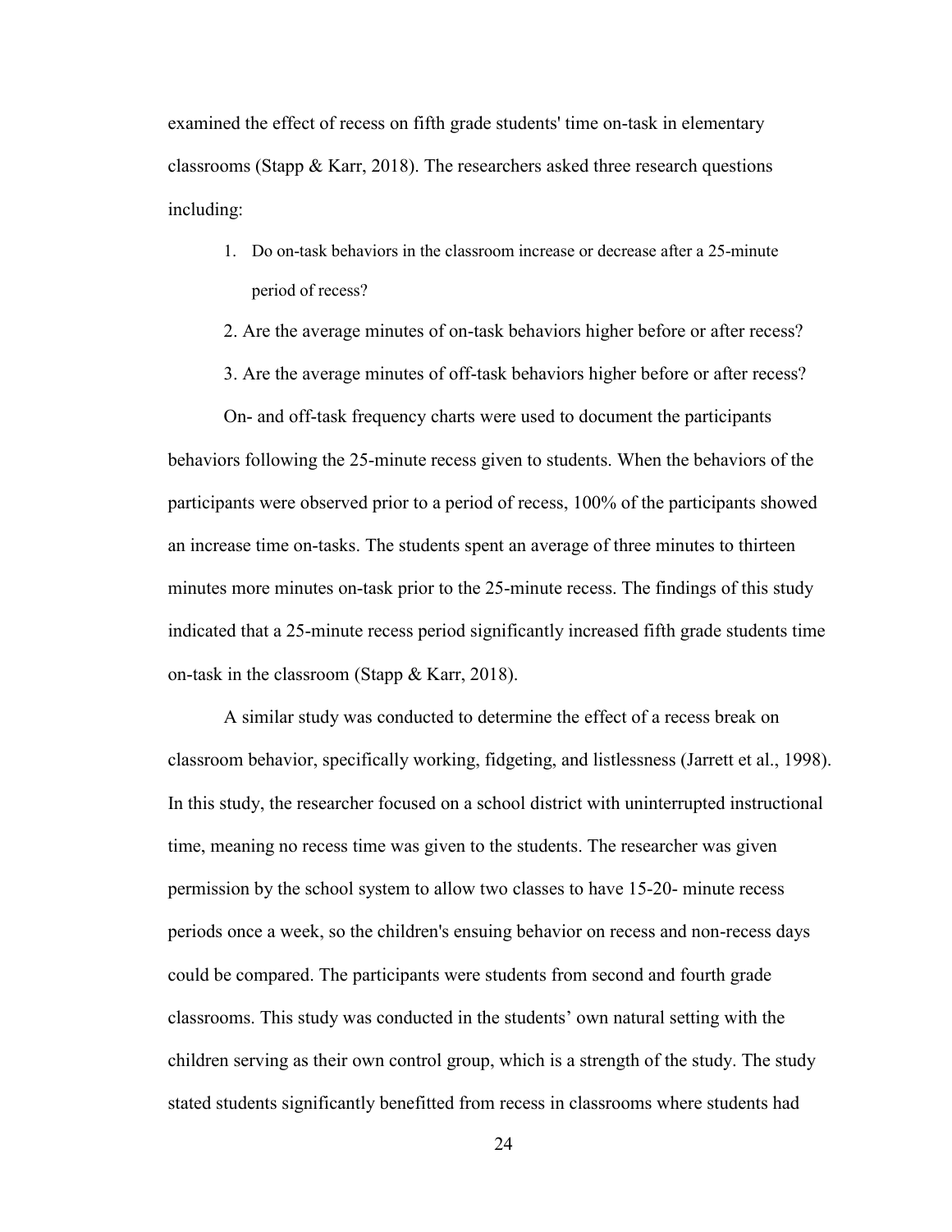examined the effect of recess on fifth grade students' time on-task in elementary classrooms (Stapp & Karr, 2018). The researchers asked three research questions including:

1. Do on-task behaviors in the classroom increase or decrease after a 25-minute period of recess?
2. Are the average minutes of on-task behaviors higher before or after recess?
3. Are the average minutes of off-task behaviors higher before or after recess?

On- and off-task frequency charts were used to document the participants behaviors following the 25-minute recess given to students. When the behaviors of the participants were observed prior to a period of recess, 100% of the participants showed an increase time on-tasks. The students spent an average of three minutes to thirteen minutes more minutes on-task prior to the 25-minute recess. The findings of this study indicated that a 25-minute recess period significantly increased fifth grade students time on-task in the classroom (Stapp & Karr, 2018).

A similar study was conducted to determine the effect of a recess break on classroom behavior, specifically working, fidgeting, and listlessness (Jarrett et al., 1998). In this study, the researcher focused on a school district with uninterrupted instructional time, meaning no recess time was given to the students. The researcher was given permission by the school system to allow two classes to have 15-20- minute recess periods once a week, so the children's ensuing behavior on recess and non-recess days could be compared. The participants were students from second and fourth grade classrooms. This study was conducted in the students' own natural setting with the children serving as their own control group, which is a strength of the study. The study stated students significantly benefitted from recess in classrooms where students had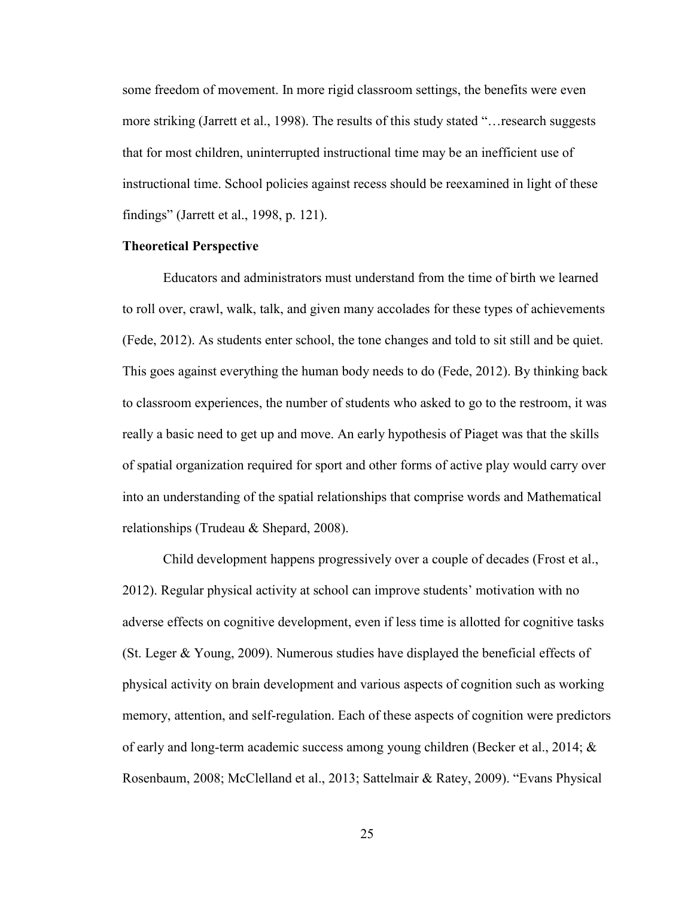some freedom of movement. In more rigid classroom settings, the benefits were even more striking (Jarrett et al., 1998). The results of this study stated "…research suggests that for most children, uninterrupted instructional time may be an inefficient use of instructional time. School policies against recess should be reexamined in light of these findings" (Jarrett et al., 1998, p. 121).

**Theoretical Perspective**

Educators and administrators must understand from the time of birth we learned to roll over, crawl, walk, talk, and given many accolades for these types of achievements (Fede, 2012). As students enter school, the tone changes and told to sit still and be quiet. This goes against everything the human body needs to do (Fede, 2012). By thinking back to classroom experiences, the number of students who asked to go to the restroom, it was really a basic need to get up and move. An early hypothesis of Piaget was that the skills of spatial organization required for sport and other forms of active play would carry over into an understanding of the spatial relationships that comprise words and Mathematical relationships (Trudeau & Shepard, 2008).

Child development happens progressively over a couple of decades (Frost et al., 2012). Regular physical activity at school can improve students' motivation with no adverse effects on cognitive development, even if less time is allotted for cognitive tasks (St. Leger & Young, 2009). Numerous studies have displayed the beneficial effects of physical activity on brain development and various aspects of cognition such as working memory, attention, and self-regulation. Each of these aspects of cognition were predictors of early and long-term academic success among young children (Becker et al., 2014; & Rosenbaum, 2008; McClelland et al., 2013; Sattelmair & Ratey, 2009). "Evans Physical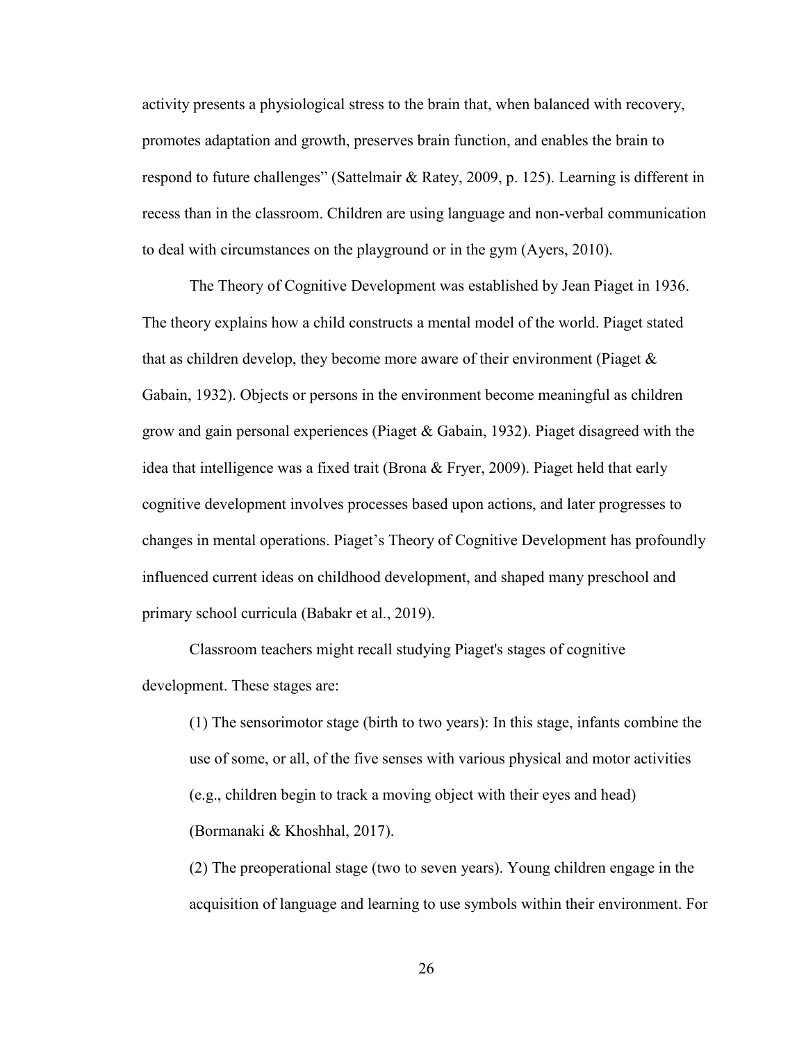activity presents a physiological stress to the brain that, when balanced with recovery, promotes adaptation and growth, preserves brain function, and enables the brain to respond to future challenges" (Sattelmair & Ratey, 2009, p. 125). Learning is different in recess than in the classroom. Children are using language and non-verbal communication to deal with circumstances on the playground or in the gym (Ayers, 2010).

The Theory of Cognitive Development was established by Jean Piaget in 1936. The theory explains how a child constructs a mental model of the world. Piaget stated that as children develop, they become more aware of their environment (Piaget & Gabain, 1932). Objects or persons in the environment become meaningful as children grow and gain personal experiences (Piaget & Gabain, 1932). Piaget disagreed with the idea that intelligence was a fixed trait (Brona & Fryer, 2009). Piaget held that early cognitive development involves processes based upon actions, and later progresses to changes in mental operations. Piaget's Theory of Cognitive Development has profoundly influenced current ideas on childhood development, and shaped many preschool and primary school curricula (Babakr et al., 2019).

Classroom teachers might recall studying Piaget's stages of cognitive development. These stages are:

(1) The sensorimotor stage (birth to two years): In this stage, infants combine the use of some, or all, of the five senses with various physical and motor activities (e.g., children begin to track a moving object with their eyes and head) (Bormanaki & Khoshhal, 2017).

(2) The preoperational stage (two to seven years). Young children engage in the acquisition of language and learning to use symbols within their environment. For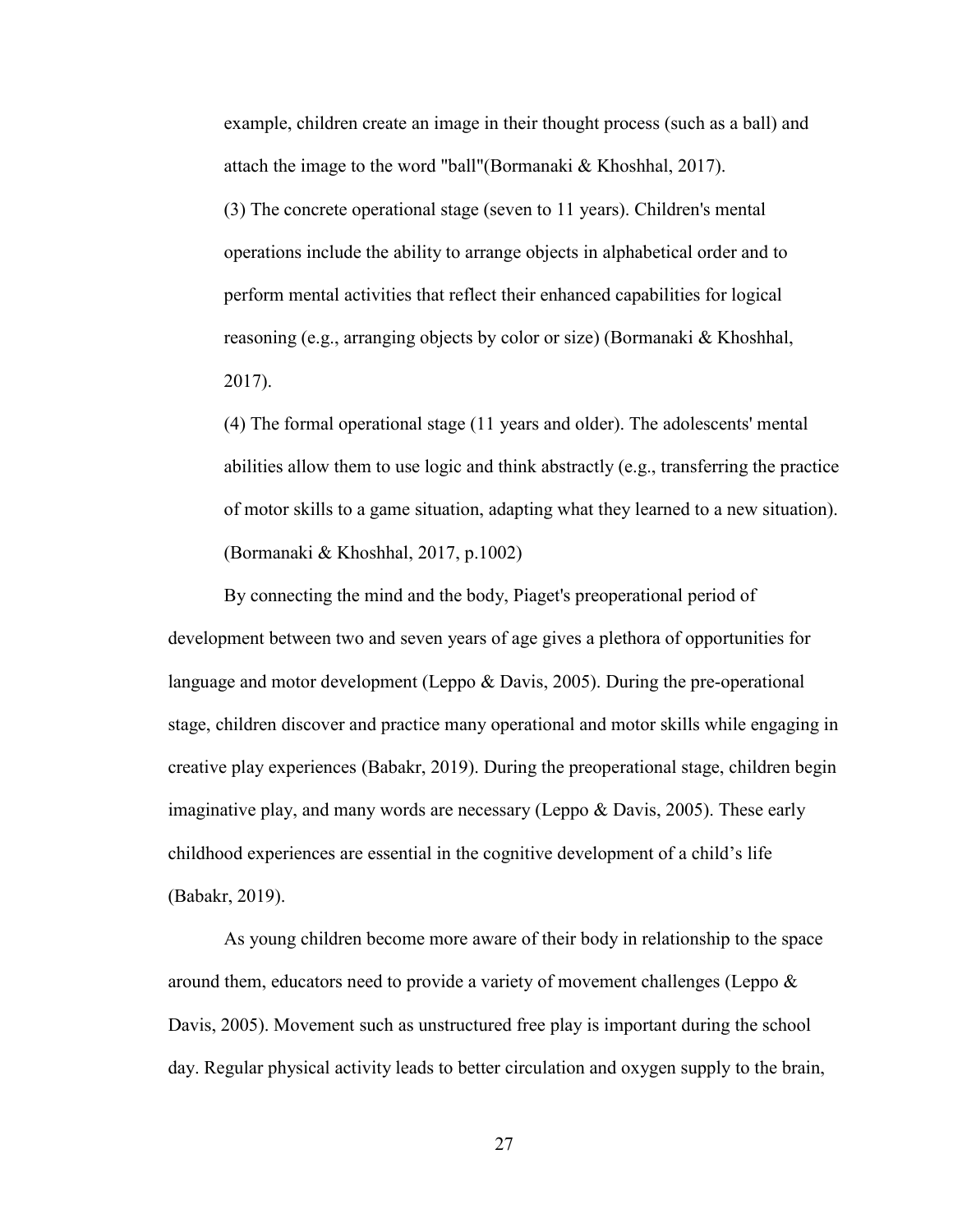example, children create an image in their thought process (such as a ball) and attach the image to the word "ball"(Bormanaki & Khoshhal, 2017).

(3) The concrete operational stage (seven to 11 years). Children's mental operations include the ability to arrange objects in alphabetical order and to perform mental activities that reflect their enhanced capabilities for logical reasoning (e.g., arranging objects by color or size) (Bormanaki & Khoshhal, 2017).

(4) The formal operational stage (11 years and older). The adolescents' mental abilities allow them to use logic and think abstractly (e.g., transferring the practice of motor skills to a game situation, adapting what they learned to a new situation). (Bormanaki & Khoshhal, 2017, p.1002)

By connecting the mind and the body, Piaget's preoperational period of development between two and seven years of age gives a plethora of opportunities for language and motor development (Leppo & Davis, 2005). During the pre-operational stage, children discover and practice many operational and motor skills while engaging in creative play experiences (Babakr, 2019). During the preoperational stage, children begin imaginative play, and many words are necessary (Leppo & Davis, 2005). These early childhood experiences are essential in the cognitive development of a child's life (Babakr, 2019).

As young children become more aware of their body in relationship to the space around them, educators need to provide a variety of movement challenges (Leppo & Davis, 2005). Movement such as unstructured free play is important during the school day. Regular physical activity leads to better circulation and oxygen supply to the brain,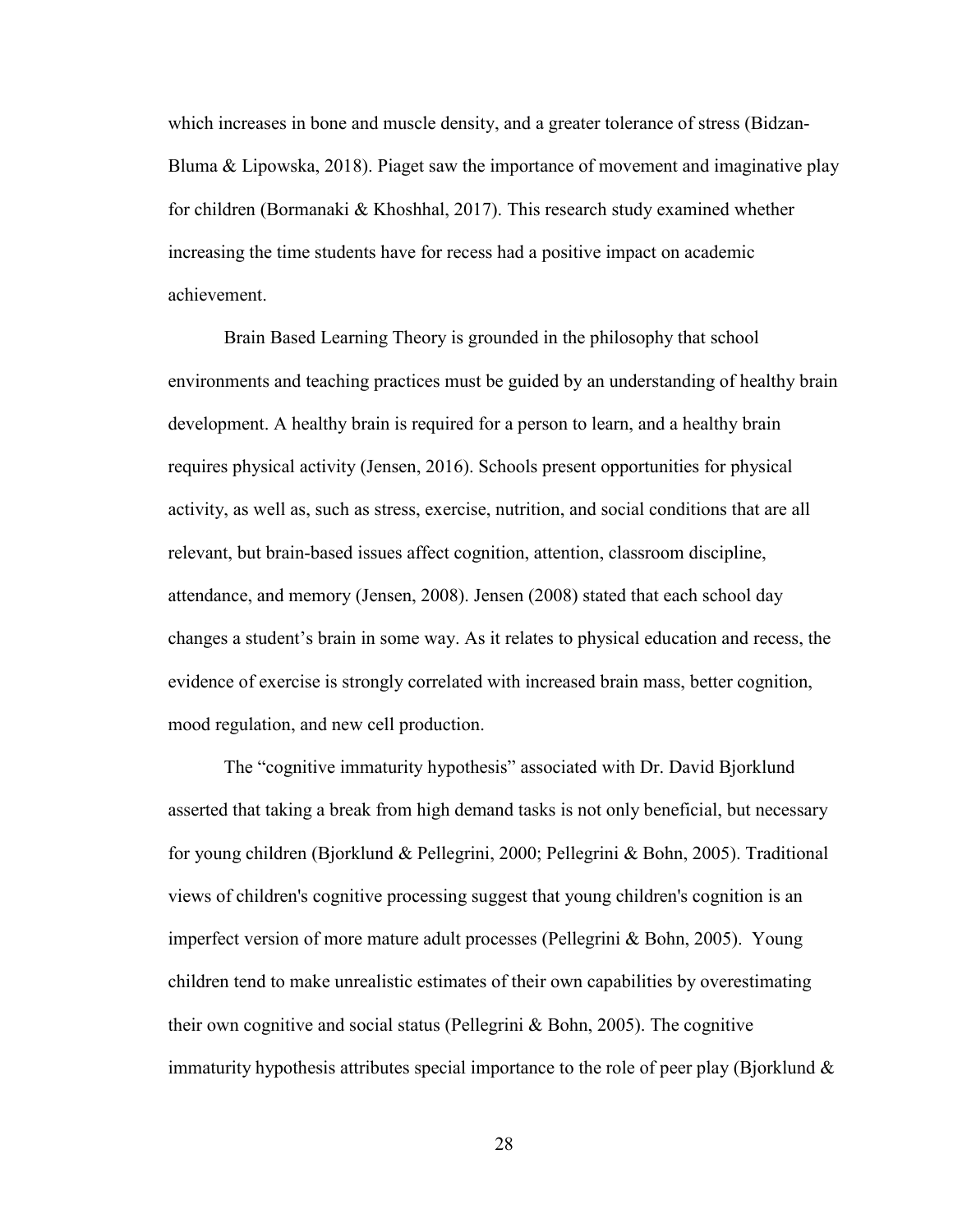which increases in bone and muscle density, and a greater tolerance of stress (Bidzan-Bluma & Lipowska, 2018). Piaget saw the importance of movement and imaginative play for children (Bormanaki & Khoshhal, 2017). This research study examined whether increasing the time students have for recess had a positive impact on academic achievement.

Brain Based Learning Theory is grounded in the philosophy that school environments and teaching practices must be guided by an understanding of healthy brain development. A healthy brain is required for a person to learn, and a healthy brain requires physical activity (Jensen, 2016). Schools present opportunities for physical activity, as well as, such as stress, exercise, nutrition, and social conditions that are all relevant, but brain-based issues affect cognition, attention, classroom discipline, attendance, and memory (Jensen, 2008). Jensen (2008) stated that each school day changes a student's brain in some way. As it relates to physical education and recess, the evidence of exercise is strongly correlated with increased brain mass, better cognition, mood regulation, and new cell production.

The "cognitive immaturity hypothesis" associated with Dr. David Bjorklund asserted that taking a break from high demand tasks is not only beneficial, but necessary for young children (Bjorklund & Pellegrini, 2000; Pellegrini & Bohn, 2005). Traditional views of children's cognitive processing suggest that young children's cognition is an imperfect version of more mature adult processes (Pellegrini & Bohn, 2005). Young children tend to make unrealistic estimates of their own capabilities by overestimating their own cognitive and social status (Pellegrini & Bohn, 2005). The cognitive immaturity hypothesis attributes special importance to the role of peer play (Bjorklund &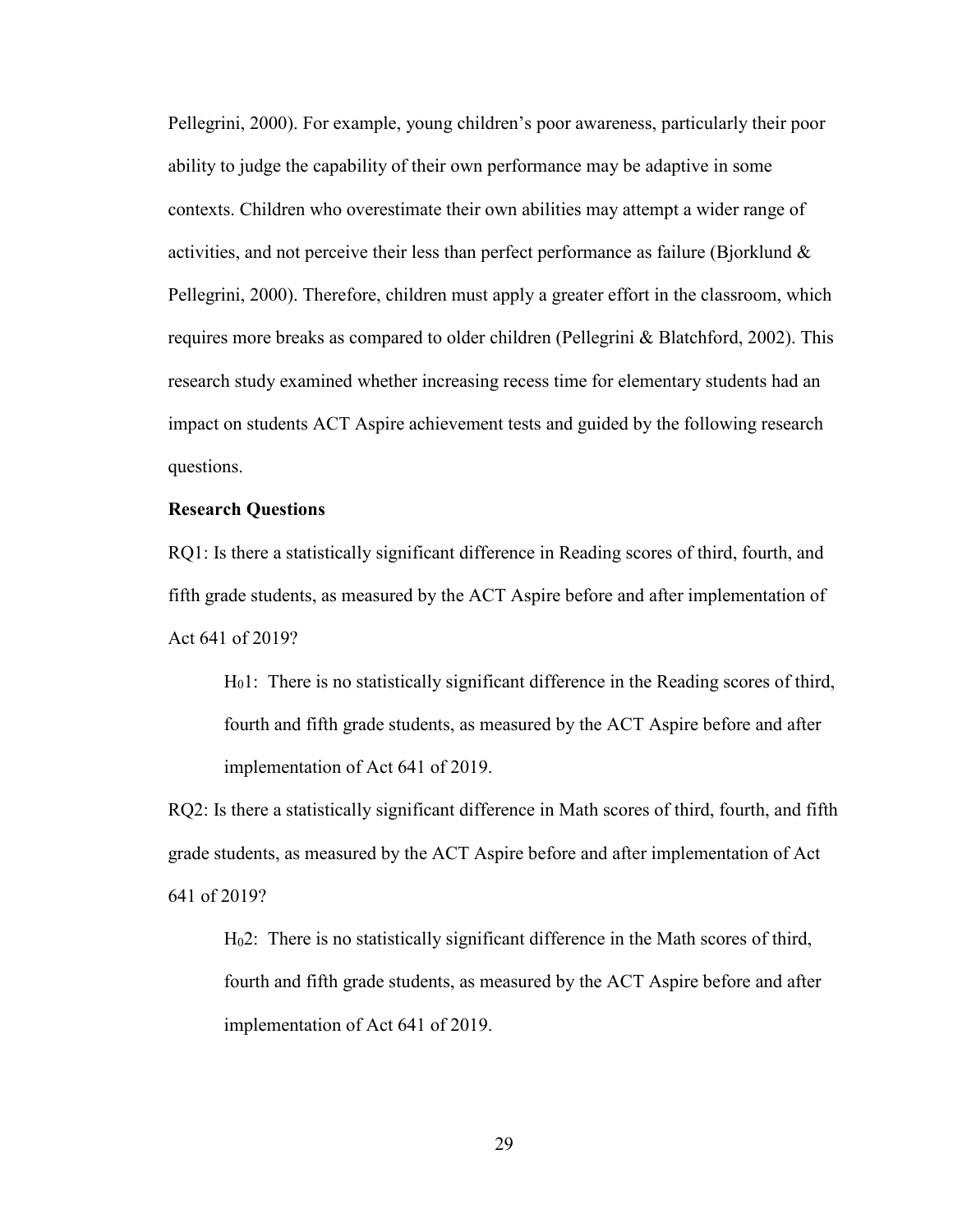Pellegrini, 2000). For example, young children's poor awareness, particularly their poor ability to judge the capability of their own performance may be adaptive in some contexts. Children who overestimate their own abilities may attempt a wider range of activities, and not perceive their less than perfect performance as failure (Bjorklund & Pellegrini, 2000). Therefore, children must apply a greater effort in the classroom, which requires more breaks as compared to older children (Pellegrini & Blatchford, 2002). This research study examined whether increasing recess time for elementary students had an impact on students ACT Aspire achievement tests and guided by the following research questions.

**Research Questions**

RQ1: Is there a statistically significant difference in Reading scores of third, fourth, and fifth grade students, as measured by the ACT Aspire before and after implementation of Act 641 of 2019?

> $H_0 1$: There is no statistically significant difference in the Reading scores of third, fourth and fifth grade students, as measured by the ACT Aspire before and after implementation of Act 641 of 2019.

RQ2: Is there a statistically significant difference in Math scores of third, fourth, and fifth grade students, as measured by the ACT Aspire before and after implementation of Act 641 of 2019?

> $H_0 2$: There is no statistically significant difference in the Math scores of third, fourth and fifth grade students, as measured by the ACT Aspire before and after implementation of Act 641 of 2019.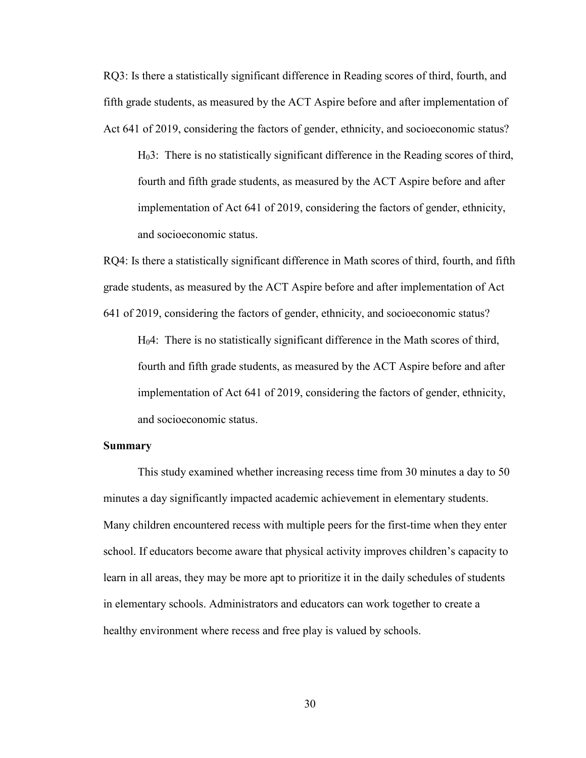RQ3: Is there a statistically significant difference in Reading scores of third, fourth, and fifth grade students, as measured by the ACT Aspire before and after implementation of Act 641 of 2019, considering the factors of gender, ethnicity, and socioeconomic status?

> $H_0$3: There is no statistically significant difference in the Reading scores of third, fourth and fifth grade students, as measured by the ACT Aspire before and after implementation of Act 641 of 2019, considering the factors of gender, ethnicity, and socioeconomic status.

RQ4: Is there a statistically significant difference in Math scores of third, fourth, and fifth grade students, as measured by the ACT Aspire before and after implementation of Act 641 of 2019, considering the factors of gender, ethnicity, and socioeconomic status?

> $H_0$4: There is no statistically significant difference in the Math scores of third, fourth and fifth grade students, as measured by the ACT Aspire before and after implementation of Act 641 of 2019, considering the factors of gender, ethnicity, and socioeconomic status.

**Summary**

This study examined whether increasing recess time from 30 minutes a day to 50 minutes a day significantly impacted academic achievement in elementary students. Many children encountered recess with multiple peers for the first-time when they enter school. If educators become aware that physical activity improves children's capacity to learn in all areas, they may be more apt to prioritize it in the daily schedules of students in elementary schools. Administrators and educators can work together to create a healthy environment where recess and free play is valued by schools.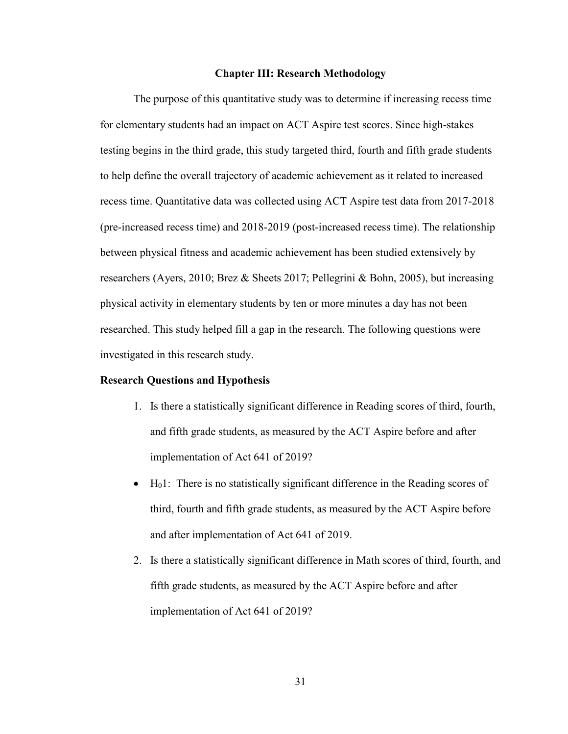# Chapter III: Research Methodology

The purpose of this quantitative study was to determine if increasing recess time for elementary students had an impact on ACT Aspire test scores. Since high-stakes testing begins in the third grade, this study targeted third, fourth and fifth grade students to help define the overall trajectory of academic achievement as it related to increased recess time. Quantitative data was collected using ACT Aspire test data from 2017-2018 (pre-increased recess time) and 2018-2019 (post-increased recess time). The relationship between physical fitness and academic achievement has been studied extensively by researchers (Ayers, 2010; Brez & Sheets 2017; Pellegrini & Bohn, 2005), but increasing physical activity in elementary students by ten or more minutes a day has not been researched. This study helped fill a gap in the research. The following questions were investigated in this research study.

## Research Questions and Hypothesis

1. Is there a statistically significant difference in Reading scores of third, fourth, and fifth grade students, as measured by the ACT Aspire before and after implementation of Act 641 of 2019?

- $H_0 1$: There is no statistically significant difference in the Reading scores of third, fourth and fifth grade students, as measured by the ACT Aspire before and after implementation of Act 641 of 2019.

2. Is there a statistically significant difference in Math scores of third, fourth, and fifth grade students, as measured by the ACT Aspire before and after implementation of Act 641 of 2019?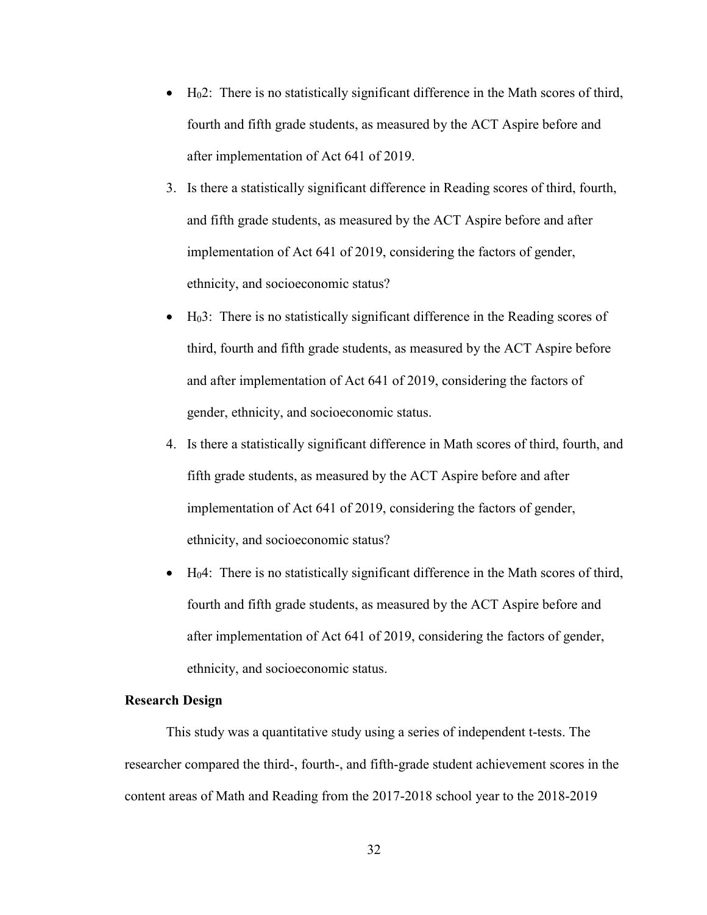- $H_0 2$: There is no statistically significant difference in the Math scores of third, fourth and fifth grade students, as measured by the ACT Aspire before and after implementation of Act 641 of 2019.

3. Is there a statistically significant difference in Reading scores of third, fourth, and fifth grade students, as measured by the ACT Aspire before and after implementation of Act 641 of 2019, considering the factors of gender, ethnicity, and socioeconomic status?

- $H_0 3$: There is no statistically significant difference in the Reading scores of third, fourth and fifth grade students, as measured by the ACT Aspire before and after implementation of Act 641 of 2019, considering the factors of gender, ethnicity, and socioeconomic status.

4. Is there a statistically significant difference in Math scores of third, fourth, and fifth grade students, as measured by the ACT Aspire before and after implementation of Act 641 of 2019, considering the factors of gender, ethnicity, and socioeconomic status?

- $H_0 4$: There is no statistically significant difference in the Math scores of third, fourth and fifth grade students, as measured by the ACT Aspire before and after implementation of Act 641 of 2019, considering the factors of gender, ethnicity, and socioeconomic status.

**Research Design**

This study was a quantitative study using a series of independent t-tests. The researcher compared the third-, fourth-, and fifth-grade student achievement scores in the content areas of Math and Reading from the 2017-2018 school year to the 2018-2019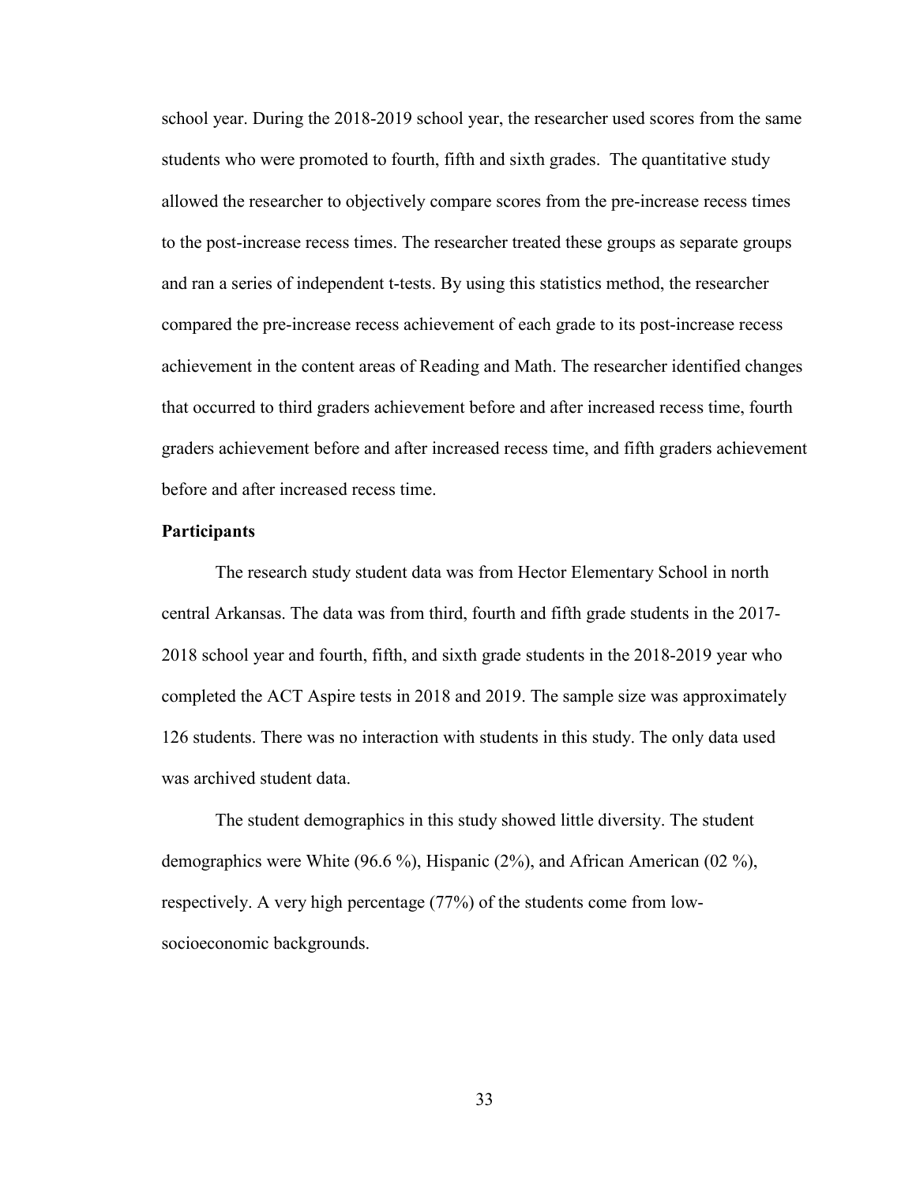school year. During the 2018-2019 school year, the researcher used scores from the same students who were promoted to fourth, fifth and sixth grades. The quantitative study allowed the researcher to objectively compare scores from the pre-increase recess times to the post-increase recess times. The researcher treated these groups as separate groups and ran a series of independent t-tests. By using this statistics method, the researcher compared the pre-increase recess achievement of each grade to its post-increase recess achievement in the content areas of Reading and Math. The researcher identified changes that occurred to third graders achievement before and after increased recess time, fourth graders achievement before and after increased recess time, and fifth graders achievement before and after increased recess time.

**Participants**

The research study student data was from Hector Elementary School in north central Arkansas. The data was from third, fourth and fifth grade students in the 2017-2018 school year and fourth, fifth, and sixth grade students in the 2018-2019 year who completed the ACT Aspire tests in 2018 and 2019. The sample size was approximately 126 students. There was no interaction with students in this study. The only data used was archived student data.

The student demographics in this study showed little diversity. The student demographics were White (96.6 %), Hispanic (2%), and African American (02 %), respectively. A very high percentage (77%) of the students come from low-socioeconomic backgrounds.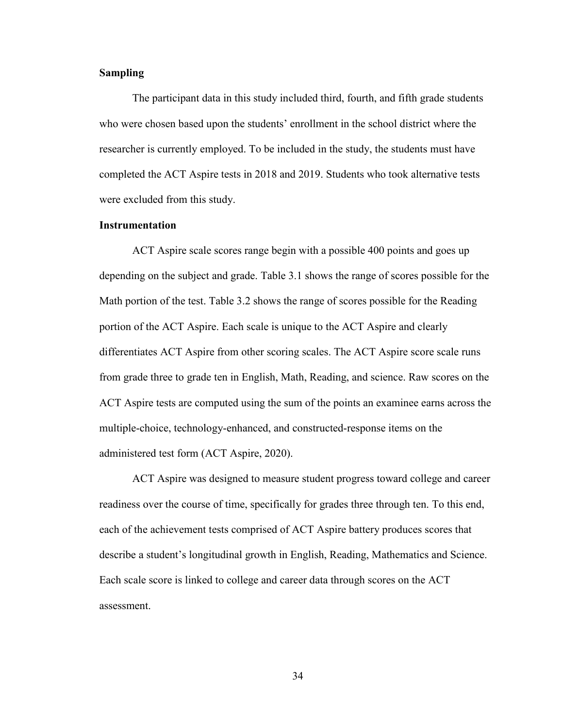**Sampling**

The participant data in this study included third, fourth, and fifth grade students who were chosen based upon the students' enrollment in the school district where the researcher is currently employed. To be included in the study, the students must have completed the ACT Aspire tests in 2018 and 2019. Students who took alternative tests were excluded from this study.

**Instrumentation**

ACT Aspire scale scores range begin with a possible 400 points and goes up depending on the subject and grade. Table 3.1 shows the range of scores possible for the Math portion of the test. Table 3.2 shows the range of scores possible for the Reading portion of the ACT Aspire. Each scale is unique to the ACT Aspire and clearly differentiates ACT Aspire from other scoring scales. The ACT Aspire score scale runs from grade three to grade ten in English, Math, Reading, and science. Raw scores on the ACT Aspire tests are computed using the sum of the points an examinee earns across the multiple-choice, technology-enhanced, and constructed-response items on the administered test form (ACT Aspire, 2020).

ACT Aspire was designed to measure student progress toward college and career readiness over the course of time, specifically for grades three through ten. To this end, each of the achievement tests comprised of ACT Aspire battery produces scores that describe a student's longitudinal growth in English, Reading, Mathematics and Science. Each scale score is linked to college and career data through scores on the ACT assessment.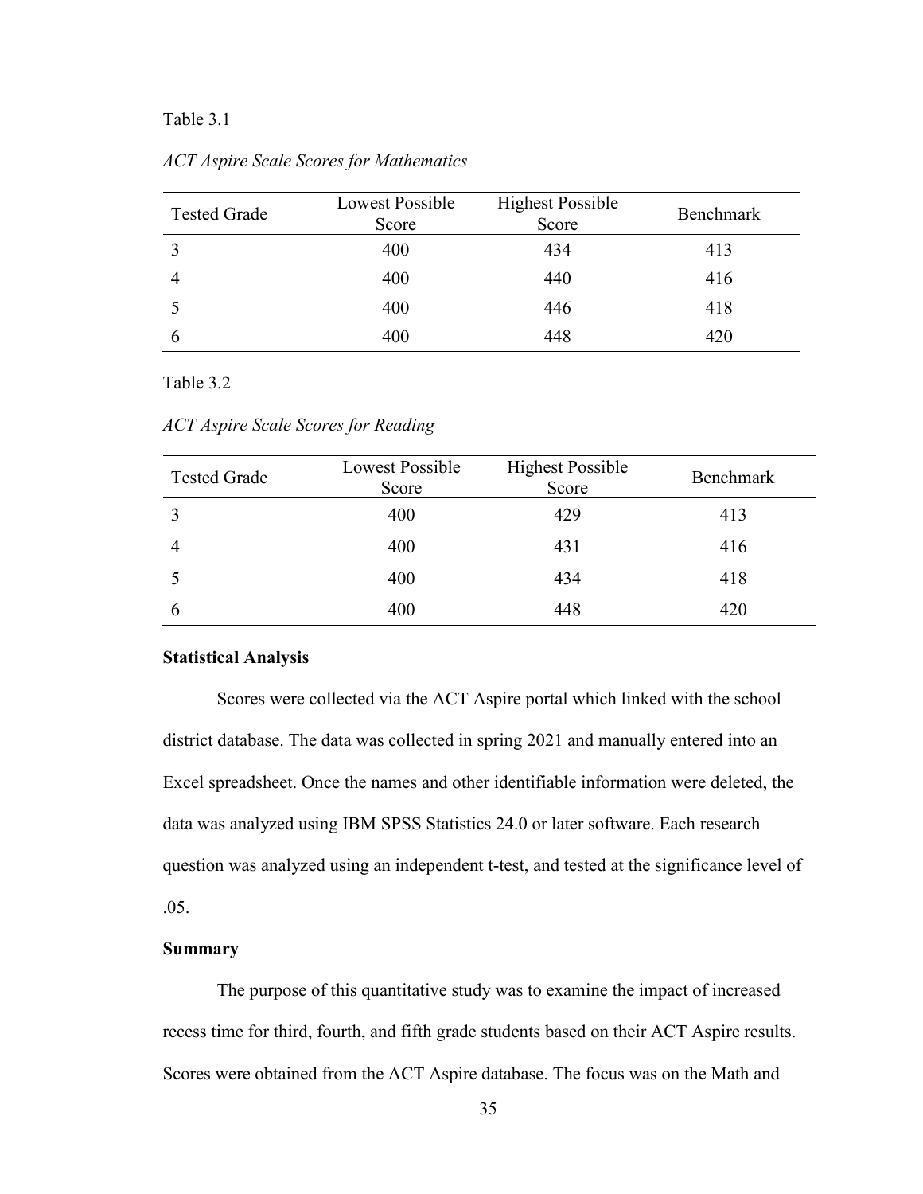Table 3.1

*ACT Aspire Scale Scores for Mathematics*

| Tested Grade | Lowest Possible Score | Highest Possible Score | Benchmark |
|---|---|---|---|
| 3 | 400 | 434 | 413 |
| 4 | 400 | 440 | 416 |
| 5 | 400 | 446 | 418 |
| 6 | 400 | 448 | 420 |

Table 3.2

*ACT Aspire Scale Scores for Reading*

| Tested Grade | Lowest Possible Score | Highest Possible Score | Benchmark |
|---|---|---|---|
| 3 | 400 | 429 | 413 |
| 4 | 400 | 431 | 416 |
| 5 | 400 | 434 | 418 |
| 6 | 400 | 448 | 420 |

**Statistical Analysis**

Scores were collected via the ACT Aspire portal which linked with the school district database. The data was collected in spring 2021 and manually entered into an Excel spreadsheet. Once the names and other identifiable information were deleted, the data was analyzed using IBM SPSS Statistics 24.0 or later software. Each research question was analyzed using an independent t-test, and tested at the significance level of .05.

**Summary**

The purpose of this quantitative study was to examine the impact of increased recess time for third, fourth, and fifth grade students based on their ACT Aspire results. Scores were obtained from the ACT Aspire database. The focus was on the Math and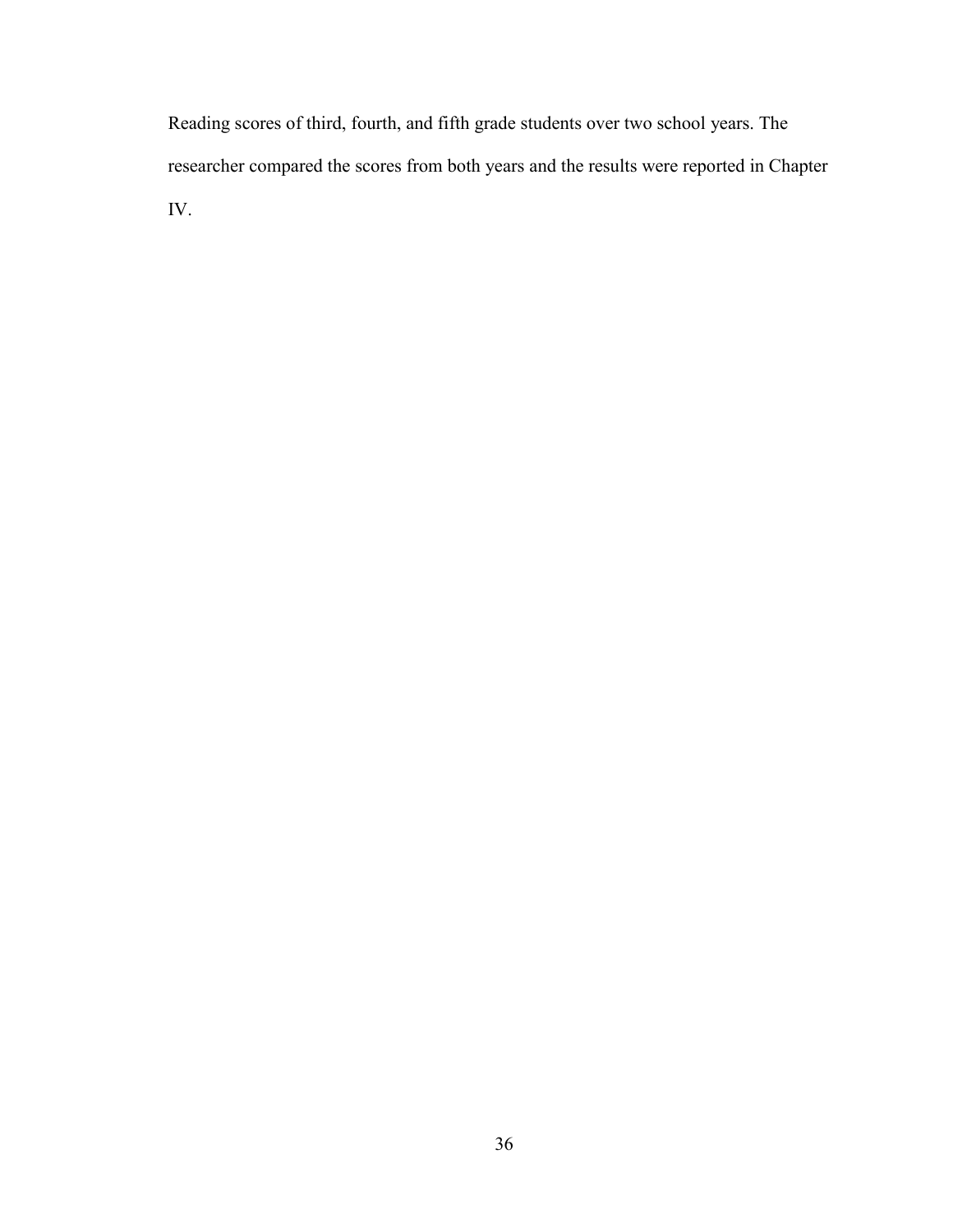Reading scores of third, fourth, and fifth grade students over two school years. The researcher compared the scores from both years and the results were reported in Chapter IV.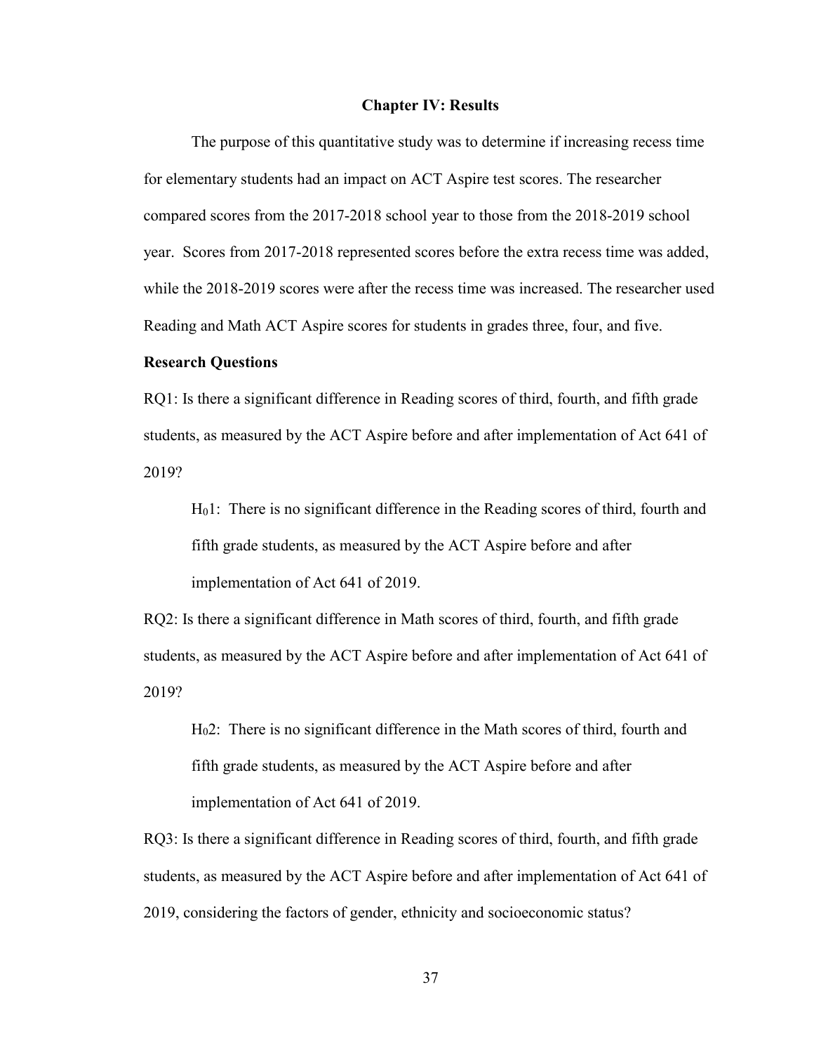# Chapter IV: Results

The purpose of this quantitative study was to determine if increasing recess time for elementary students had an impact on ACT Aspire test scores. The researcher compared scores from the 2017-2018 school year to those from the 2018-2019 school year. Scores from 2017-2018 represented scores before the extra recess time was added, while the 2018-2019 scores were after the recess time was increased. The researcher used Reading and Math ACT Aspire scores for students in grades three, four, and five.

## Research Questions

RQ1: Is there a significant difference in Reading scores of third, fourth, and fifth grade students, as measured by the ACT Aspire before and after implementation of Act 641 of 2019?

> $H_0$1: There is no significant difference in the Reading scores of third, fourth and fifth grade students, as measured by the ACT Aspire before and after implementation of Act 641 of 2019.

RQ2: Is there a significant difference in Math scores of third, fourth, and fifth grade students, as measured by the ACT Aspire before and after implementation of Act 641 of 2019?

> $H_0$2: There is no significant difference in the Math scores of third, fourth and fifth grade students, as measured by the ACT Aspire before and after implementation of Act 641 of 2019.

RQ3: Is there a significant difference in Reading scores of third, fourth, and fifth grade students, as measured by the ACT Aspire before and after implementation of Act 641 of 2019, considering the factors of gender, ethnicity and socioeconomic status?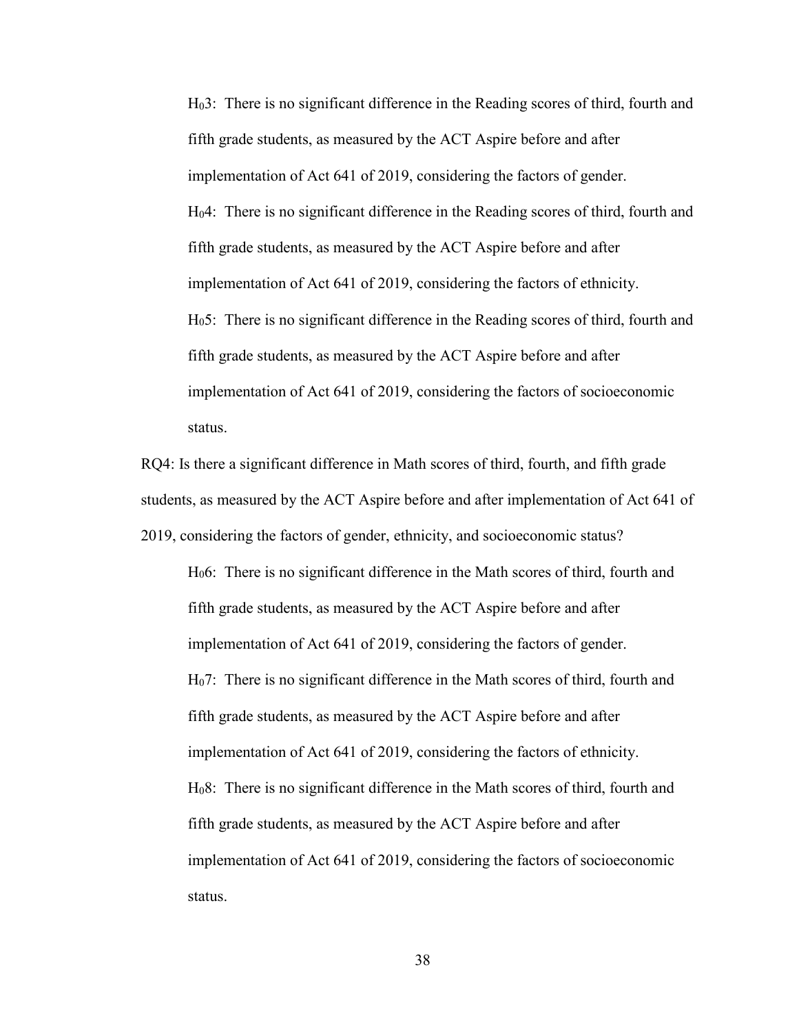$H_03$: There is no significant difference in the Reading scores of third, fourth and fifth grade students, as measured by the ACT Aspire before and after implementation of Act 641 of 2019, considering the factors of gender.

$H_04$: There is no significant difference in the Reading scores of third, fourth and fifth grade students, as measured by the ACT Aspire before and after implementation of Act 641 of 2019, considering the factors of ethnicity.

$H_05$: There is no significant difference in the Reading scores of third, fourth and fifth grade students, as measured by the ACT Aspire before and after implementation of Act 641 of 2019, considering the factors of socioeconomic status.

RQ4: Is there a significant difference in Math scores of third, fourth, and fifth grade students, as measured by the ACT Aspire before and after implementation of Act 641 of 2019, considering the factors of gender, ethnicity, and socioeconomic status?

$H_06$: There is no significant difference in the Math scores of third, fourth and fifth grade students, as measured by the ACT Aspire before and after implementation of Act 641 of 2019, considering the factors of gender.

$H_07$: There is no significant difference in the Math scores of third, fourth and fifth grade students, as measured by the ACT Aspire before and after implementation of Act 641 of 2019, considering the factors of ethnicity.

$H_08$: There is no significant difference in the Math scores of third, fourth and fifth grade students, as measured by the ACT Aspire before and after implementation of Act 641 of 2019, considering the factors of socioeconomic status.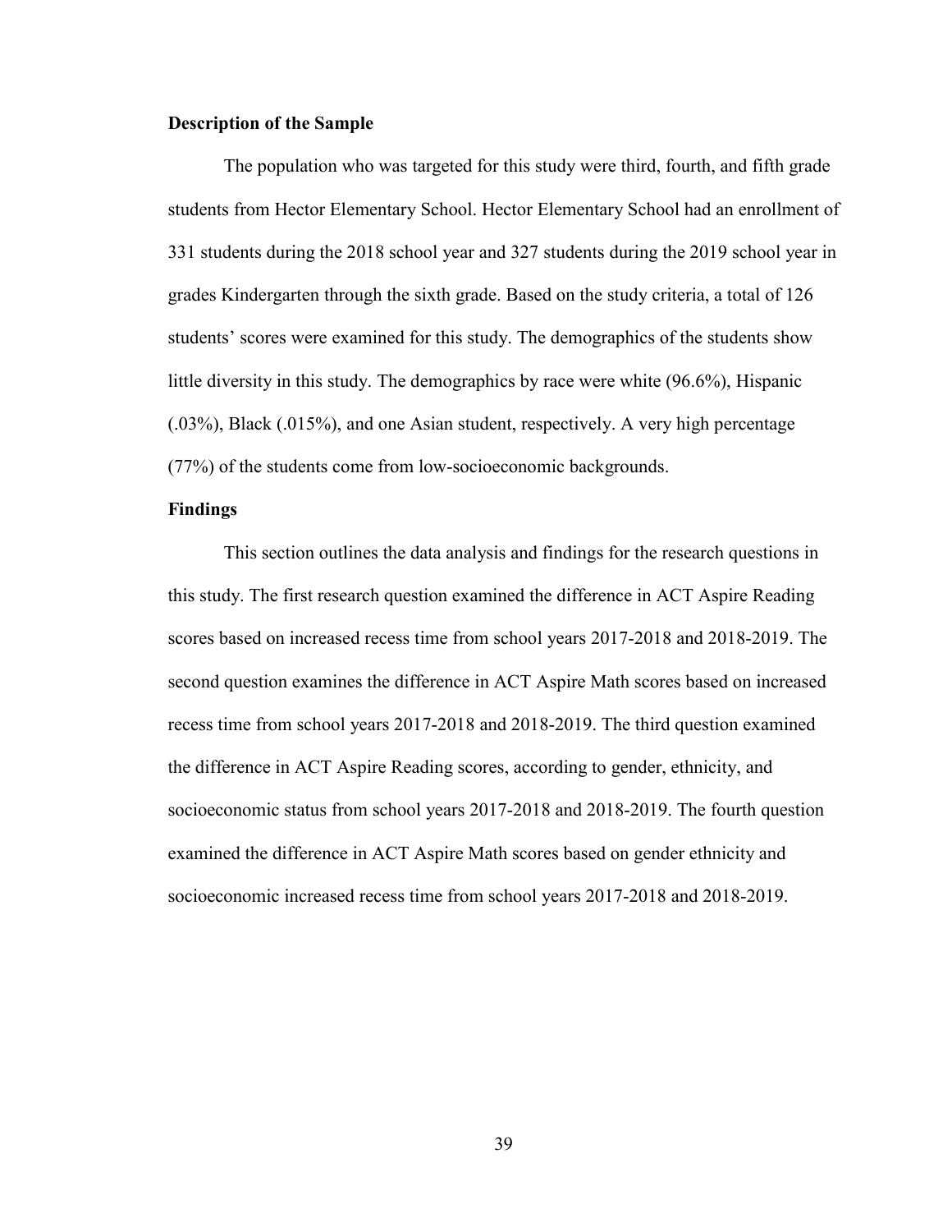**Description of the Sample**

The population who was targeted for this study were third, fourth, and fifth grade students from Hector Elementary School. Hector Elementary School had an enrollment of 331 students during the 2018 school year and 327 students during the 2019 school year in grades Kindergarten through the sixth grade. Based on the study criteria, a total of 126 students' scores were examined for this study. The demographics of the students show little diversity in this study. The demographics by race were white (96.6%), Hispanic (.03%), Black (.015%), and one Asian student, respectively. A very high percentage (77%) of the students come from low-socioeconomic backgrounds.

**Findings**

This section outlines the data analysis and findings for the research questions in this study. The first research question examined the difference in ACT Aspire Reading scores based on increased recess time from school years 2017-2018 and 2018-2019. The second question examines the difference in ACT Aspire Math scores based on increased recess time from school years 2017-2018 and 2018-2019. The third question examined the difference in ACT Aspire Reading scores, according to gender, ethnicity, and socioeconomic status from school years 2017-2018 and 2018-2019. The fourth question examined the difference in ACT Aspire Math scores based on gender ethnicity and socioeconomic increased recess time from school years 2017-2018 and 2018-2019.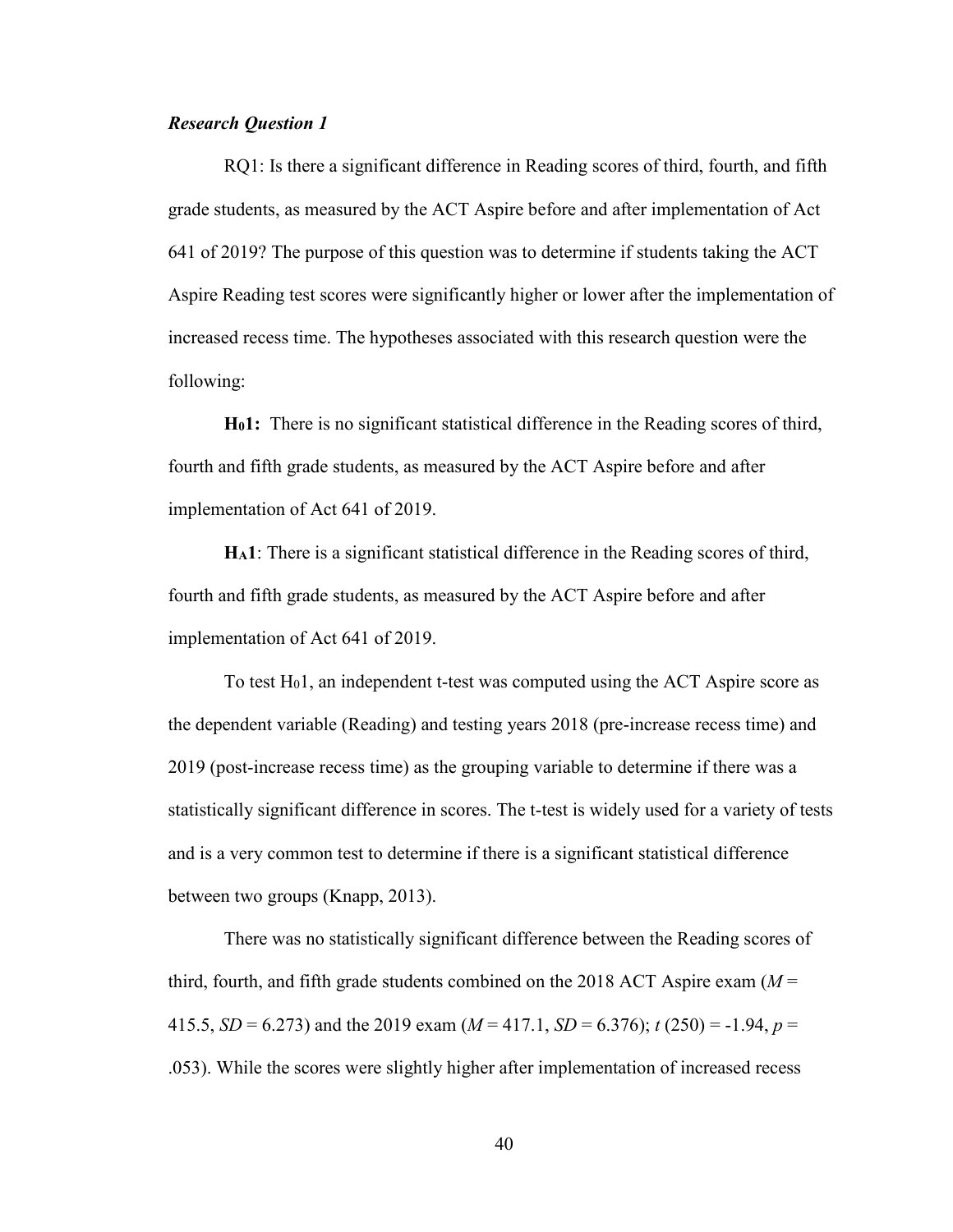### *Research Question 1*

RQ1: Is there a significant difference in Reading scores of third, fourth, and fifth grade students, as measured by the ACT Aspire before and after implementation of Act 641 of 2019? The purpose of this question was to determine if students taking the ACT Aspire Reading test scores were significantly higher or lower after the implementation of increased recess time. The hypotheses associated with this research question were the following:

**$H_0$1:** There is no significant statistical difference in the Reading scores of third, fourth and fifth grade students, as measured by the ACT Aspire before and after implementation of Act 641 of 2019.

**$H_A$1**: There is a significant statistical difference in the Reading scores of third, fourth and fifth grade students, as measured by the ACT Aspire before and after implementation of Act 641 of 2019.

To test $H_0$1, an independent t-test was computed using the ACT Aspire score as the dependent variable (Reading) and testing years 2018 (pre-increase recess time) and 2019 (post-increase recess time) as the grouping variable to determine if there was a statistically significant difference in scores. The t-test is widely used for a variety of tests and is a very common test to determine if there is a significant statistical difference between two groups (Knapp, 2013).

There was no statistically significant difference between the Reading scores of third, fourth, and fifth grade students combined on the 2018 ACT Aspire exam ($M$ = 415.5, $SD$ = 6.273) and the 2019 exam ($M$ = 417.1, $SD$ = 6.376); $t$ (250) = -1.94, $p$ = .053). While the scores were slightly higher after implementation of increased recess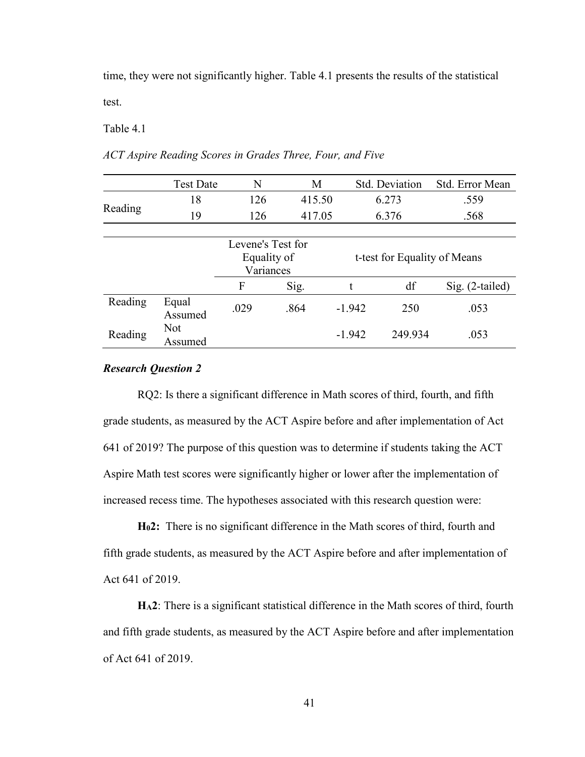time, they were not significantly higher. Table 4.1 presents the results of the statistical test.

Table 4.1

*ACT Aspire Reading Scores in Grades Three, Four, and Five*

| | Test Date | N | M | Std. Deviation | Std. Error Mean |
|---|---|---|---|---|---|
| Reading | 18 | 126 | 415.50 | 6.273 | .559 |
| | 19 | 126 | 417.05 | 6.376 | .568 |

| | | Levene's Test for Equality of Variances | | t-test for Equality of Means | | |
|---|---|---|---|---|---|---|
| | | F | Sig. | t | df | Sig. (2-tailed) |
| Reading | Equal Assumed | .029 | .864 | -1.942 | 250 | .053 |
| Reading | Not Assumed | | | -1.942 | 249.934 | .053 |

***Research Question 2***

RQ2: Is there a significant difference in Math scores of third, fourth, and fifth grade students, as measured by the ACT Aspire before and after implementation of Act 641 of 2019? The purpose of this question was to determine if students taking the ACT Aspire Math test scores were significantly higher or lower after the implementation of increased recess time. The hypotheses associated with this research question were:

**$H_0$2:** There is no significant difference in the Math scores of third, fourth and fifth grade students, as measured by the ACT Aspire before and after implementation of Act 641 of 2019.

**$H_A$2**: There is a significant statistical difference in the Math scores of third, fourth and fifth grade students, as measured by the ACT Aspire before and after implementation of Act 641 of 2019.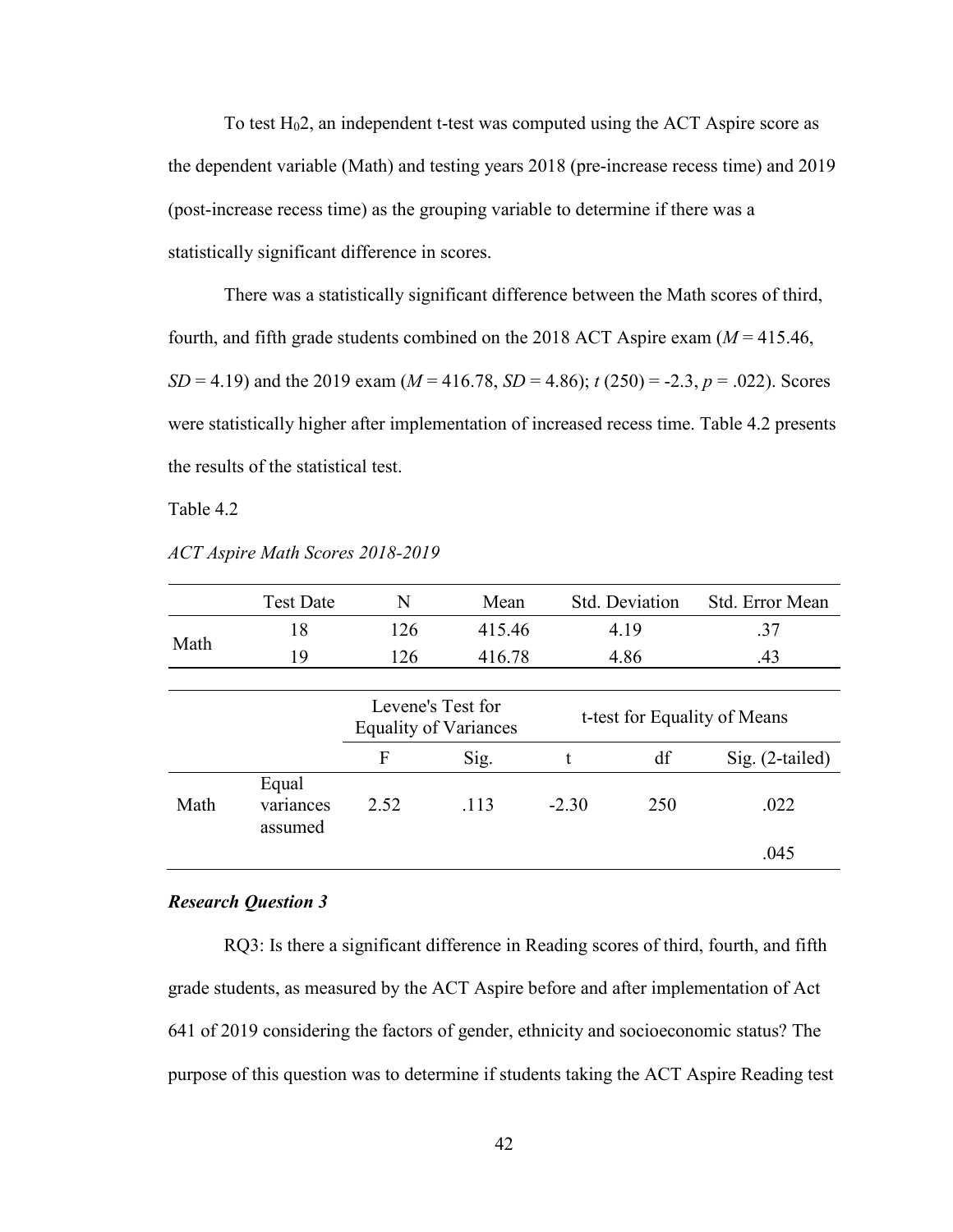To test $H_02$, an independent t-test was computed using the ACT Aspire score as the dependent variable (Math) and testing years 2018 (pre-increase recess time) and 2019 (post-increase recess time) as the grouping variable to determine if there was a statistically significant difference in scores.

There was a statistically significant difference between the Math scores of third, fourth, and fifth grade students combined on the 2018 ACT Aspire exam ($M$ = 415.46, $SD$ = 4.19) and the 2019 exam ($M$ = 416.78, $SD$ = 4.86); $t$ (250) = -2.3, $p$ = .022). Scores were statistically higher after implementation of increased recess time. Table 4.2 presents the results of the statistical test.

Table 4.2

*ACT Aspire Math Scores 2018-2019*

| | Test Date | N | Mean | Std. Deviation | Std. Error Mean |
|---|---|---|---|---|---|
| Math | 18 | 126 | 415.46 | 4.19 | .37 |
| | 19 | 126 | 416.78 | 4.86 | .43 |

| | | Levene's Test for Equality of Variances | | t-test for Equality of Means | | |
|---|---|---|---|---|---|---|
| | | F | Sig. | t | df | Sig. (2-tailed) |
| Math | Equal variances assumed | 2.52 | .113 | -2.30 | 250 | .022 |
| | | | | | | .045 |

### *Research Question 3*

RQ3: Is there a significant difference in Reading scores of third, fourth, and fifth grade students, as measured by the ACT Aspire before and after implementation of Act 641 of 2019 considering the factors of gender, ethnicity and socioeconomic status? The purpose of this question was to determine if students taking the ACT Aspire Reading test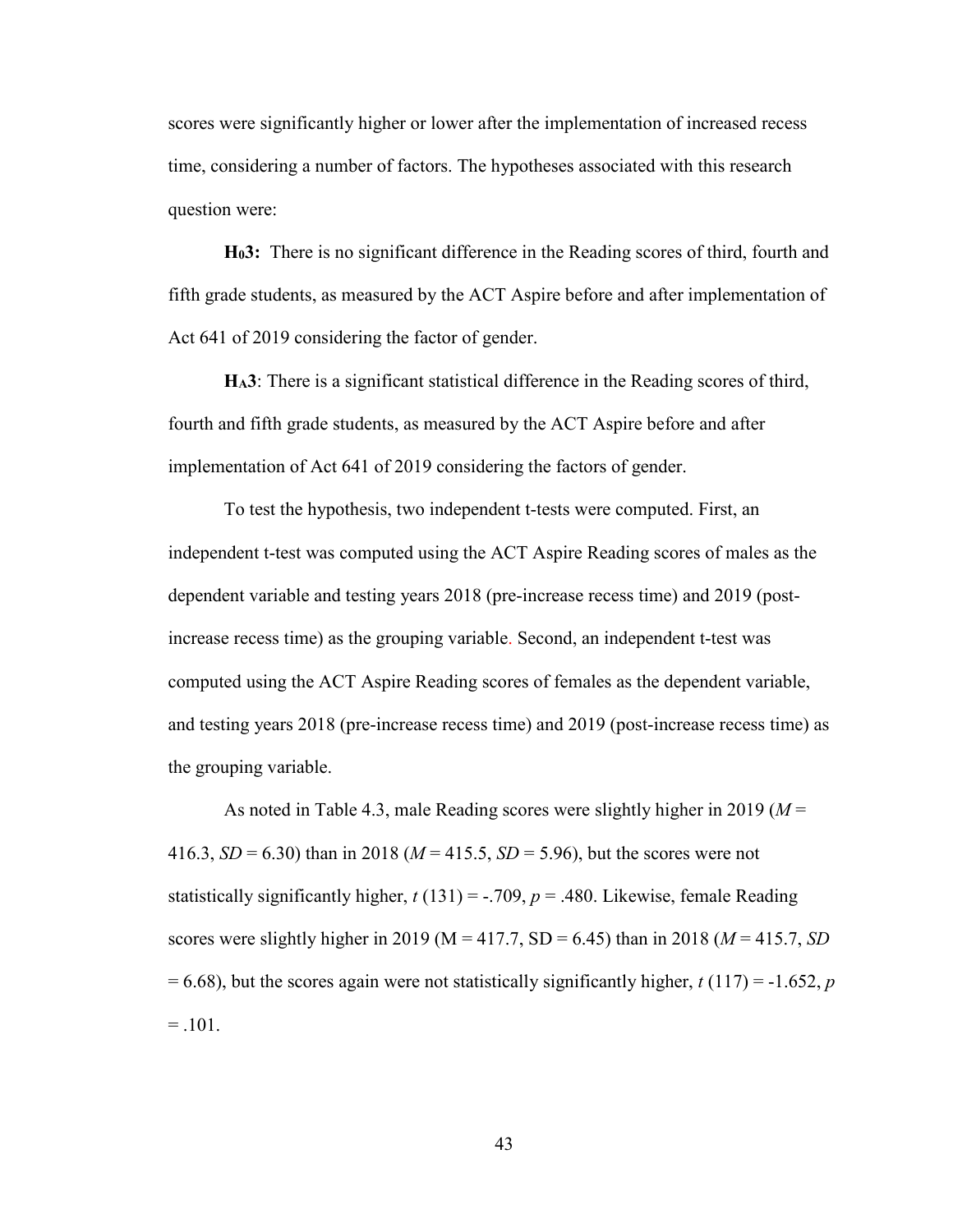scores were significantly higher or lower after the implementation of increased recess time, considering a number of factors. The hypotheses associated with this research question were:

**$H_0$3:** There is no significant difference in the Reading scores of third, fourth and fifth grade students, as measured by the ACT Aspire before and after implementation of Act 641 of 2019 considering the factor of gender.

**$H_A$3**: There is a significant statistical difference in the Reading scores of third, fourth and fifth grade students, as measured by the ACT Aspire before and after implementation of Act 641 of 2019 considering the factors of gender.

To test the hypothesis, two independent t-tests were computed. First, an independent t-test was computed using the ACT Aspire Reading scores of males as the dependent variable and testing years 2018 (pre-increase recess time) and 2019 (post-increase recess time) as the grouping variable. Second, an independent t-test was computed using the ACT Aspire Reading scores of females as the dependent variable, and testing years 2018 (pre-increase recess time) and 2019 (post-increase recess time) as the grouping variable.

As noted in Table 4.3, male Reading scores were slightly higher in 2019 ($M$ = 416.3, $SD$ = 6.30) than in 2018 ($M$ = 415.5, $SD$ = 5.96), but the scores were not statistically significantly higher, $t$ (131) = -.709, $p$ = .480. Likewise, female Reading scores were slightly higher in 2019 (M = 417.7, SD = 6.45) than in 2018 ($M$ = 415.7, $SD$ = 6.68), but the scores again were not statistically significantly higher, $t$ (117) = -1.652, $p$ = .101.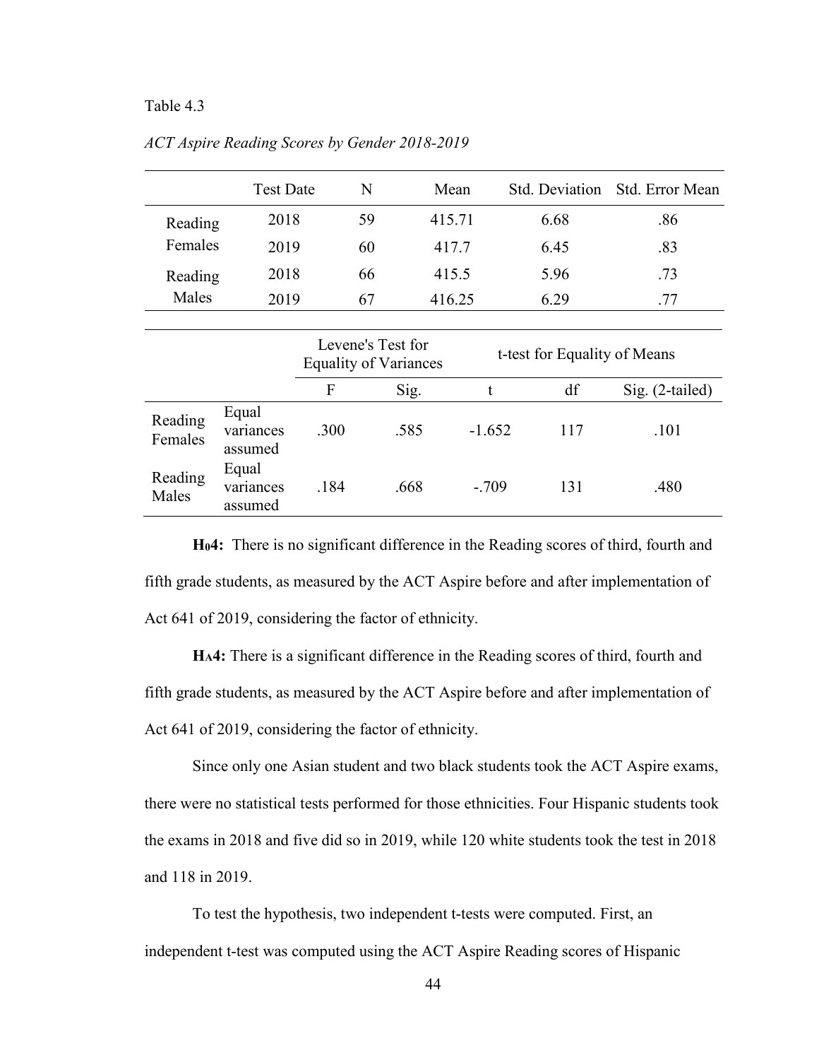Table 4.3

*ACT Aspire Reading Scores by Gender 2018-2019*

| | Test Date | N | Mean | Std. Deviation | Std. Error Mean |
|---|---|---|---|---|---|
| Reading Females | 2018 | 59 | 415.71 | 6.68 | .86 |
| | 2019 | 60 | 417.7 | 6.45 | .83 |
| Reading Males | 2018 | 66 | 415.5 | 5.96 | .73 |
| | 2019 | 67 | 416.25 | 6.29 | .77 |

| | | Levene's Test for Equality of Variances | | t-test for Equality of Means | | |
|---|---|---|---|---|---|---|
| | | F | Sig. | t | df | Sig. (2-tailed) |
| Reading Females | Equal variances assumed | .300 | .585 | -1.652 | 117 | .101 |
| Reading Males | Equal variances assumed | .184 | .668 | -.709 | 131 | .480 |

**$H_0$4:** There is no significant difference in the Reading scores of third, fourth and fifth grade students, as measured by the ACT Aspire before and after implementation of Act 641 of 2019, considering the factor of ethnicity.

**$H_A$4:** There is a significant difference in the Reading scores of third, fourth and fifth grade students, as measured by the ACT Aspire before and after implementation of Act 641 of 2019, considering the factor of ethnicity.

Since only one Asian student and two black students took the ACT Aspire exams, there were no statistical tests performed for those ethnicities. Four Hispanic students took the exams in 2018 and five did so in 2019, while 120 white students took the test in 2018 and 118 in 2019.

To test the hypothesis, two independent t-tests were computed. First, an independent t-test was computed using the ACT Aspire Reading scores of Hispanic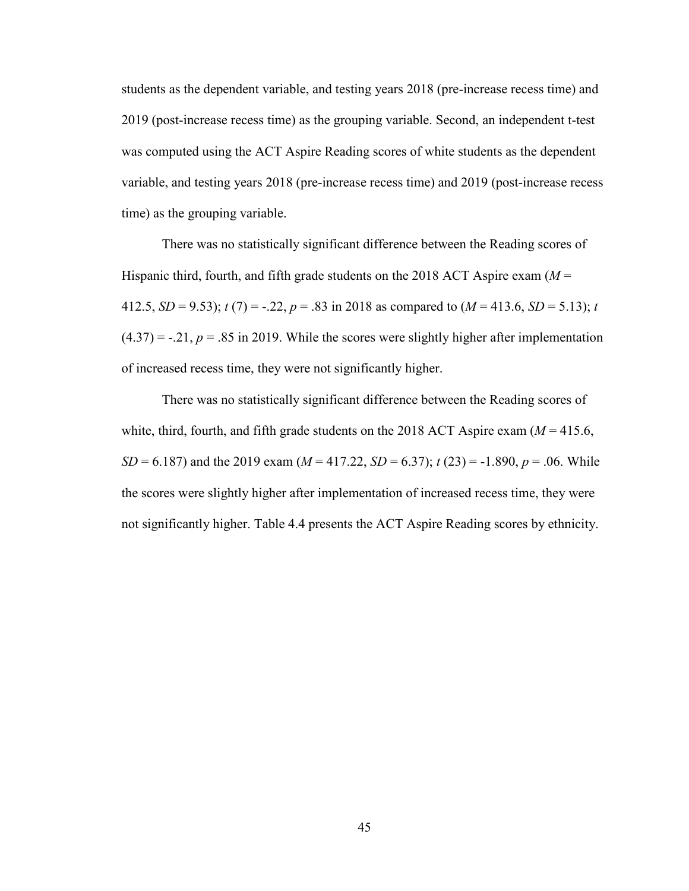students as the dependent variable, and testing years 2018 (pre-increase recess time) and 2019 (post-increase recess time) as the grouping variable. Second, an independent t-test was computed using the ACT Aspire Reading scores of white students as the dependent variable, and testing years 2018 (pre-increase recess time) and 2019 (post-increase recess time) as the grouping variable.

There was no statistically significant difference between the Reading scores of Hispanic third, fourth, and fifth grade students on the 2018 ACT Aspire exam ($M$ = 412.5, $SD$ = 9.53); $t$ (7) = -.22, $p$ = .83 in 2018 as compared to ($M$ = 413.6, $SD$ = 5.13); $t$ (4.37) = -.21, $p$ = .85 in 2019. While the scores were slightly higher after implementation of increased recess time, they were not significantly higher.

There was no statistically significant difference between the Reading scores of white, third, fourth, and fifth grade students on the 2018 ACT Aspire exam ($M$ = 415.6, $SD$ = 6.187) and the 2019 exam ($M$ = 417.22, $SD$ = 6.37); $t$ (23) = -1.890, $p$ = .06. While the scores were slightly higher after implementation of increased recess time, they were not significantly higher. Table 4.4 presents the ACT Aspire Reading scores by ethnicity.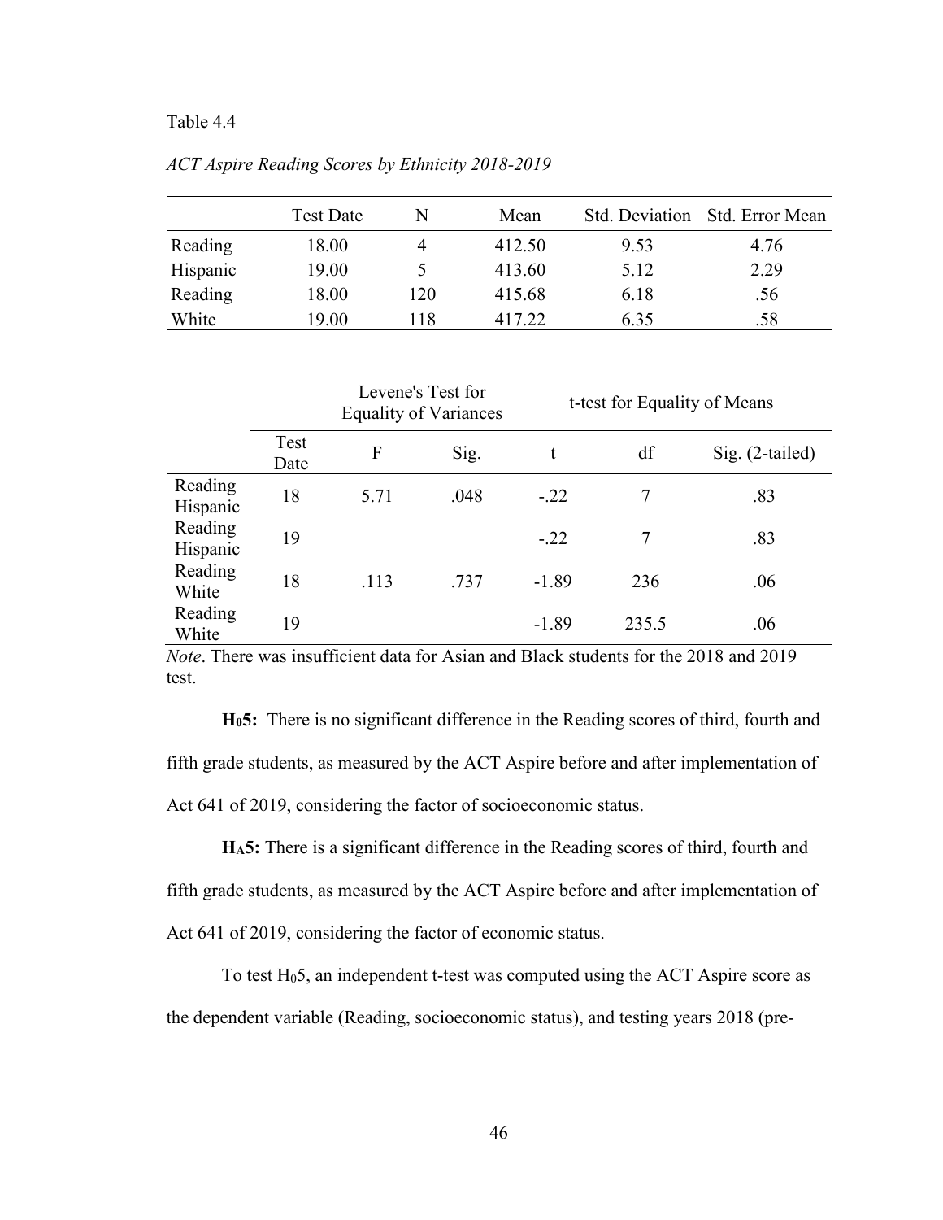Table 4.4

*ACT Aspire Reading Scores by Ethnicity 2018-2019*

| | Test Date | N | Mean | Std. Deviation | Std. Error Mean |
|---|---|---|---|---|---|
| Reading | 18.00 | 4 | 412.50 | 9.53 | 4.76 |
| Hispanic | 19.00 | 5 | 413.60 | 5.12 | 2.29 |
| Reading | 18.00 | 120 | 415.68 | 6.18 | .56 |
| White | 19.00 | 118 | 417.22 | 6.35 | .58 |

| | | Levene's Test for Equality of Variances | | t-test for Equality of Means | | |
|---|---|---|---|---|---|---|
| | Test Date | F | Sig. | t | df | Sig. (2-tailed) |
| Reading Hispanic | 18 | 5.71 | .048 | -.22 | 7 | .83 |
| Reading Hispanic | 19 | | | -.22 | 7 | .83 |
| Reading White | 18 | .113 | .737 | -1.89 | 236 | .06 |
| Reading White | 19 | | | -1.89 | 235.5 | .06 |

*Note*. There was insufficient data for Asian and Black students for the 2018 and 2019 test.

**$H_0$5:** There is no significant difference in the Reading scores of third, fourth and fifth grade students, as measured by the ACT Aspire before and after implementation of Act 641 of 2019, considering the factor of socioeconomic status.

**$H_A$5:** There is a significant difference in the Reading scores of third, fourth and fifth grade students, as measured by the ACT Aspire before and after implementation of Act 641 of 2019, considering the factor of economic status.

To test $H_0$5, an independent t-test was computed using the ACT Aspire score as the dependent variable (Reading, socioeconomic status), and testing years 2018 (pre-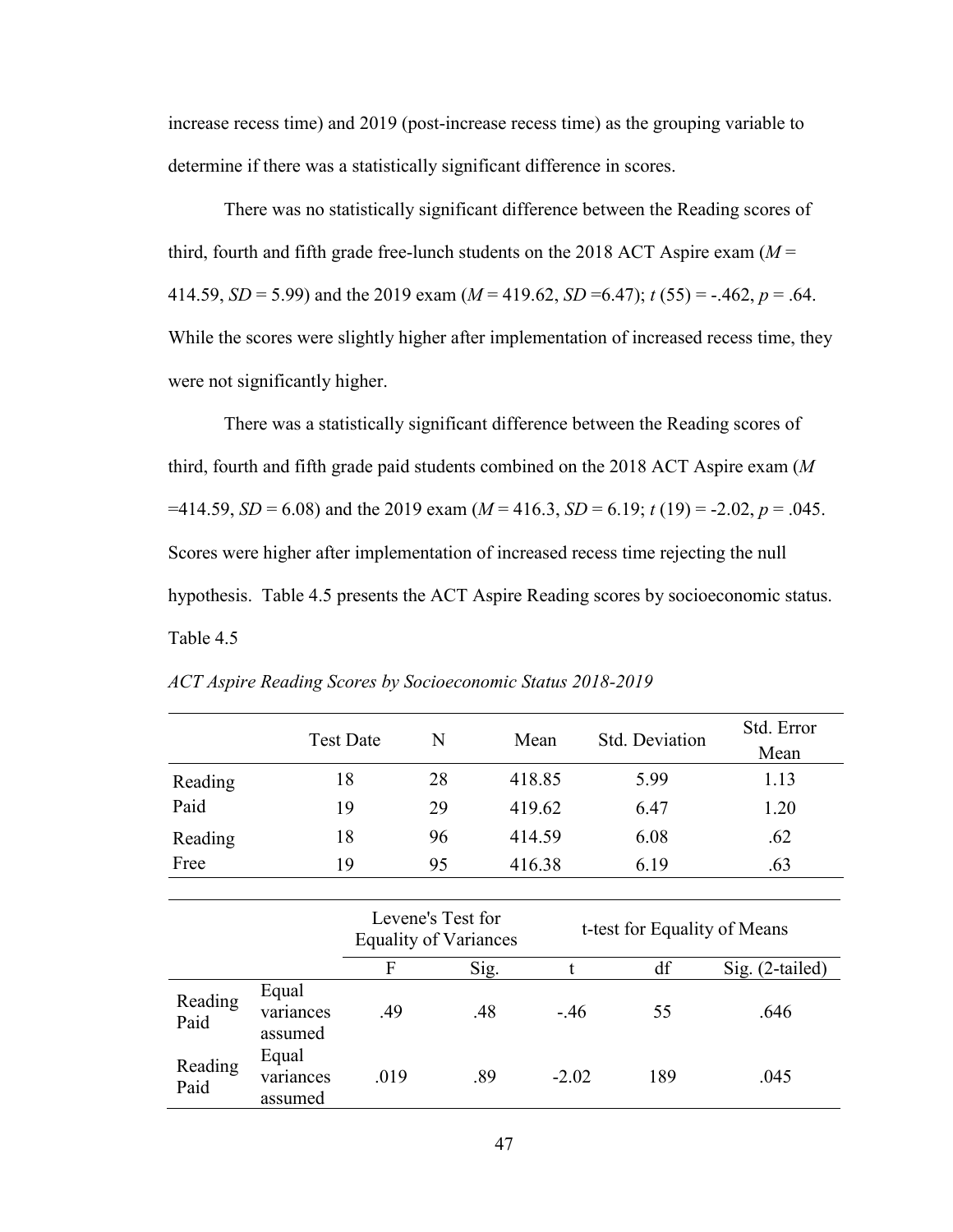increase recess time) and 2019 (post-increase recess time) as the grouping variable to determine if there was a statistically significant difference in scores.

There was no statistically significant difference between the Reading scores of third, fourth and fifth grade free-lunch students on the 2018 ACT Aspire exam ($M$ = 414.59, $SD$ = 5.99) and the 2019 exam ($M$ = 419.62, $SD$ =6.47); $t$ (55) = -.462, $p$ = .64. While the scores were slightly higher after implementation of increased recess time, they were not significantly higher.

There was a statistically significant difference between the Reading scores of third, fourth and fifth grade paid students combined on the 2018 ACT Aspire exam ($M$ =414.59, $SD$ = 6.08) and the 2019 exam ($M$ = 416.3, $SD$ = 6.19; $t$ (19) = -2.02, $p$ = .045. Scores were higher after implementation of increased recess time rejecting the null hypothesis. Table 4.5 presents the ACT Aspire Reading scores by socioeconomic status.

Table 4.5

*ACT Aspire Reading Scores by Socioeconomic Status 2018-2019*

| | Test Date | N | Mean | Std. Deviation | Std. Error Mean |
|---|---|---|---|---|---|
| Reading Paid | 18 | 28 | 418.85 | 5.99 | 1.13 |
| | 19 | 29 | 419.62 | 6.47 | 1.20 |
| Reading Free | 18 | 96 | 414.59 | 6.08 | .62 |
| | 19 | 95 | 416.38 | 6.19 | .63 |

| | | Levene's Test for Equality of Variances | | t-test for Equality of Means | | |
|---|---|---|---|---|---|---|
| | | F | Sig. | t | df | Sig. (2-tailed) |
| Reading Paid | Equal variances assumed | .49 | .48 | -.46 | 55 | .646 |
| Reading Paid | Equal variances assumed | .019 | .89 | -2.02 | 189 | .045 |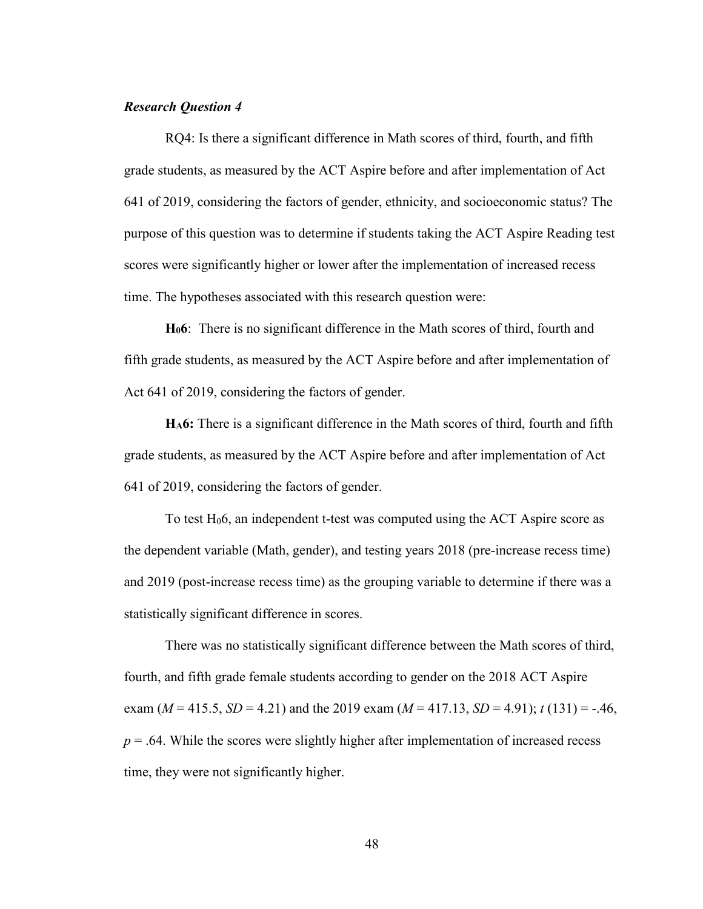***Research Question 4***

RQ4: Is there a significant difference in Math scores of third, fourth, and fifth grade students, as measured by the ACT Aspire before and after implementation of Act 641 of 2019, considering the factors of gender, ethnicity, and socioeconomic status? The purpose of this question was to determine if students taking the ACT Aspire Reading test scores were significantly higher or lower after the implementation of increased recess time. The hypotheses associated with this research question were:

**$H_0$6**: There is no significant difference in the Math scores of third, fourth and fifth grade students, as measured by the ACT Aspire before and after implementation of Act 641 of 2019, considering the factors of gender.

**$H_A$6:** There is a significant difference in the Math scores of third, fourth and fifth grade students, as measured by the ACT Aspire before and after implementation of Act 641 of 2019, considering the factors of gender.

To test $H_0$6, an independent t-test was computed using the ACT Aspire score as the dependent variable (Math, gender), and testing years 2018 (pre-increase recess time) and 2019 (post-increase recess time) as the grouping variable to determine if there was a statistically significant difference in scores.

There was no statistically significant difference between the Math scores of third, fourth, and fifth grade female students according to gender on the 2018 ACT Aspire exam ($M$ = 415.5, $SD$ = 4.21) and the 2019 exam ($M$ = 417.13, $SD$ = 4.91); $t$ (131) = -.46, $p$ = .64. While the scores were slightly higher after implementation of increased recess time, they were not significantly higher.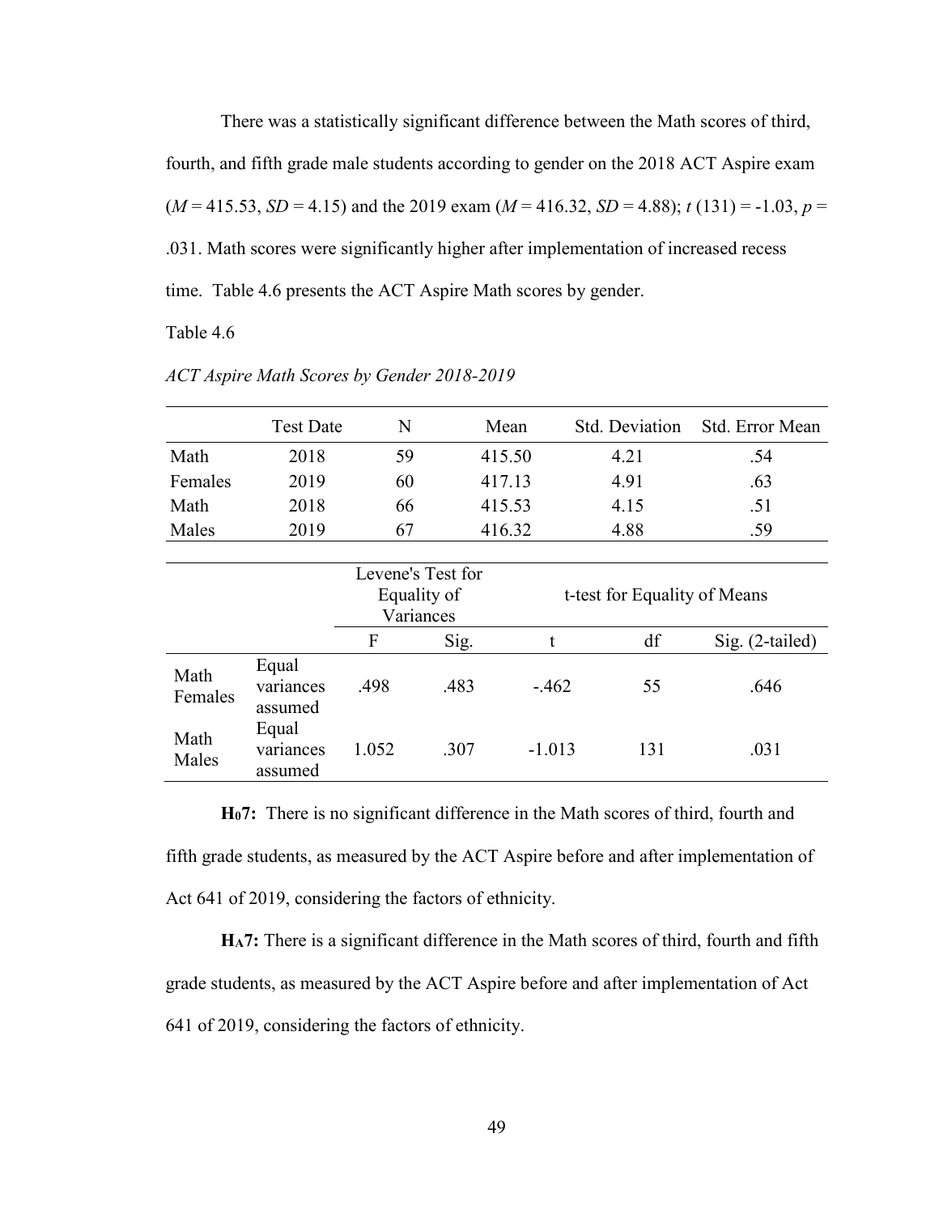There was a statistically significant difference between the Math scores of third, fourth, and fifth grade male students according to gender on the 2018 ACT Aspire exam ($M$ = 415.53, $SD$ = 4.15) and the 2019 exam ($M$ = 416.32, $SD$ = 4.88); $t$ (131) = -1.03, $p$ = .031. Math scores were significantly higher after implementation of increased recess time. Table 4.6 presents the ACT Aspire Math scores by gender.

Table 4.6

*ACT Aspire Math Scores by Gender 2018-2019*

| | Test Date | N | Mean | Std. Deviation | Std. Error Mean |
|---|---|---|---|---|---|
| Math | 2018 | 59 | 415.50 | 4.21 | .54 |
| Females | 2019 | 60 | 417.13 | 4.91 | .63 |
| Math | 2018 | 66 | 415.53 | 4.15 | .51 |
| Males | 2019 | 67 | 416.32 | 4.88 | .59 |

| | | Levene's Test for Equality of Variances | | t-test for Equality of Means | | |
|---|---|---|---|---|---|---|
| | | F | Sig. | t | df | Sig. (2-tailed) |
| Math Females | Equal variances assumed | .498 | .483 | -.462 | 55 | .646 |
| Math Males | Equal variances assumed | 1.052 | .307 | -1.013 | 131 | .031 |

**$H_0$7:** There is no significant difference in the Math scores of third, fourth and fifth grade students, as measured by the ACT Aspire before and after implementation of Act 641 of 2019, considering the factors of ethnicity.

**$H_A$7:** There is a significant difference in the Math scores of third, fourth and fifth grade students, as measured by the ACT Aspire before and after implementation of Act 641 of 2019, considering the factors of ethnicity.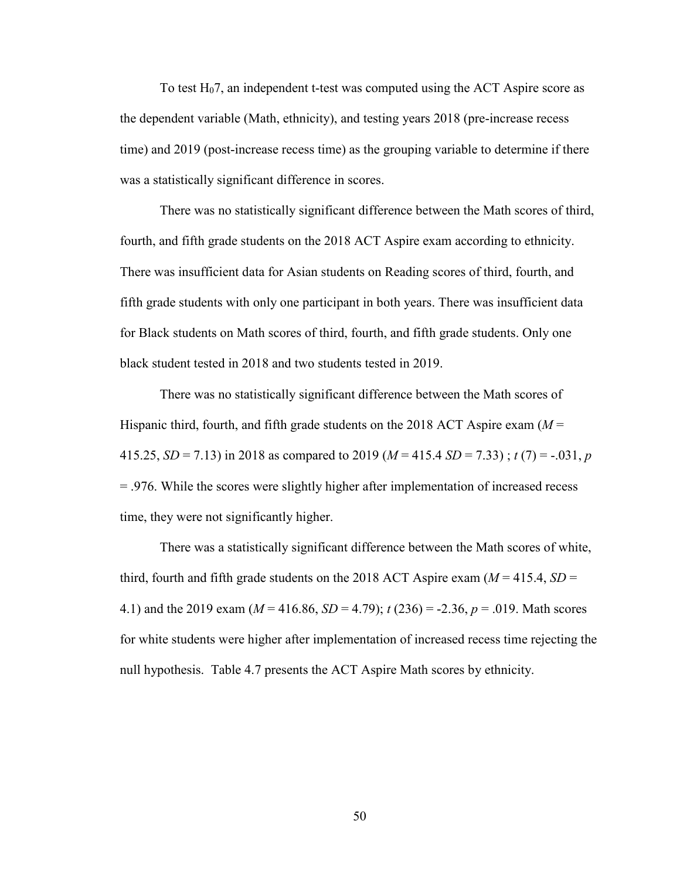To test $H_0 7$, an independent t-test was computed using the ACT Aspire score as the dependent variable (Math, ethnicity), and testing years 2018 (pre-increase recess time) and 2019 (post-increase recess time) as the grouping variable to determine if there was a statistically significant difference in scores.

There was no statistically significant difference between the Math scores of third, fourth, and fifth grade students on the 2018 ACT Aspire exam according to ethnicity. There was insufficient data for Asian students on Reading scores of third, fourth, and fifth grade students with only one participant in both years. There was insufficient data for Black students on Math scores of third, fourth, and fifth grade students. Only one black student tested in 2018 and two students tested in 2019.

There was no statistically significant difference between the Math scores of Hispanic third, fourth, and fifth grade students on the 2018 ACT Aspire exam ($M$ = 415.25, $SD$ = 7.13) in 2018 as compared to 2019 ($M$ = 415.4 $SD$ = 7.33) ; $t$ (7) = -.031, $p$ = .976. While the scores were slightly higher after implementation of increased recess time, they were not significantly higher.

There was a statistically significant difference between the Math scores of white, third, fourth and fifth grade students on the 2018 ACT Aspire exam ($M$ = 415.4, $SD$ = 4.1) and the 2019 exam ($M$ = 416.86, $SD$ = 4.79); $t$ (236) = -2.36, $p$ = .019. Math scores for white students were higher after implementation of increased recess time rejecting the null hypothesis. Table 4.7 presents the ACT Aspire Math scores by ethnicity.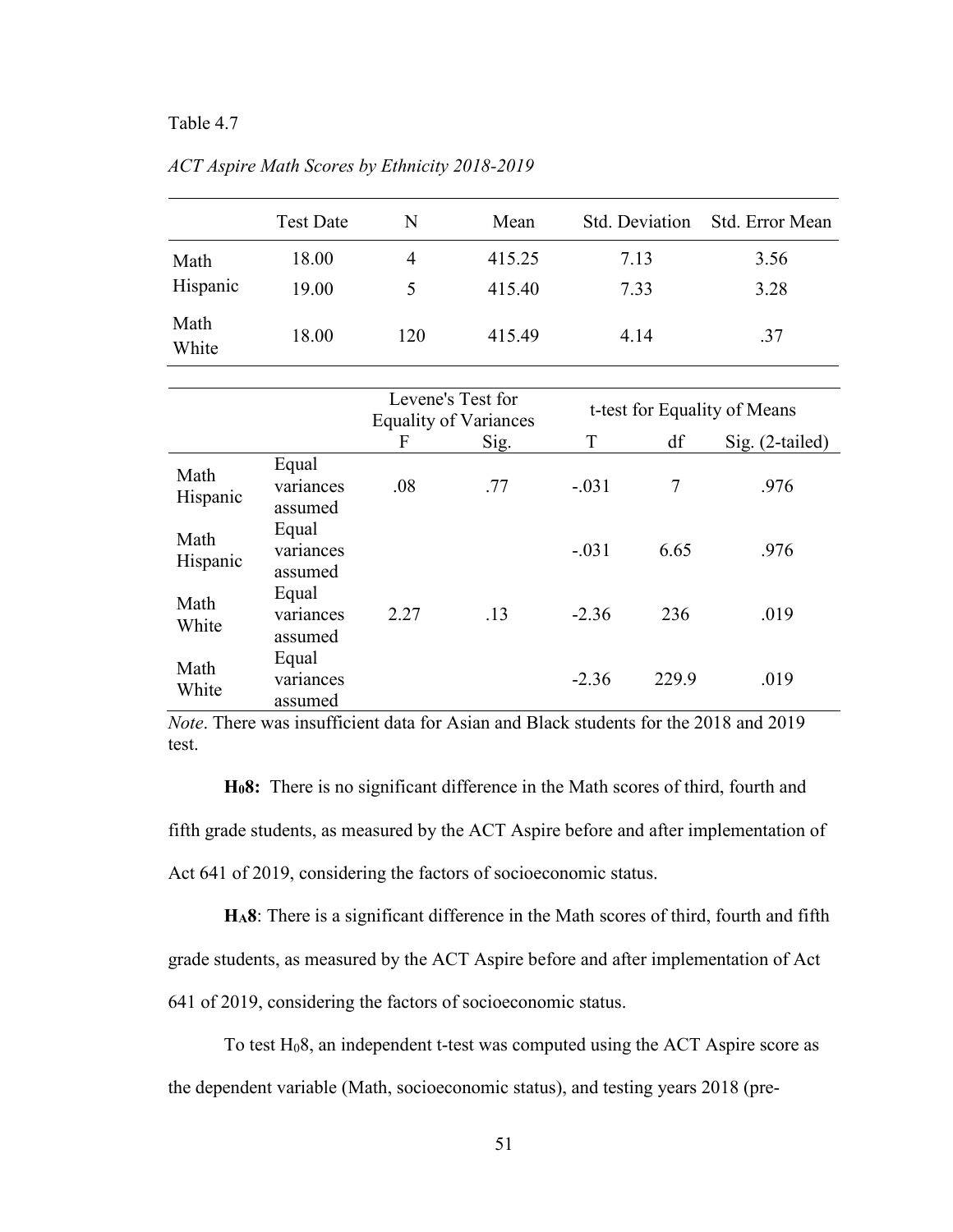Table 4.7

*ACT Aspire Math Scores by Ethnicity 2018-2019*

| | Test Date | N | Mean | Std. Deviation | Std. Error Mean |
|---|---|---|---|---|---|
| Math Hispanic | 18.00 | 4 | 415.25 | 7.13 | 3.56 |
| | 19.00 | 5 | 415.40 | 7.33 | 3.28 |
| Math White | 18.00 | 120 | 415.49 | 4.14 | .37 |

| | | Levene's Test for Equality of Variances | | t-test for Equality of Means | | |
|---|---|---|---|---|---|---|
| | | F | Sig. | T | df | Sig. (2-tailed) |
| Math Hispanic | Equal variances assumed | .08 | .77 | -.031 | 7 | .976 |
| Math Hispanic | Equal variances assumed | | | -.031 | 6.65 | .976 |
| Math White | Equal variances assumed | 2.27 | .13 | -2.36 | 236 | .019 |
| Math White | Equal variances assumed | | | -2.36 | 229.9 | .019 |

*Note*. There was insufficient data for Asian and Black students for the 2018 and 2019 test.

**$H_0$8:** There is no significant difference in the Math scores of third, fourth and fifth grade students, as measured by the ACT Aspire before and after implementation of Act 641 of 2019, considering the factors of socioeconomic status.

**$H_A$8**: There is a significant difference in the Math scores of third, fourth and fifth grade students, as measured by the ACT Aspire before and after implementation of Act 641 of 2019, considering the factors of socioeconomic status.

To test $H_0$8, an independent t-test was computed using the ACT Aspire score as the dependent variable (Math, socioeconomic status), and testing years 2018 (pre-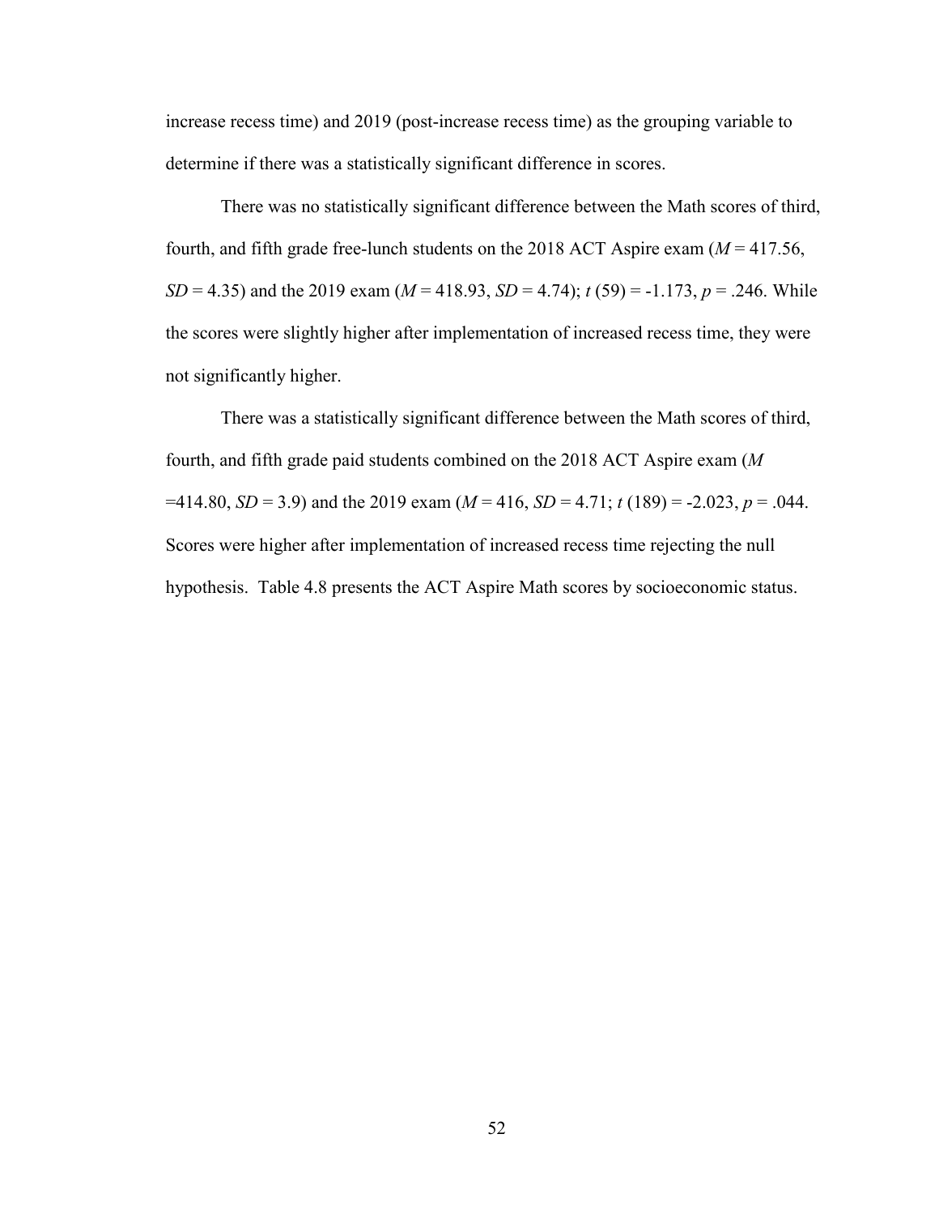increase recess time) and 2019 (post-increase recess time) as the grouping variable to determine if there was a statistically significant difference in scores.

There was no statistically significant difference between the Math scores of third, fourth, and fifth grade free-lunch students on the 2018 ACT Aspire exam ($M = 417.56$, $SD = 4.35$) and the 2019 exam ($M = 418.93$, $SD = 4.74$); $t\ (59) = -1.173$, $p = .246$. While the scores were slightly higher after implementation of increased recess time, they were not significantly higher.

There was a statistically significant difference between the Math scores of third, fourth, and fifth grade paid students combined on the 2018 ACT Aspire exam ($M = 414.80$, $SD = 3.9$) and the 2019 exam ($M = 416$, $SD = 4.71$; $t\ (189) = -2.023$, $p = .044$. Scores were higher after implementation of increased recess time rejecting the null hypothesis. Table 4.8 presents the ACT Aspire Math scores by socioeconomic status.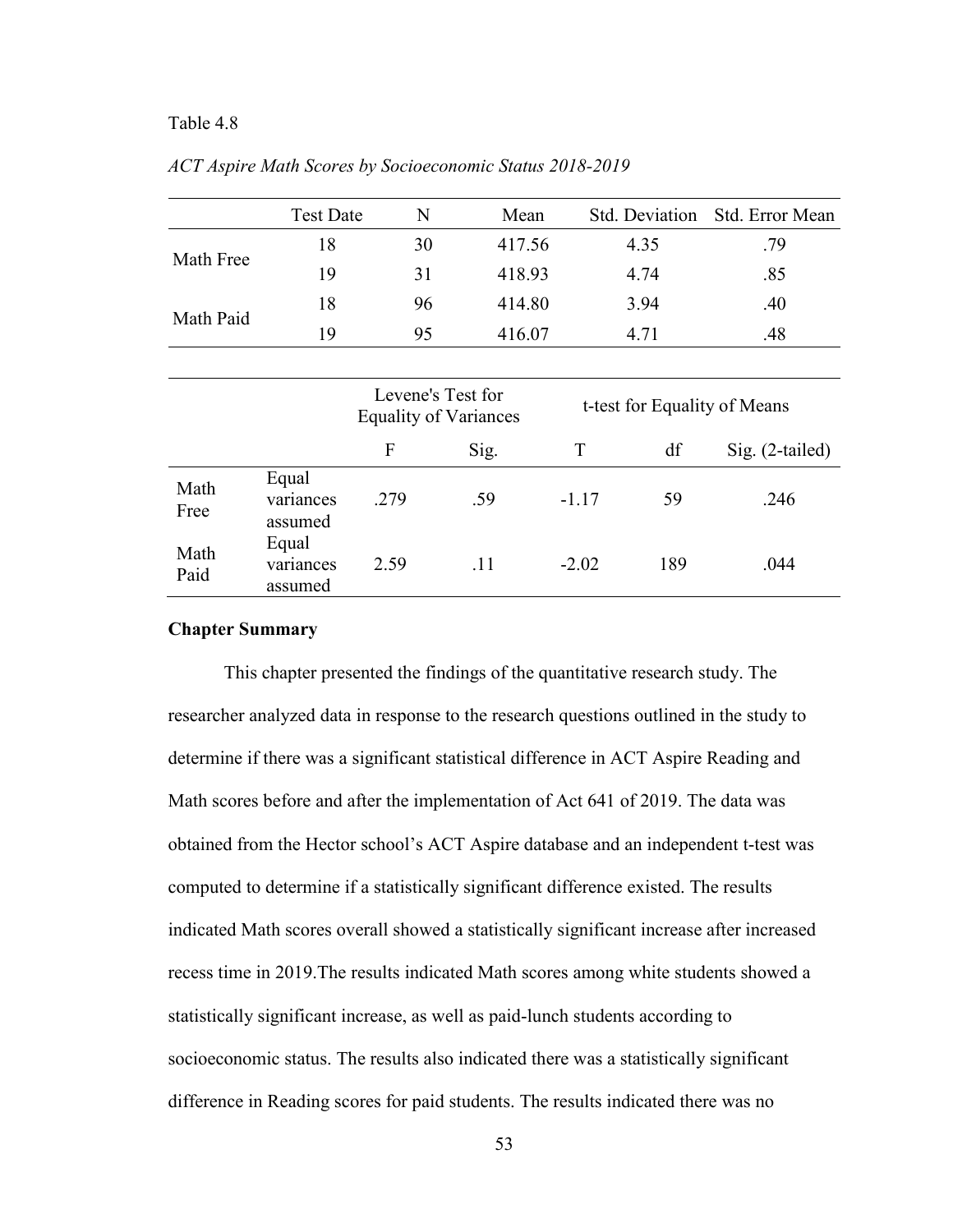Table 4.8

*ACT Aspire Math Scores by Socioeconomic Status 2018-2019*

| | Test Date | N | Mean | Std. Deviation | Std. Error Mean |
|---|---|---|---|---|---|
| Math Free | 18 | 30 | 417.56 | 4.35 | .79 |
| | 19 | 31 | 418.93 | 4.74 | .85 |
| Math Paid | 18 | 96 | 414.80 | 3.94 | .40 |
| | 19 | 95 | 416.07 | 4.71 | .48 |

| | | Levene's Test for Equality of Variances | | t-test for Equality of Means | | |
|---|---|---|---|---|---|---|
| | | F | Sig. | T | df | Sig. (2-tailed) |
| Math Free | Equal variances assumed | .279 | .59 | -1.17 | 59 | .246 |
| Math Paid | Equal variances assumed | 2.59 | .11 | -2.02 | 189 | .044 |

**Chapter Summary**

This chapter presented the findings of the quantitative research study. The researcher analyzed data in response to the research questions outlined in the study to determine if there was a significant statistical difference in ACT Aspire Reading and Math scores before and after the implementation of Act 641 of 2019. The data was obtained from the Hector school's ACT Aspire database and an independent t-test was computed to determine if a statistically significant difference existed. The results indicated Math scores overall showed a statistically significant increase after increased recess time in 2019.The results indicated Math scores among white students showed a statistically significant increase, as well as paid-lunch students according to socioeconomic status. The results also indicated there was a statistically significant difference in Reading scores for paid students. The results indicated there was no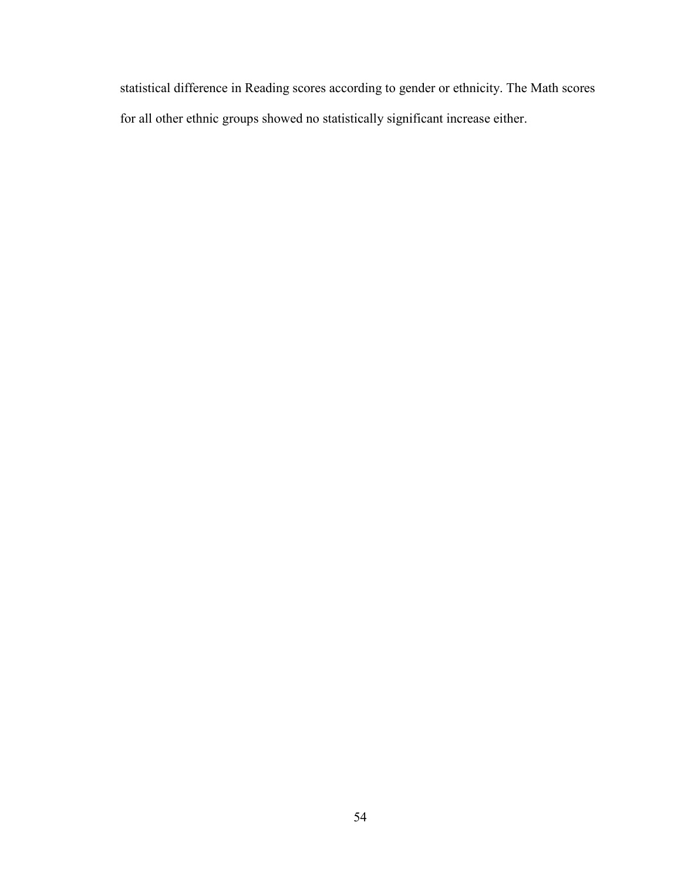statistical difference in Reading scores according to gender or ethnicity. The Math scores for all other ethnic groups showed no statistically significant increase either.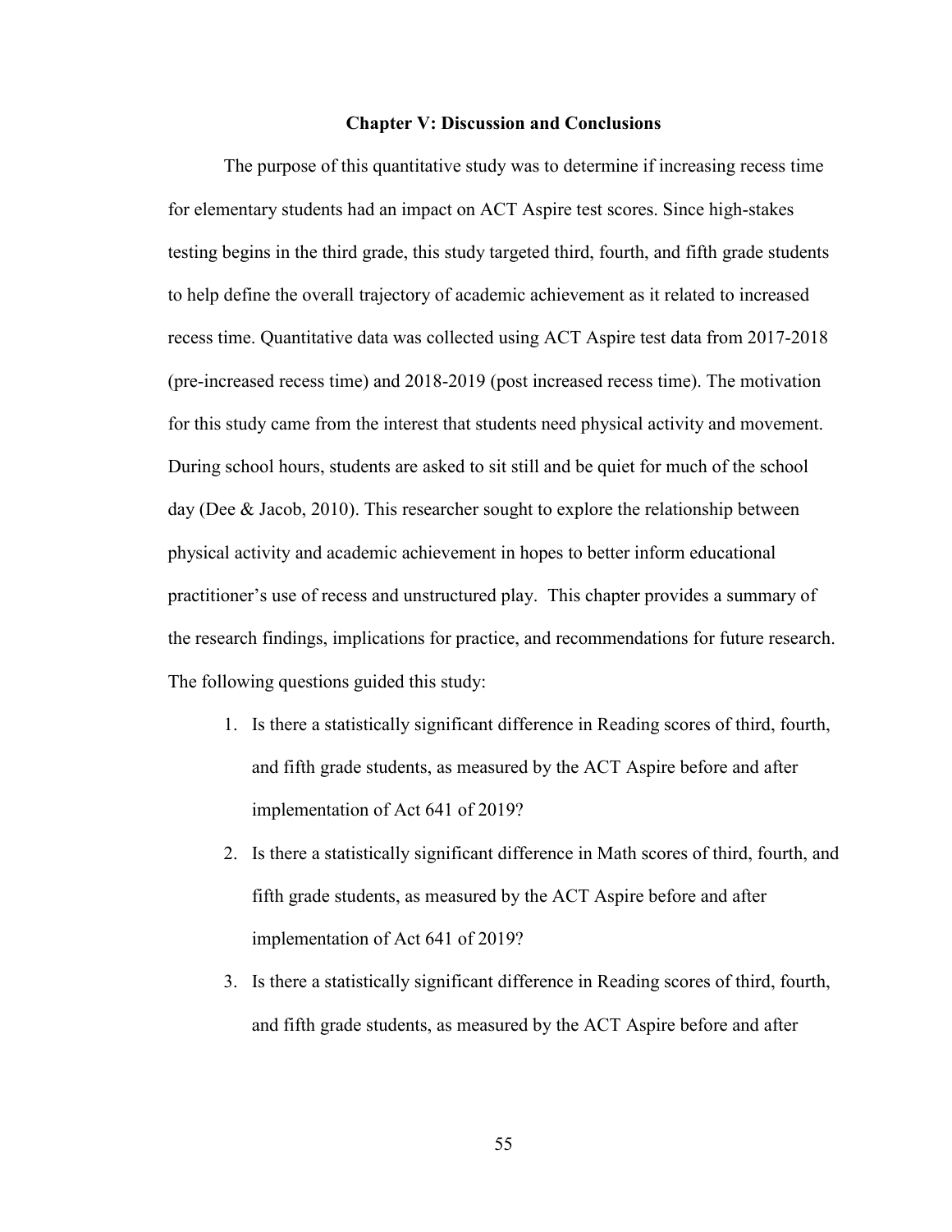## Chapter V: Discussion and Conclusions

The purpose of this quantitative study was to determine if increasing recess time for elementary students had an impact on ACT Aspire test scores. Since high-stakes testing begins in the third grade, this study targeted third, fourth, and fifth grade students to help define the overall trajectory of academic achievement as it related to increased recess time. Quantitative data was collected using ACT Aspire test data from 2017-2018 (pre-increased recess time) and 2018-2019 (post increased recess time). The motivation for this study came from the interest that students need physical activity and movement. During school hours, students are asked to sit still and be quiet for much of the school day (Dee & Jacob, 2010). This researcher sought to explore the relationship between physical activity and academic achievement in hopes to better inform educational practitioner's use of recess and unstructured play. This chapter provides a summary of the research findings, implications for practice, and recommendations for future research. The following questions guided this study:

1. Is there a statistically significant difference in Reading scores of third, fourth, and fifth grade students, as measured by the ACT Aspire before and after implementation of Act 641 of 2019?
2. Is there a statistically significant difference in Math scores of third, fourth, and fifth grade students, as measured by the ACT Aspire before and after implementation of Act 641 of 2019?
3. Is there a statistically significant difference in Reading scores of third, fourth, and fifth grade students, as measured by the ACT Aspire before and after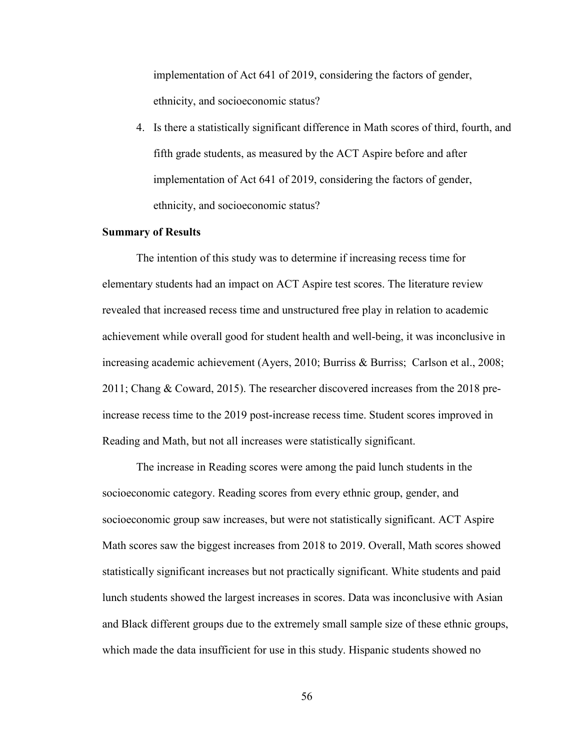implementation of Act 641 of 2019, considering the factors of gender, ethnicity, and socioeconomic status?

4. Is there a statistically significant difference in Math scores of third, fourth, and fifth grade students, as measured by the ACT Aspire before and after implementation of Act 641 of 2019, considering the factors of gender, ethnicity, and socioeconomic status?

**Summary of Results**

The intention of this study was to determine if increasing recess time for elementary students had an impact on ACT Aspire test scores. The literature review revealed that increased recess time and unstructured free play in relation to academic achievement while overall good for student health and well-being, it was inconclusive in increasing academic achievement (Ayers, 2010; Burriss & Burriss;  Carlson et al., 2008; 2011; Chang & Coward, 2015). The researcher discovered increases from the 2018 pre-increase recess time to the 2019 post-increase recess time. Student scores improved in Reading and Math, but not all increases were statistically significant.

The increase in Reading scores were among the paid lunch students in the socioeconomic category. Reading scores from every ethnic group, gender, and socioeconomic group saw increases, but were not statistically significant. ACT Aspire Math scores saw the biggest increases from 2018 to 2019. Overall, Math scores showed statistically significant increases but not practically significant. White students and paid lunch students showed the largest increases in scores. Data was inconclusive with Asian and Black different groups due to the extremely small sample size of these ethnic groups, which made the data insufficient for use in this study. Hispanic students showed no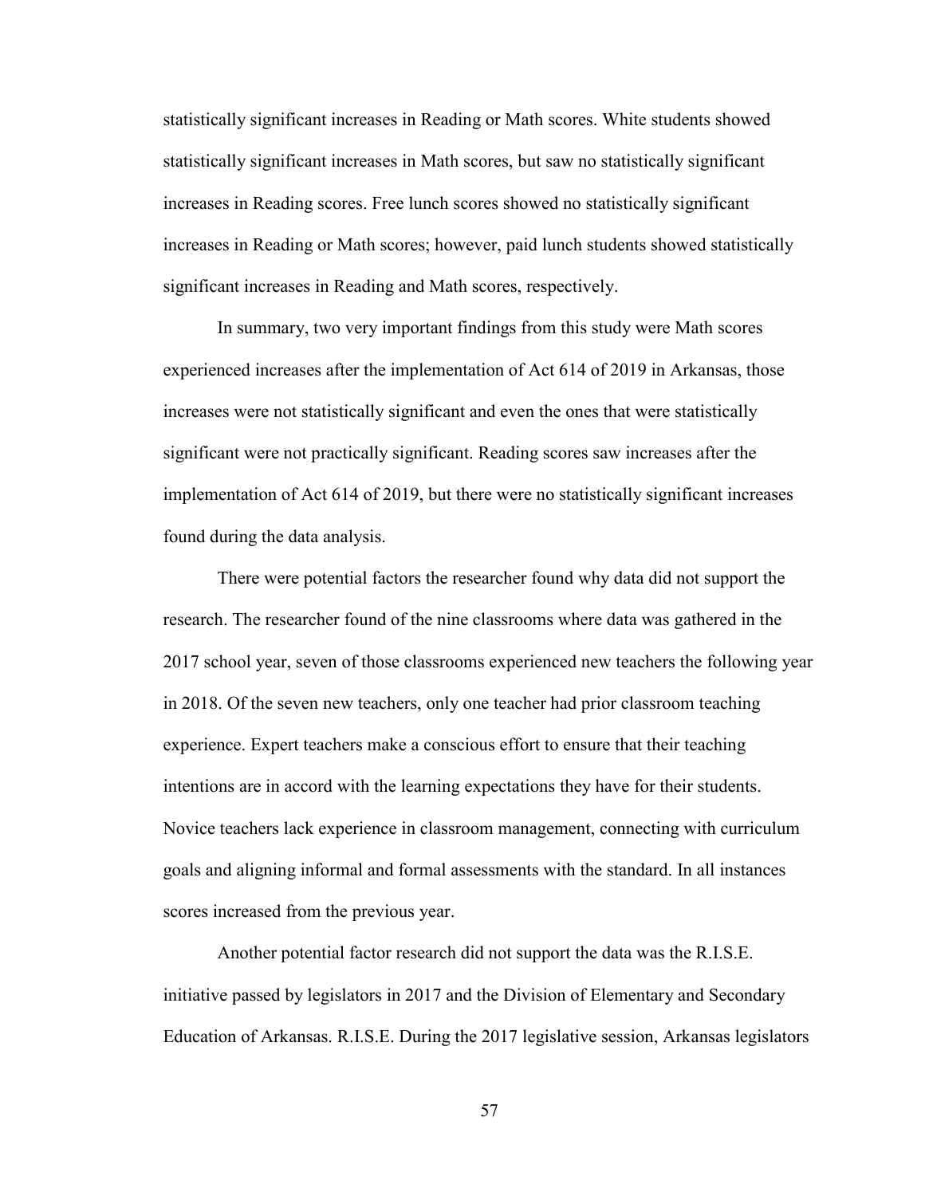statistically significant increases in Reading or Math scores. White students showed statistically significant increases in Math scores, but saw no statistically significant increases in Reading scores. Free lunch scores showed no statistically significant increases in Reading or Math scores; however, paid lunch students showed statistically significant increases in Reading and Math scores, respectively.

In summary, two very important findings from this study were Math scores experienced increases after the implementation of Act 614 of 2019 in Arkansas, those increases were not statistically significant and even the ones that were statistically significant were not practically significant. Reading scores saw increases after the implementation of Act 614 of 2019, but there were no statistically significant increases found during the data analysis.

There were potential factors the researcher found why data did not support the research. The researcher found of the nine classrooms where data was gathered in the 2017 school year, seven of those classrooms experienced new teachers the following year in 2018. Of the seven new teachers, only one teacher had prior classroom teaching experience. Expert teachers make a conscious effort to ensure that their teaching intentions are in accord with the learning expectations they have for their students. Novice teachers lack experience in classroom management, connecting with curriculum goals and aligning informal and formal assessments with the standard. In all instances scores increased from the previous year.

Another potential factor research did not support the data was the R.I.S.E. initiative passed by legislators in 2017 and the Division of Elementary and Secondary Education of Arkansas. R.I.S.E. During the 2017 legislative session, Arkansas legislators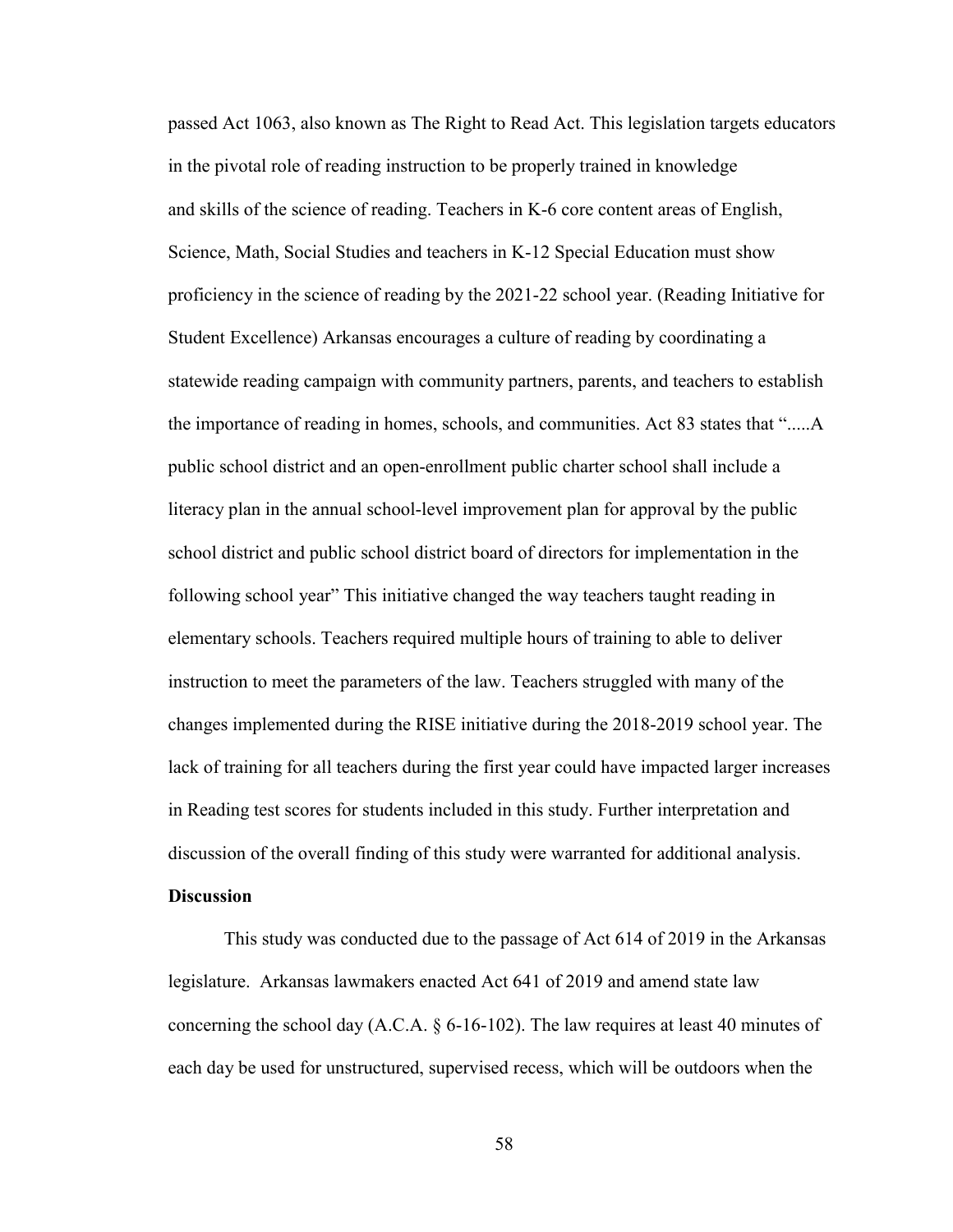passed Act 1063, also known as The Right to Read Act. This legislation targets educators in the pivotal role of reading instruction to be properly trained in knowledge and skills of the science of reading. Teachers in K-6 core content areas of English, Science, Math, Social Studies and teachers in K-12 Special Education must show proficiency in the science of reading by the 2021-22 school year. (Reading Initiative for Student Excellence) Arkansas encourages a culture of reading by coordinating a statewide reading campaign with community partners, parents, and teachers to establish the importance of reading in homes, schools, and communities. Act 83 states that ".....A public school district and an open-enrollment public charter school shall include a literacy plan in the annual school-level improvement plan for approval by the public school district and public school district board of directors for implementation in the following school year" This initiative changed the way teachers taught reading in elementary schools. Teachers required multiple hours of training to able to deliver instruction to meet the parameters of the law. Teachers struggled with many of the changes implemented during the RISE initiative during the 2018-2019 school year. The lack of training for all teachers during the first year could have impacted larger increases in Reading test scores for students included in this study. Further interpretation and discussion of the overall finding of this study were warranted for additional analysis.

**Discussion**

This study was conducted due to the passage of Act 614 of 2019 in the Arkansas legislature. Arkansas lawmakers enacted Act 641 of 2019 and amend state law concerning the school day (A.C.A. § 6-16-102). The law requires at least 40 minutes of each day be used for unstructured, supervised recess, which will be outdoors when the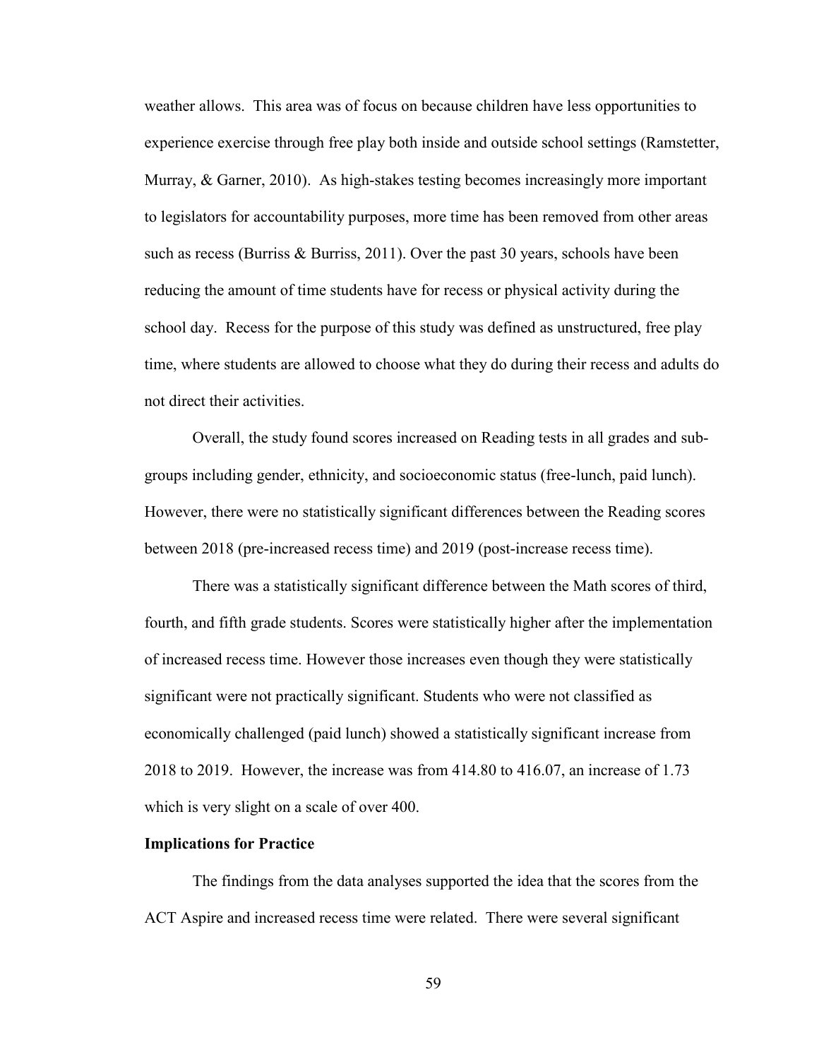weather allows. This area was of focus on because children have less opportunities to experience exercise through free play both inside and outside school settings (Ramstetter, Murray, & Garner, 2010). As high-stakes testing becomes increasingly more important to legislators for accountability purposes, more time has been removed from other areas such as recess (Burriss & Burriss, 2011). Over the past 30 years, schools have been reducing the amount of time students have for recess or physical activity during the school day. Recess for the purpose of this study was defined as unstructured, free play time, where students are allowed to choose what they do during their recess and adults do not direct their activities.

Overall, the study found scores increased on Reading tests in all grades and sub-groups including gender, ethnicity, and socioeconomic status (free-lunch, paid lunch). However, there were no statistically significant differences between the Reading scores between 2018 (pre-increased recess time) and 2019 (post-increase recess time).

There was a statistically significant difference between the Math scores of third, fourth, and fifth grade students. Scores were statistically higher after the implementation of increased recess time. However those increases even though they were statistically significant were not practically significant. Students who were not classified as economically challenged (paid lunch) showed a statistically significant increase from 2018 to 2019. However, the increase was from 414.80 to 416.07, an increase of 1.73 which is very slight on a scale of over 400.

**Implications for Practice**

The findings from the data analyses supported the idea that the scores from the ACT Aspire and increased recess time were related. There were several significant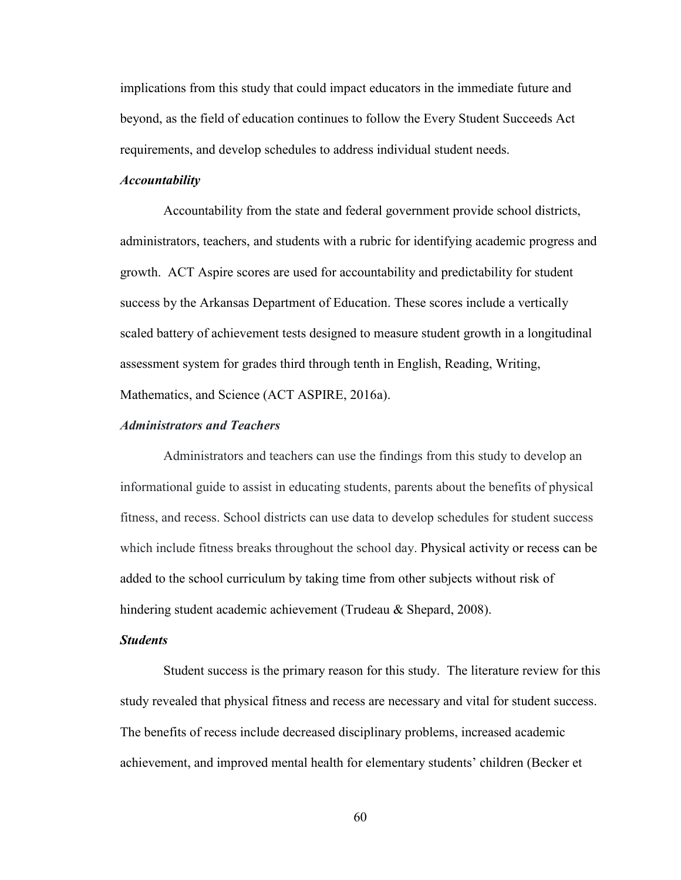implications from this study that could impact educators in the immediate future and beyond, as the field of education continues to follow the Every Student Succeeds Act requirements, and develop schedules to address individual student needs.

### *Accountability*

Accountability from the state and federal government provide school districts, administrators, teachers, and students with a rubric for identifying academic progress and growth. ACT Aspire scores are used for accountability and predictability for student success by the Arkansas Department of Education. These scores include a vertically scaled battery of achievement tests designed to measure student growth in a longitudinal assessment system for grades third through tenth in English, Reading, Writing, Mathematics, and Science (ACT ASPIRE, 2016a).

### *Administrators and Teachers*

Administrators and teachers can use the findings from this study to develop an informational guide to assist in educating students, parents about the benefits of physical fitness, and recess. School districts can use data to develop schedules for student success which include fitness breaks throughout the school day. Physical activity or recess can be added to the school curriculum by taking time from other subjects without risk of hindering student academic achievement (Trudeau & Shepard, 2008).

### *Students*

Student success is the primary reason for this study. The literature review for this study revealed that physical fitness and recess are necessary and vital for student success. The benefits of recess include decreased disciplinary problems, increased academic achievement, and improved mental health for elementary students' children (Becker et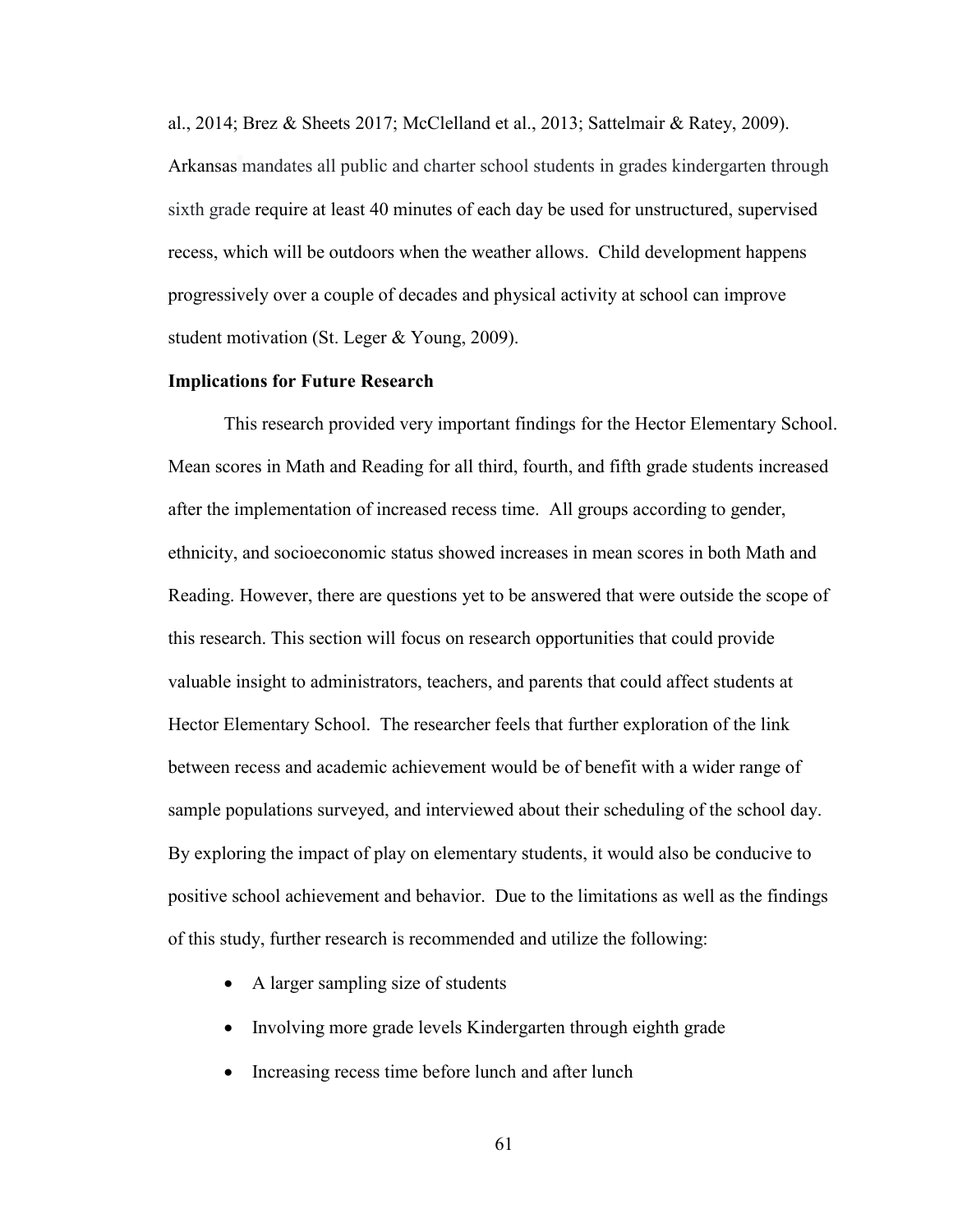al., 2014; Brez & Sheets 2017; McClelland et al., 2013; Sattelmair & Ratey, 2009). Arkansas mandates all public and charter school students in grades kindergarten through sixth grade require at least 40 minutes of each day be used for unstructured, supervised recess, which will be outdoors when the weather allows. Child development happens progressively over a couple of decades and physical activity at school can improve student motivation (St. Leger & Young, 2009).

### Implications for Future Research

This research provided very important findings for the Hector Elementary School. Mean scores in Math and Reading for all third, fourth, and fifth grade students increased after the implementation of increased recess time. All groups according to gender, ethnicity, and socioeconomic status showed increases in mean scores in both Math and Reading. However, there are questions yet to be answered that were outside the scope of this research. This section will focus on research opportunities that could provide valuable insight to administrators, teachers, and parents that could affect students at Hector Elementary School. The researcher feels that further exploration of the link between recess and academic achievement would be of benefit with a wider range of sample populations surveyed, and interviewed about their scheduling of the school day. By exploring the impact of play on elementary students, it would also be conducive to positive school achievement and behavior. Due to the limitations as well as the findings of this study, further research is recommended and utilize the following:

- A larger sampling size of students
- Involving more grade levels Kindergarten through eighth grade
- Increasing recess time before lunch and after lunch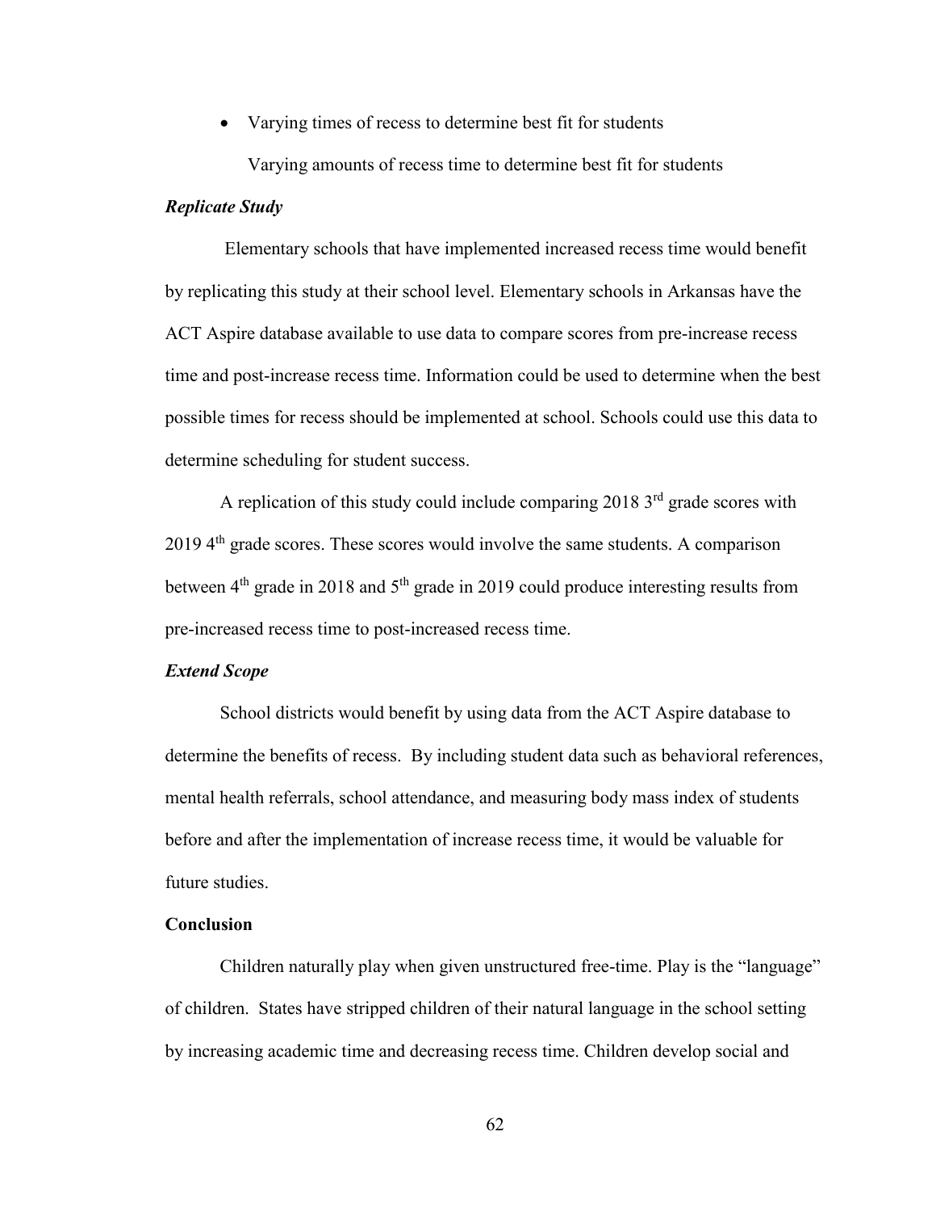- Varying times of recess to determine best fit for students

  Varying amounts of recess time to determine best fit for students

### *Replicate Study*

Elementary schools that have implemented increased recess time would benefit by replicating this study at their school level. Elementary schools in Arkansas have the ACT Aspire database available to use data to compare scores from pre-increase recess time and post-increase recess time. Information could be used to determine when the best possible times for recess should be implemented at school. Schools could use this data to determine scheduling for student success.

A replication of this study could include comparing 2018 3rd grade scores with 2019 4th grade scores. These scores would involve the same students. A comparison between 4th grade in 2018 and 5th grade in 2019 could produce interesting results from pre-increased recess time to post-increased recess time.

### *Extend Scope*

School districts would benefit by using data from the ACT Aspire database to determine the benefits of recess. By including student data such as behavioral references, mental health referrals, school attendance, and measuring body mass index of students before and after the implementation of increase recess time, it would be valuable for future studies.

## Conclusion

Children naturally play when given unstructured free-time. Play is the "language" of children. States have stripped children of their natural language in the school setting by increasing academic time and decreasing recess time. Children develop social and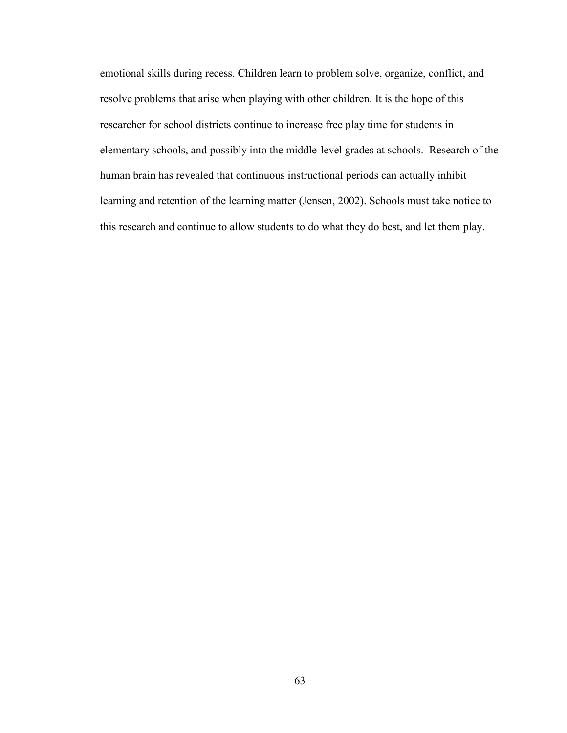emotional skills during recess. Children learn to problem solve, organize, conflict, and resolve problems that arise when playing with other children. It is the hope of this researcher for school districts continue to increase free play time for students in elementary schools, and possibly into the middle-level grades at schools. Research of the human brain has revealed that continuous instructional periods can actually inhibit learning and retention of the learning matter (Jensen, 2002). Schools must take notice to this research and continue to allow students to do what they do best, and let them play.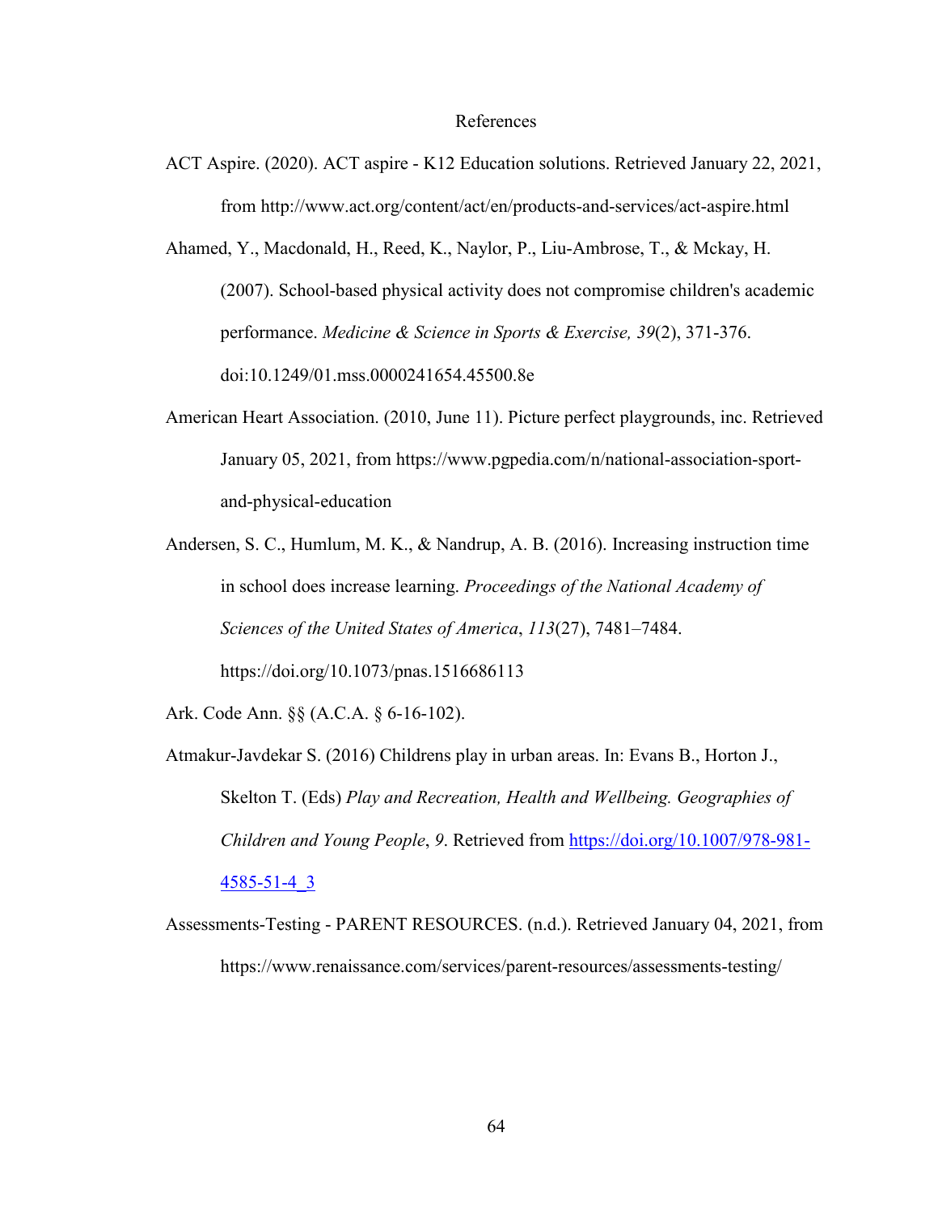# References

ACT Aspire. (2020). ACT aspire - K12 Education solutions. Retrieved January 22, 2021, from http://www.act.org/content/act/en/products-and-services/act-aspire.html

Ahamed, Y., Macdonald, H., Reed, K., Naylor, P., Liu-Ambrose, T., & Mckay, H. (2007). School-based physical activity does not compromise children's academic performance. *Medicine & Science in Sports & Exercise, 39*(2), 371-376. doi:10.1249/01.mss.0000241654.45500.8e

American Heart Association. (2010, June 11). Picture perfect playgrounds, inc. Retrieved January 05, 2021, from https://www.pgpedia.com/n/national-association-sport-and-physical-education

Andersen, S. C., Humlum, M. K., & Nandrup, A. B. (2016). Increasing instruction time in school does increase learning. *Proceedings of the National Academy of Sciences of the United States of America*, *113*(27), 7481–7484. https://doi.org/10.1073/pnas.1516686113

Ark. Code Ann. §§ (A.C.A. § 6-16-102).

Atmakur-Javdekar S. (2016) Childrens play in urban areas. In: Evans B., Horton J., Skelton T. (Eds) *Play and Recreation, Health and Wellbeing. Geographies of Children and Young People*, *9*. Retrieved from https://doi.org/10.1007/978-981-4585-51-4_3

Assessments-Testing - PARENT RESOURCES. (n.d.). Retrieved January 04, 2021, from https://www.renaissance.com/services/parent-resources/assessments-testing/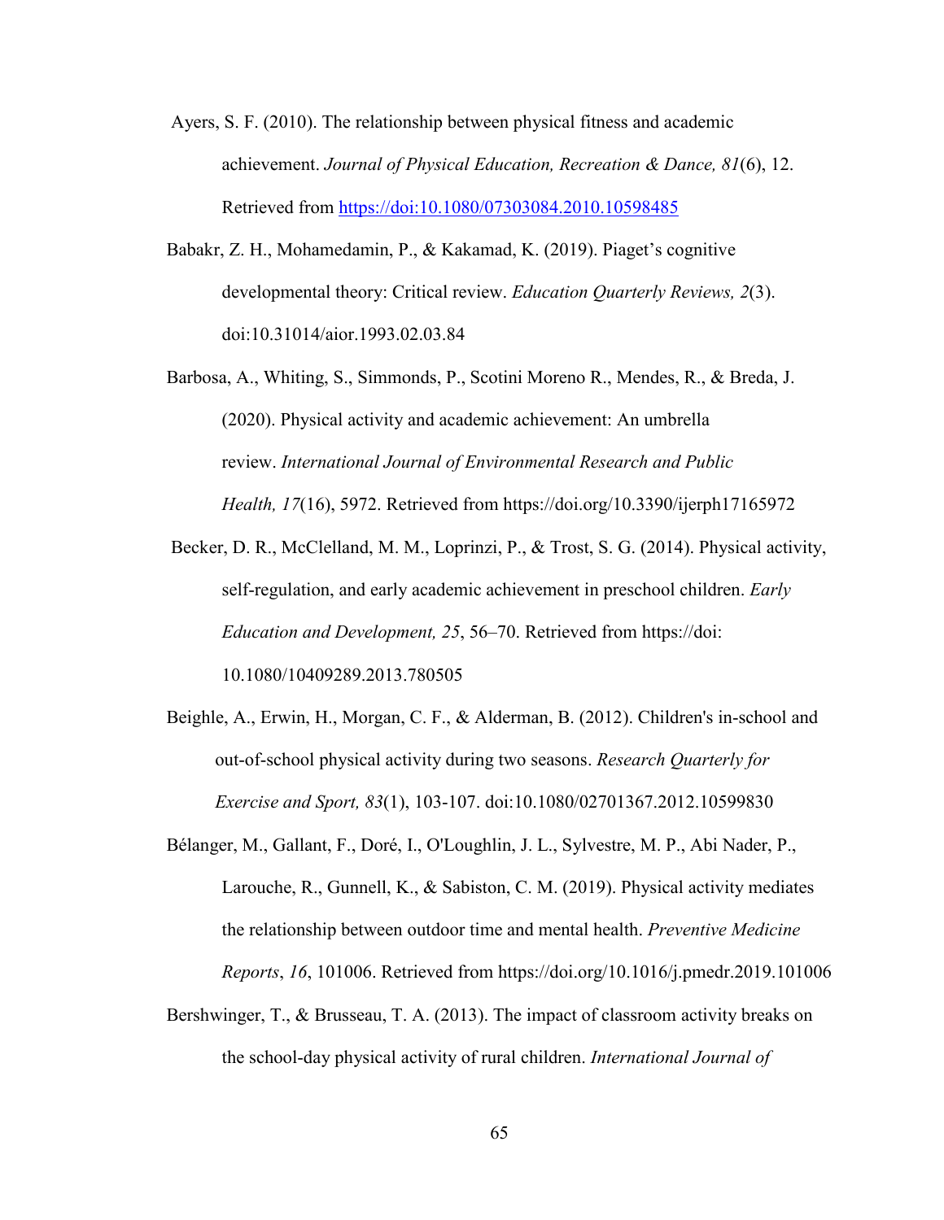Ayers, S. F. (2010). The relationship between physical fitness and academic achievement. *Journal of Physical Education, Recreation & Dance, 81*(6), 12. Retrieved from https://doi:10.1080/07303084.2010.10598485

Babakr, Z. H., Mohamedamin, P., & Kakamad, K. (2019). Piaget's cognitive developmental theory: Critical review. *Education Quarterly Reviews, 2*(3). doi:10.31014/aior.1993.02.03.84

Barbosa, A., Whiting, S., Simmonds, P., Scotini Moreno R., Mendes, R., & Breda, J. (2020). Physical activity and academic achievement: An umbrella review. *International Journal of Environmental Research and Public Health, 17*(16), 5972. Retrieved from https://doi.org/10.3390/ijerph17165972

Becker, D. R., McClelland, M. M., Loprinzi, P., & Trost, S. G. (2014). Physical activity, self-regulation, and early academic achievement in preschool children. *Early Education and Development, 25*, 56–70. Retrieved from https://doi: 10.1080/10409289.2013.780505

Beighle, A., Erwin, H., Morgan, C. F., & Alderman, B. (2012). Children's in-school and out-of-school physical activity during two seasons. *Research Quarterly for Exercise and Sport, 83*(1), 103-107. doi:10.1080/02701367.2012.10599830

Bélanger, M., Gallant, F., Doré, I., O'Loughlin, J. L., Sylvestre, M. P., Abi Nader, P., Larouche, R., Gunnell, K., & Sabiston, C. M. (2019). Physical activity mediates the relationship between outdoor time and mental health. *Preventive Medicine Reports*, *16*, 101006. Retrieved from https://doi.org/10.1016/j.pmedr.2019.101006

Bershwinger, T., & Brusseau, T. A. (2013). The impact of classroom activity breaks on the school-day physical activity of rural children. *International Journal of*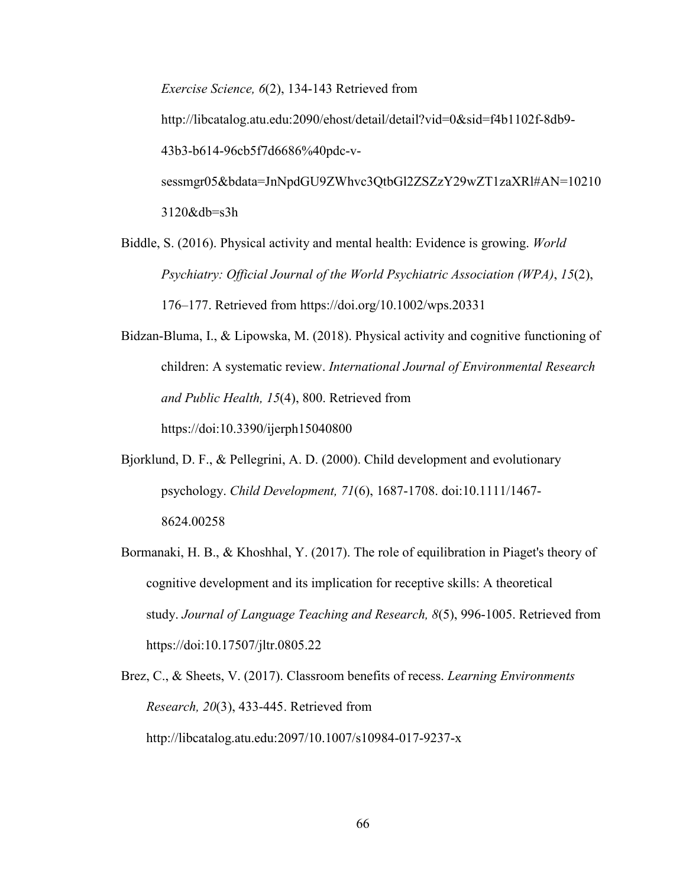*Exercise Science, 6*(2), 134-143 Retrieved from http://libcatalog.atu.edu:2090/ehost/detail/detail?vid=0&sid=f4b1102f-8db9-43b3-b614-96cb5f7d6686%40pdc-v-sessmgr05&bdata=JnNpdGU9ZWhvc3QtbGl2ZSZzY29wZT1zaXRl#AN=102103120&db=s3h

Biddle, S. (2016). Physical activity and mental health: Evidence is growing. *World Psychiatry: Official Journal of the World Psychiatric Association (WPA)*, *15*(2), 176–177. Retrieved from https://doi.org/10.1002/wps.20331

Bidzan-Bluma, I., & Lipowska, M. (2018). Physical activity and cognitive functioning of children: A systematic review. *International Journal of Environmental Research and Public Health, 15*(4), 800. Retrieved from https://doi:10.3390/ijerph15040800

Bjorklund, D. F., & Pellegrini, A. D. (2000). Child development and evolutionary psychology. *Child Development, 71*(6), 1687-1708. doi:10.1111/1467-8624.00258

Bormanaki, H. B., & Khoshhal, Y. (2017). The role of equilibration in Piaget's theory of cognitive development and its implication for receptive skills: A theoretical study. *Journal of Language Teaching and Research, 8*(5), 996-1005. Retrieved from https://doi:10.17507/jltr.0805.22

Brez, C., & Sheets, V. (2017). Classroom benefits of recess. *Learning Environments Research, 20*(3), 433-445. Retrieved from http://libcatalog.atu.edu:2097/10.1007/s10984-017-9237-x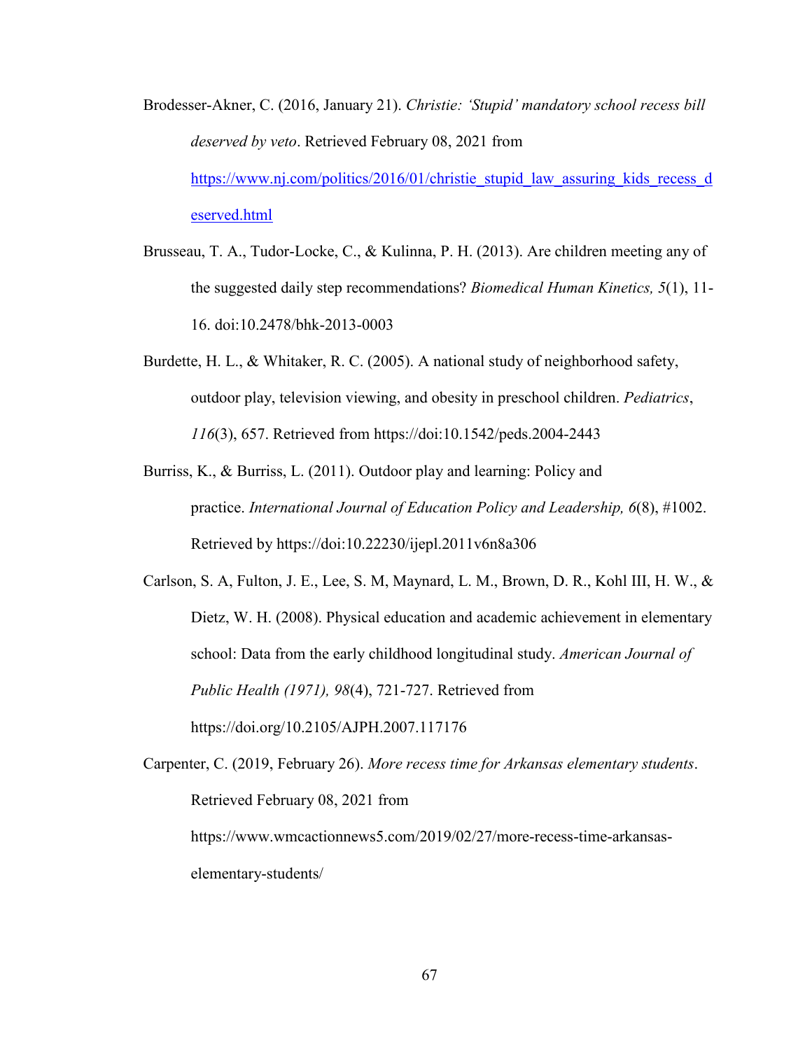Brodesser-Akner, C. (2016, January 21). *Christie: 'Stupid' mandatory school recess bill deserved by veto*. Retrieved February 08, 2021 from https://www.nj.com/politics/2016/01/christie_stupid_law_assuring_kids_recess_deserved.html

Brusseau, T. A., Tudor-Locke, C., & Kulinna, P. H. (2013). Are children meeting any of the suggested daily step recommendations? *Biomedical Human Kinetics, 5*(1), 11-16. doi:10.2478/bhk-2013-0003

Burdette, H. L., & Whitaker, R. C. (2005). A national study of neighborhood safety, outdoor play, television viewing, and obesity in preschool children. *Pediatrics*, *116*(3), 657. Retrieved from https://doi:10.1542/peds.2004-2443

Burriss, K., & Burriss, L. (2011). Outdoor play and learning: Policy and practice. *International Journal of Education Policy and Leadership, 6*(8), #1002. Retrieved by https://doi:10.22230/ijepl.2011v6n8a306

Carlson, S. A, Fulton, J. E., Lee, S. M, Maynard, L. M., Brown, D. R., Kohl III, H. W., & Dietz, W. H. (2008). Physical education and academic achievement in elementary school: Data from the early childhood longitudinal study. *American Journal of Public Health (1971), 98*(4), 721-727. Retrieved from https://doi.org/10.2105/AJPH.2007.117176

Carpenter, C. (2019, February 26). *More recess time for Arkansas elementary students*. Retrieved February 08, 2021 from https://www.wmcactionnews5.com/2019/02/27/more-recess-time-arkansas-elementary-students/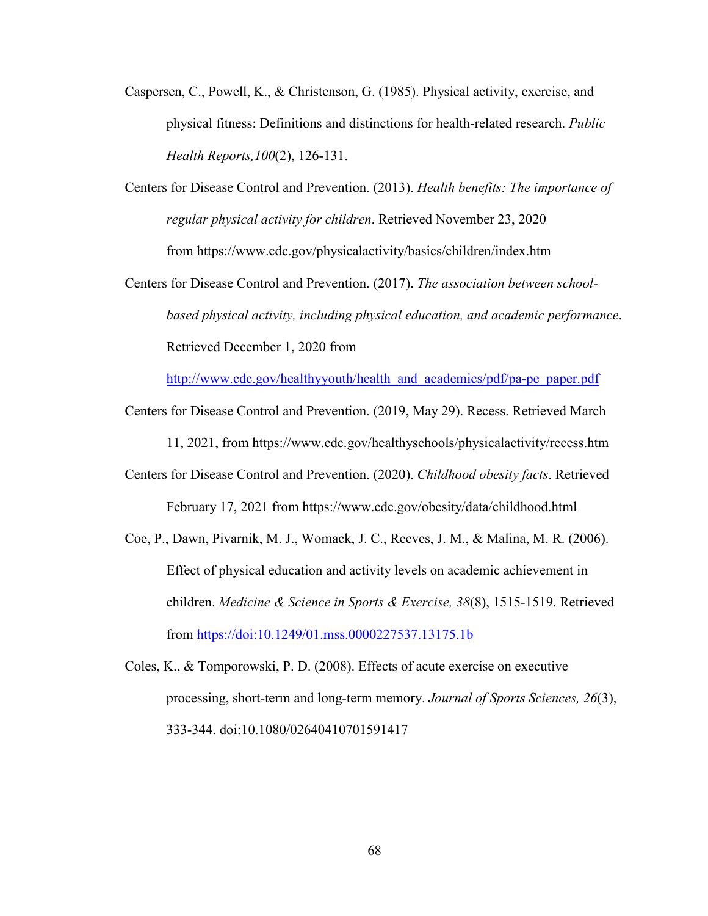Caspersen, C., Powell, K., & Christenson, G. (1985). Physical activity, exercise, and physical fitness: Definitions and distinctions for health-related research. *Public Health Reports,100*(2), 126-131.

Centers for Disease Control and Prevention. (2013). *Health benefits: The importance of regular physical activity for children*. Retrieved November 23, 2020 from https://www.cdc.gov/physicalactivity/basics/children/index.htm

Centers for Disease Control and Prevention. (2017). *The association between school-based physical activity, including physical education, and academic performance*. Retrieved December 1, 2020 from [http://www.cdc.gov/healthyyouth/health_and_academics/pdf/pa-pe_paper.pdf](http://www.cdc.gov/healthyyouth/health_and_academics/pdf/pa-pe_paper.pdf)

Centers for Disease Control and Prevention. (2019, May 29). Recess. Retrieved March 11, 2021, from https://www.cdc.gov/healthyschools/physicalactivity/recess.htm

Centers for Disease Control and Prevention. (2020). *Childhood obesity facts*. Retrieved February 17, 2021 from https://www.cdc.gov/obesity/data/childhood.html

Coe, P., Dawn, Pivarnik, M. J., Womack, J. C., Reeves, J. M., & Malina, M. R. (2006). Effect of physical education and activity levels on academic achievement in children. *Medicine & Science in Sports & Exercise, 38*(8), 1515-1519. Retrieved from [https://doi:10.1249/01.mss.0000227537.13175.1b](https://doi:10.1249/01.mss.0000227537.13175.1b)

Coles, K., & Tomporowski, P. D. (2008). Effects of acute exercise on executive processing, short-term and long-term memory. *Journal of Sports Sciences, 26*(3), 333-344. doi:10.1080/02640410701591417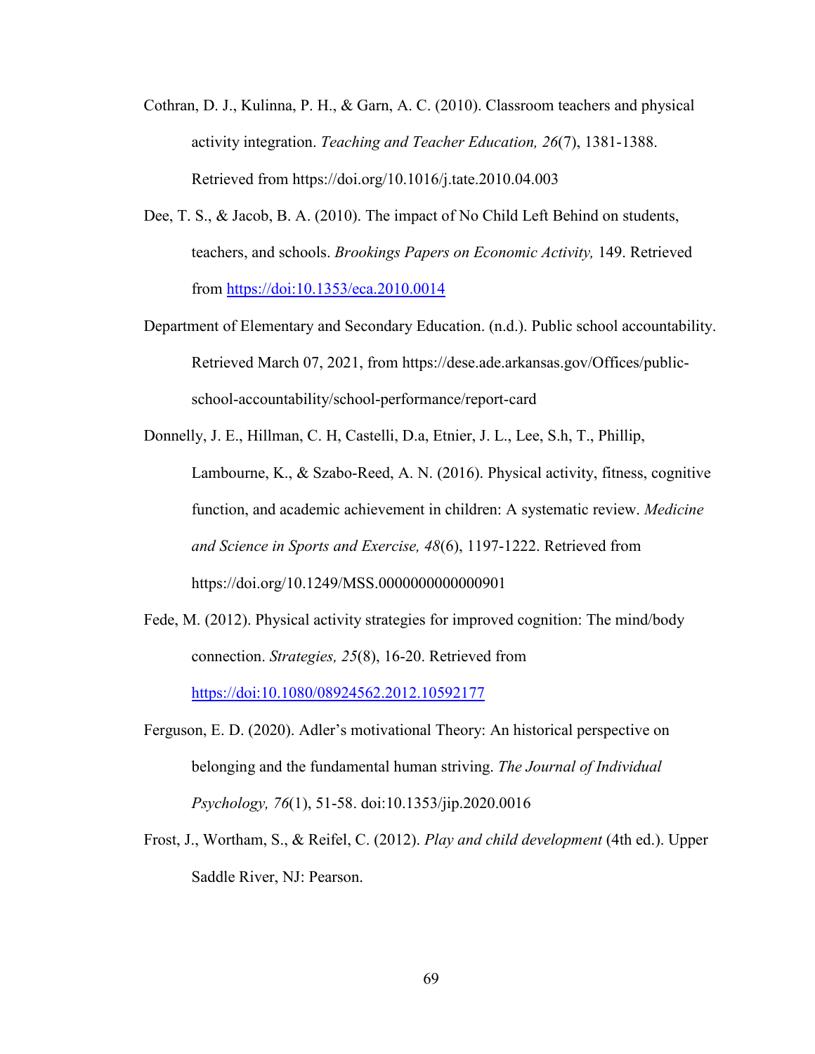Cothran, D. J., Kulinna, P. H., & Garn, A. C. (2010). Classroom teachers and physical activity integration. *Teaching and Teacher Education, 26*(7), 1381-1388. Retrieved from https://doi.org/10.1016/j.tate.2010.04.003

Dee, T. S., & Jacob, B. A. (2010). The impact of No Child Left Behind on students, teachers, and schools. *Brookings Papers on Economic Activity,* 149. Retrieved from https://doi:10.1353/eca.2010.0014

Department of Elementary and Secondary Education. (n.d.). Public school accountability. Retrieved March 07, 2021, from https://dese.ade.arkansas.gov/Offices/public-school-accountability/school-performance/report-card

Donnelly, J. E., Hillman, C. H, Castelli, D.a, Etnier, J. L., Lee, S.h, T., Phillip, Lambourne, K., & Szabo-Reed, A. N. (2016). Physical activity, fitness, cognitive function, and academic achievement in children: A systematic review. *Medicine and Science in Sports and Exercise, 48*(6), 1197-1222. Retrieved from https://doi.org/10.1249/MSS.0000000000000901

Fede, M. (2012). Physical activity strategies for improved cognition: The mind/body connection. *Strategies, 25*(8), 16-20. Retrieved from https://doi:10.1080/08924562.2012.10592177

Ferguson, E. D. (2020). Adler's motivational Theory: An historical perspective on belonging and the fundamental human striving. *The Journal of Individual Psychology, 76*(1), 51-58. doi:10.1353/jip.2020.0016

Frost, J., Wortham, S., & Reifel, C. (2012). *Play and child development* (4th ed.). Upper Saddle River, NJ: Pearson.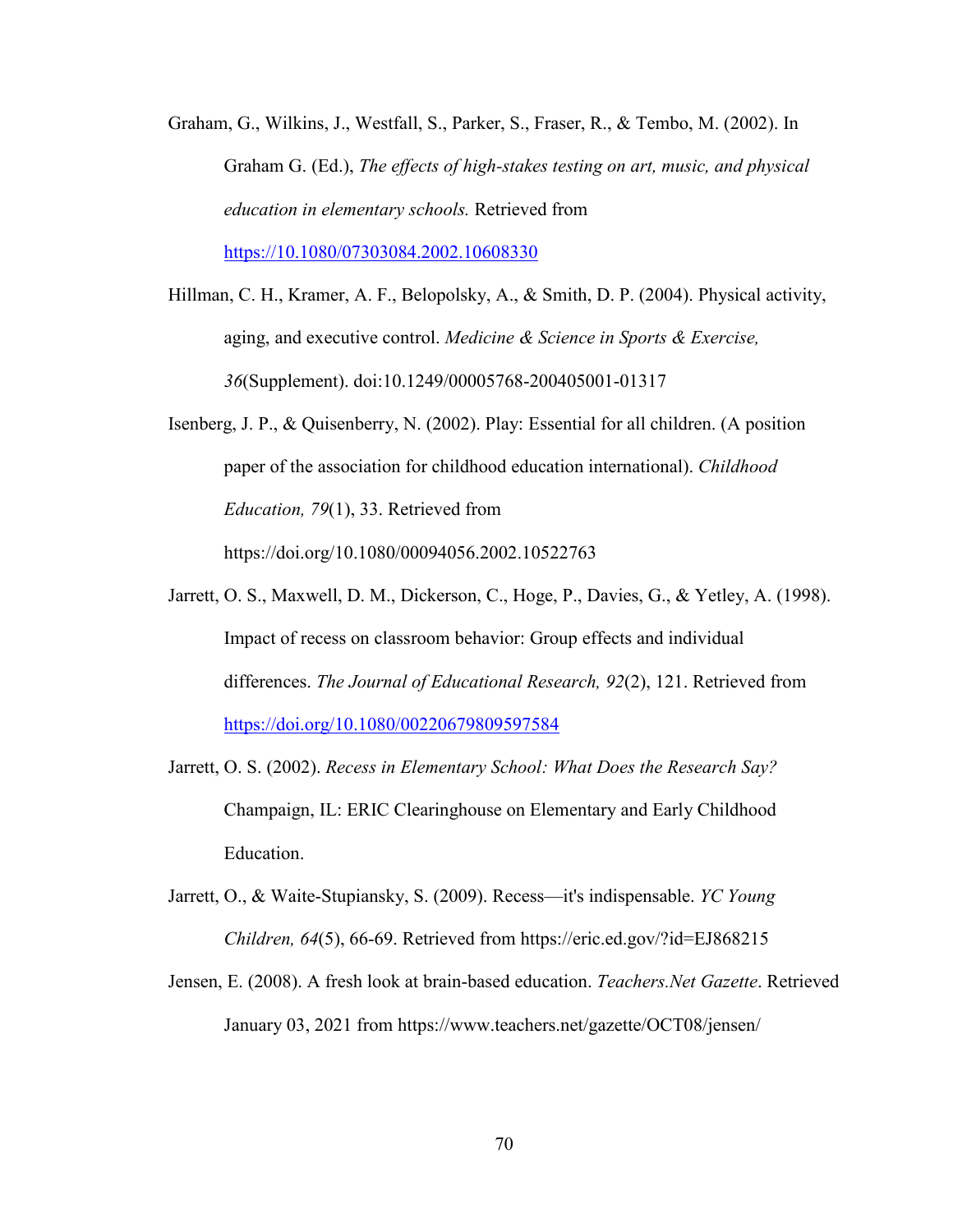Graham, G., Wilkins, J., Westfall, S., Parker, S., Fraser, R., & Tembo, M. (2002). In Graham G. (Ed.), *The effects of high-stakes testing on art, music, and physical education in elementary schools.* Retrieved from https://10.1080/07303084.2002.10608330

Hillman, C. H., Kramer, A. F., Belopolsky, A., & Smith, D. P. (2004). Physical activity, aging, and executive control. *Medicine & Science in Sports & Exercise, 36*(Supplement). doi:10.1249/00005768-200405001-01317

Isenberg, J. P., & Quisenberry, N. (2002). Play: Essential for all children. (A position paper of the association for childhood education international). *Childhood Education, 79*(1), 33. Retrieved from https://doi.org/10.1080/00094056.2002.10522763

Jarrett, O. S., Maxwell, D. M., Dickerson, C., Hoge, P., Davies, G., & Yetley, A. (1998). Impact of recess on classroom behavior: Group effects and individual differences. *The Journal of Educational Research, 92*(2), 121. Retrieved from https://doi.org/10.1080/00220679809597584

Jarrett, O. S. (2002). *Recess in Elementary School: What Does the Research Say?* Champaign, IL: ERIC Clearinghouse on Elementary and Early Childhood Education.

Jarrett, O., & Waite-Stupiansky, S. (2009). Recess—it's indispensable. *YC Young Children, 64*(5), 66-69. Retrieved from https://eric.ed.gov/?id=EJ868215

Jensen, E. (2008). A fresh look at brain-based education. *Teachers.Net Gazette*. Retrieved January 03, 2021 from https://www.teachers.net/gazette/OCT08/jensen/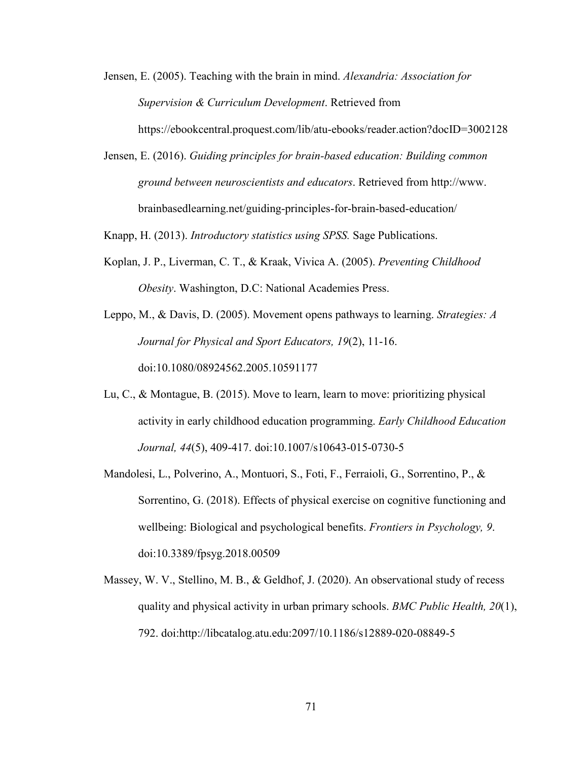Jensen, E. (2005). Teaching with the brain in mind. *Alexandria: Association for Supervision & Curriculum Development*. Retrieved from https://ebookcentral.proquest.com/lib/atu-ebooks/reader.action?docID=3002128

Jensen, E. (2016). *Guiding principles for brain-based education: Building common ground between neuroscientists and educators*. Retrieved from http://www. brainbasedlearning.net/guiding-principles-for-brain-based-education/

Knapp, H. (2013). *Introductory statistics using SPSS.* Sage Publications.

Koplan, J. P., Liverman, C. T., & Kraak, Vivica A. (2005). *Preventing Childhood Obesity*. Washington, D.C: National Academies Press.

Leppo, M., & Davis, D. (2005). Movement opens pathways to learning. *Strategies: A Journal for Physical and Sport Educators, 19*(2), 11-16. doi:10.1080/08924562.2005.10591177

Lu, C., & Montague, B. (2015). Move to learn, learn to move: prioritizing physical activity in early childhood education programming. *Early Childhood Education Journal, 44*(5), 409-417. doi:10.1007/s10643-015-0730-5

Mandolesi, L., Polverino, A., Montuori, S., Foti, F., Ferraioli, G., Sorrentino, P., & Sorrentino, G. (2018). Effects of physical exercise on cognitive functioning and wellbeing: Biological and psychological benefits. *Frontiers in Psychology, 9*. doi:10.3389/fpsyg.2018.00509

Massey, W. V., Stellino, M. B., & Geldhof, J. (2020). An observational study of recess quality and physical activity in urban primary schools. *BMC Public Health, 20*(1), 792. doi:http://libcatalog.atu.edu:2097/10.1186/s12889-020-08849-5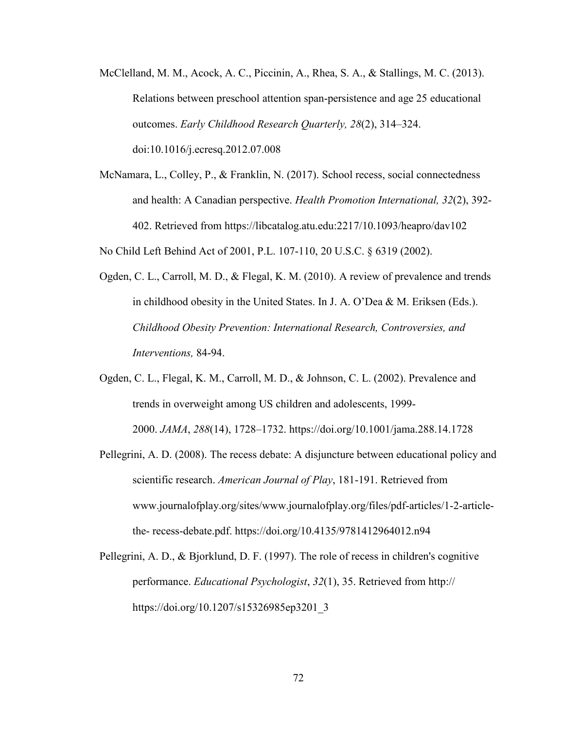McClelland, M. M., Acock, A. C., Piccinin, A., Rhea, S. A., & Stallings, M. C. (2013). Relations between preschool attention span-persistence and age 25 educational outcomes. *Early Childhood Research Quarterly, 28*(2), 314–324. doi:10.1016/j.ecresq.2012.07.008

McNamara, L., Colley, P., & Franklin, N. (2017). School recess, social connectedness and health: A Canadian perspective. *Health Promotion International, 32*(2), 392-402. Retrieved from https://libcatalog.atu.edu:2217/10.1093/heapro/dav102

No Child Left Behind Act of 2001, P.L. 107-110, 20 U.S.C. § 6319 (2002).

Ogden, C. L., Carroll, M. D., & Flegal, K. M. (2010). A review of prevalence and trends in childhood obesity in the United States. In J. A. O'Dea & M. Eriksen (Eds.). *Childhood Obesity Prevention: International Research, Controversies, and Interventions,* 84-94.

Ogden, C. L., Flegal, K. M., Carroll, M. D., & Johnson, C. L. (2002). Prevalence and trends in overweight among US children and adolescents, 1999-2000. *JAMA*, *288*(14), 1728–1732. https://doi.org/10.1001/jama.288.14.1728

Pellegrini, A. D. (2008). The recess debate: A disjuncture between educational policy and scientific research. *American Journal of Play*, 181-191. Retrieved from www.journalofplay.org/sites/www.journalofplay.org/files/pdf-articles/1-2-article-the- recess-debate.pdf. https://doi.org/10.4135/9781412964012.n94

Pellegrini, A. D., & Bjorklund, D. F. (1997). The role of recess in children's cognitive performance. *Educational Psychologist*, *32*(1), 35. Retrieved from http:// https://doi.org/10.1207/s15326985ep3201_3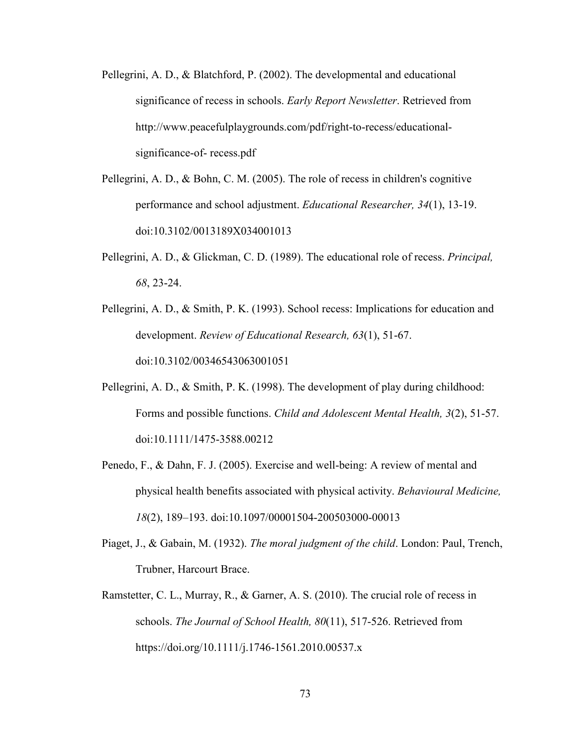Pellegrini, A. D., & Blatchford, P. (2002). The developmental and educational significance of recess in schools. *Early Report Newsletter*. Retrieved from http://www.peacefulplaygrounds.com/pdf/right-to-recess/educational-significance-of- recess.pdf

Pellegrini, A. D., & Bohn, C. M. (2005). The role of recess in children's cognitive performance and school adjustment. *Educational Researcher, 34*(1), 13-19. doi:10.3102/0013189X034001013

Pellegrini, A. D., & Glickman, C. D. (1989). The educational role of recess. *Principal, 68*, 23-24.

Pellegrini, A. D., & Smith, P. K. (1993). School recess: Implications for education and development. *Review of Educational Research, 63*(1), 51-67. doi:10.3102/00346543063001051

Pellegrini, A. D., & Smith, P. K. (1998). The development of play during childhood: Forms and possible functions. *Child and Adolescent Mental Health, 3*(2), 51-57. doi:10.1111/1475-3588.00212

Penedo, F., & Dahn, F. J. (2005). Exercise and well-being: A review of mental and physical health benefits associated with physical activity. *Behavioural Medicine, 18*(2), 189–193. doi:10.1097/00001504-200503000-00013

Piaget, J., & Gabain, M. (1932). *The moral judgment of the child*. London: Paul, Trench, Trubner, Harcourt Brace.

Ramstetter, C. L., Murray, R., & Garner, A. S. (2010). The crucial role of recess in schools. *The Journal of School Health, 80*(11), 517-526. Retrieved from https://doi.org/10.1111/j.1746-1561.2010.00537.x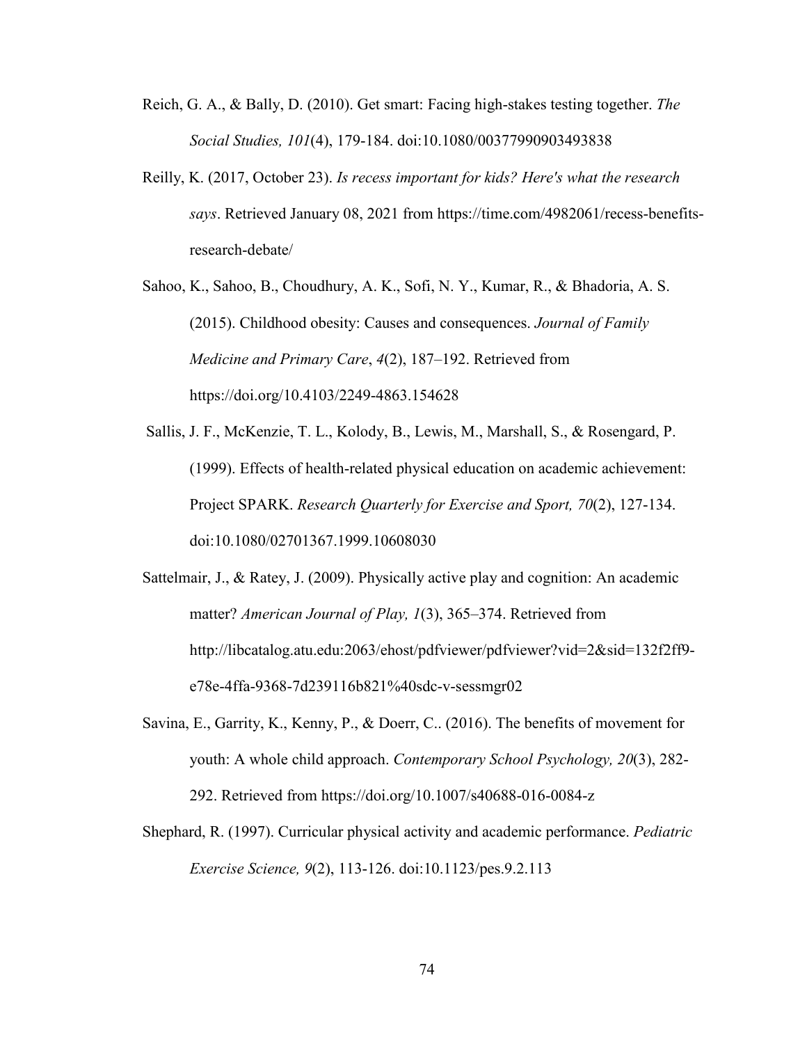Reich, G. A., & Bally, D. (2010). Get smart: Facing high-stakes testing together. *The Social Studies, 101*(4), 179-184. doi:10.1080/00377990903493838

Reilly, K. (2017, October 23). *Is recess important for kids? Here's what the research says*. Retrieved January 08, 2021 from https://time.com/4982061/recess-benefits-research-debate/

Sahoo, K., Sahoo, B., Choudhury, A. K., Sofi, N. Y., Kumar, R., & Bhadoria, A. S. (2015). Childhood obesity: Causes and consequences. *Journal of Family Medicine and Primary Care*, *4*(2), 187–192. Retrieved from https://doi.org/10.4103/2249-4863.154628

Sallis, J. F., McKenzie, T. L., Kolody, B., Lewis, M., Marshall, S., & Rosengard, P. (1999). Effects of health-related physical education on academic achievement: Project SPARK. *Research Quarterly for Exercise and Sport, 70*(2), 127-134. doi:10.1080/02701367.1999.10608030

Sattelmair, J., & Ratey, J. (2009). Physically active play and cognition: An academic matter? *American Journal of Play, 1*(3), 365–374. Retrieved from http://libcatalog.atu.edu:2063/ehost/pdfviewer/pdfviewer?vid=2&sid=132f2ff9-e78e-4ffa-9368-7d239116b821%40sdc-v-sessmgr02

Savina, E., Garrity, K., Kenny, P., & Doerr, C.. (2016). The benefits of movement for youth: A whole child approach. *Contemporary School Psychology, 20*(3), 282-292. Retrieved from https://doi.org/10.1007/s40688-016-0084-z

Shephard, R. (1997). Curricular physical activity and academic performance. *Pediatric Exercise Science, 9*(2), 113-126. doi:10.1123/pes.9.2.113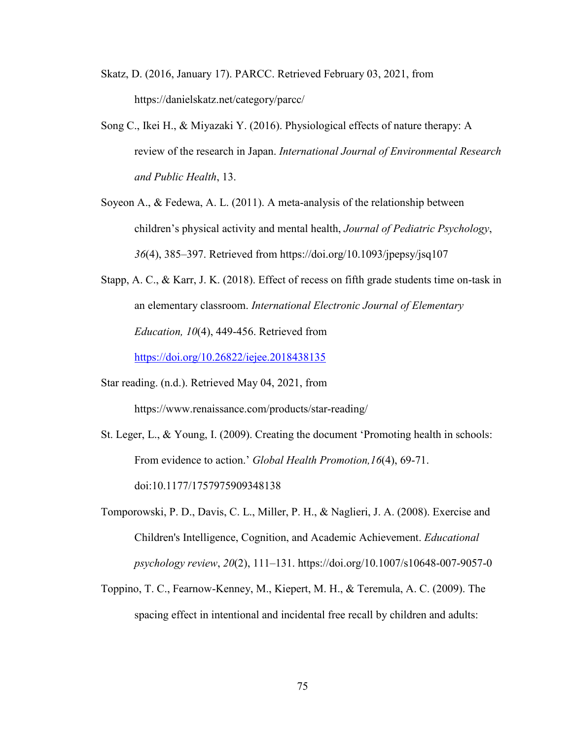Skatz, D. (2016, January 17). PARCC. Retrieved February 03, 2021, from https://danielskatz.net/category/parcc/

Song C., Ikei H., & Miyazaki Y. (2016). Physiological effects of nature therapy: A review of the research in Japan. *International Journal of Environmental Research and Public Health*, 13.

Soyeon A., & Fedewa, A. L. (2011). A meta-analysis of the relationship between children's physical activity and mental health, *Journal of Pediatric Psychology*, *36*(4), 385–397. Retrieved from https://doi.org/10.1093/jpepsy/jsq107

Stapp, A. C., & Karr, J. K. (2018). Effect of recess on fifth grade students time on-task in an elementary classroom. *International Electronic Journal of Elementary Education, 10*(4), 449-456. Retrieved from https://doi.org/10.26822/iejee.2018438135

Star reading. (n.d.). Retrieved May 04, 2021, from https://www.renaissance.com/products/star-reading/

St. Leger, L., & Young, I. (2009). Creating the document 'Promoting health in schools: From evidence to action.' *Global Health Promotion,16*(4), 69-71. doi:10.1177/1757975909348138

Tomporowski, P. D., Davis, C. L., Miller, P. H., & Naglieri, J. A. (2008). Exercise and Children's Intelligence, Cognition, and Academic Achievement. *Educational psychology review*, *20*(2), 111–131. https://doi.org/10.1007/s10648-007-9057-0

Toppino, T. C., Fearnow-Kenney, M., Kiepert, M. H., & Teremula, A. C. (2009). The spacing effect in intentional and incidental free recall by children and adults: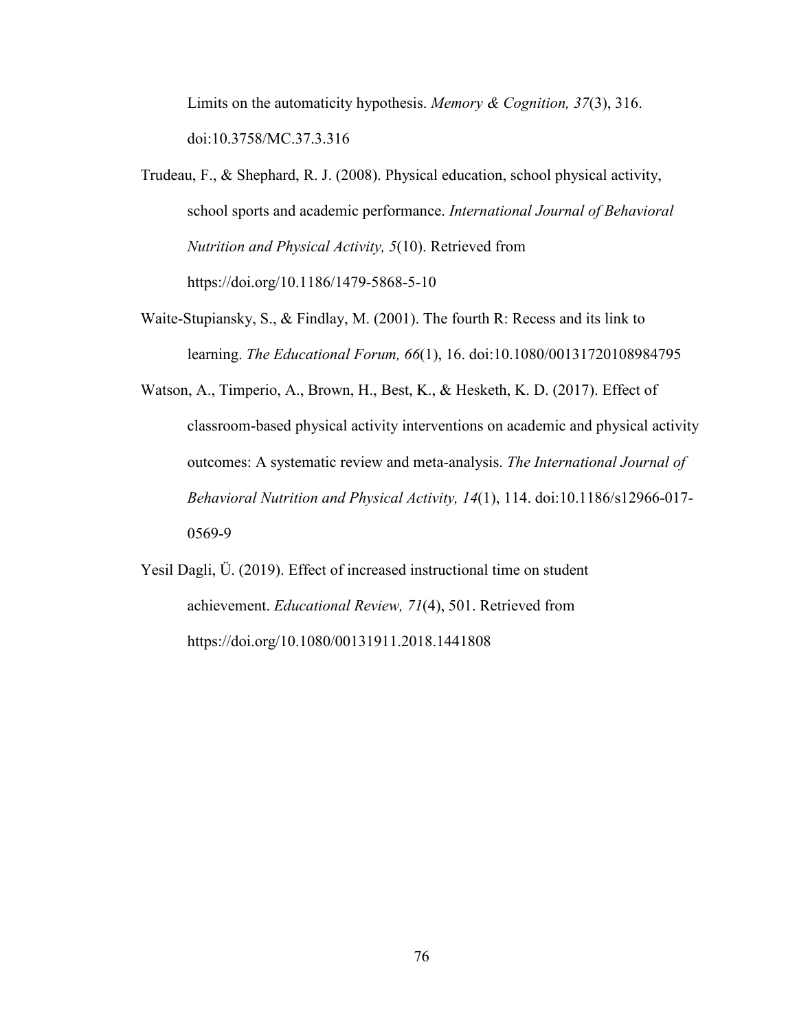Limits on the automaticity hypothesis. *Memory & Cognition, 37*(3), 316. doi:10.3758/MC.37.3.316

Trudeau, F., & Shephard, R. J. (2008). Physical education, school physical activity, school sports and academic performance. *International Journal of Behavioral Nutrition and Physical Activity, 5*(10). Retrieved from https://doi.org/10.1186/1479-5868-5-10

Waite-Stupiansky, S., & Findlay, M. (2001). The fourth R: Recess and its link to learning. *The Educational Forum, 66*(1), 16. doi:10.1080/00131720108984795

Watson, A., Timperio, A., Brown, H., Best, K., & Hesketh, K. D. (2017). Effect of classroom-based physical activity interventions on academic and physical activity outcomes: A systematic review and meta-analysis. *The International Journal of Behavioral Nutrition and Physical Activity, 14*(1), 114. doi:10.1186/s12966-017-0569-9

Yesil Dagli, Ü. (2019). Effect of increased instructional time on student achievement. *Educational Review, 71*(4), 501. Retrieved from https://doi.org/10.1080/00131911.2018.1441808